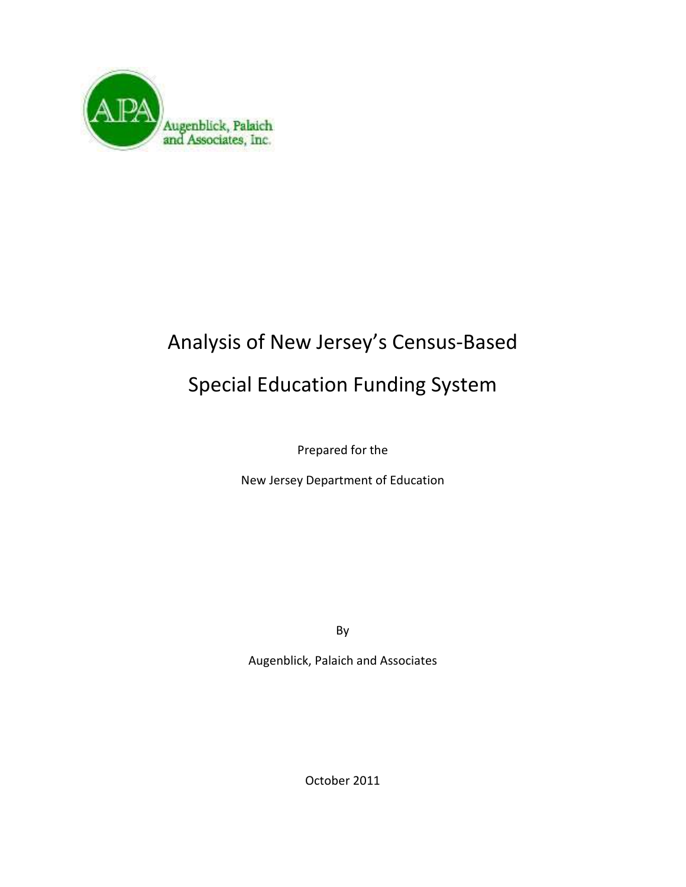APA

Augenblick, Palaich and Associates, Inc.

# Analysis of New Jersey's Census-Based Special Education Funding System

Prepared for the

New Jersey Department of Education

By

Augenblick, Palaich and Associates

October 2011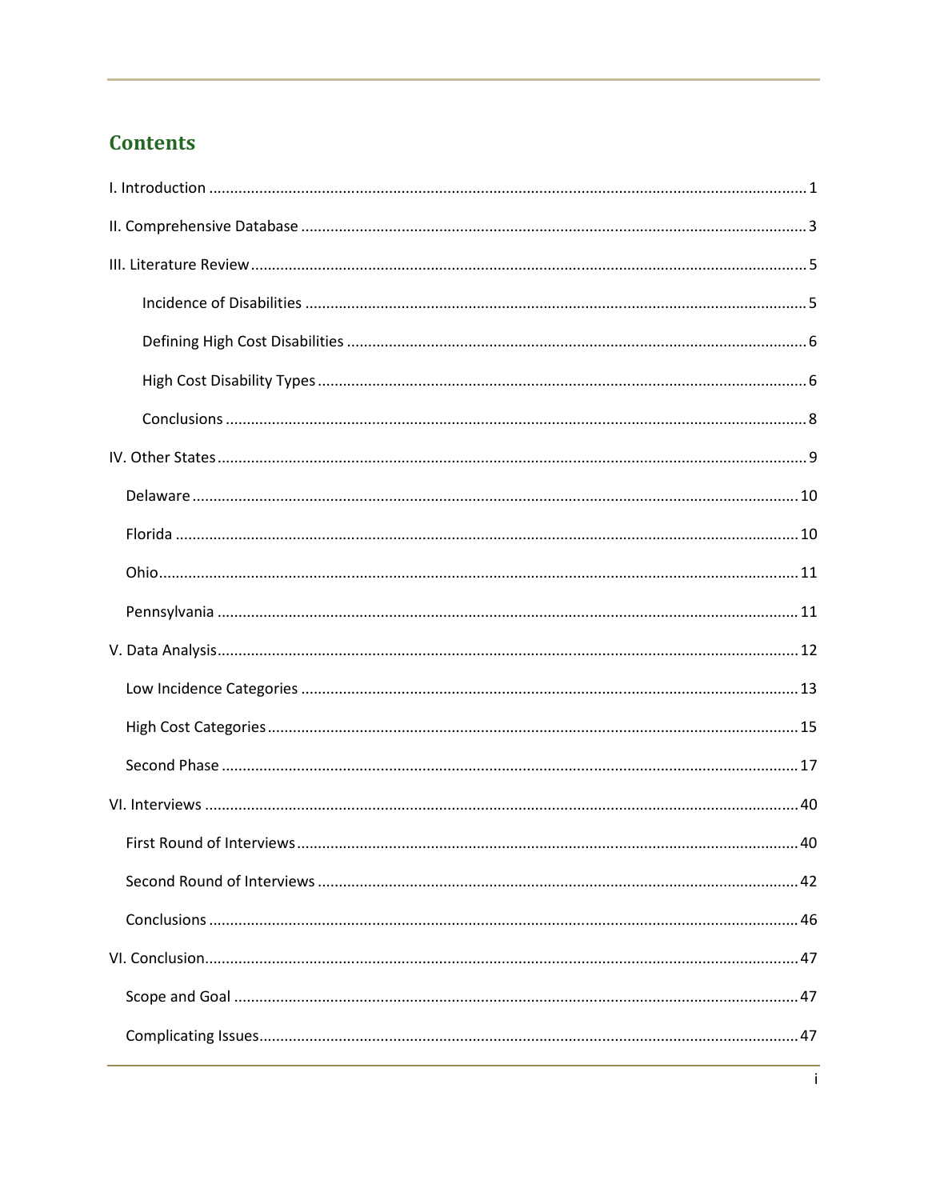## Contents

I. Introduction ........................................................................................................................................ 1

II. Comprehensive Database ...................................................................................................................... 3

III. Literature Review.................................................................................................................................. 5

- Incidence of Disabilities ..................................................................................................................... 5
- Defining High Cost Disabilities ............................................................................................................ 6
- High Cost Disability Types.................................................................................................................. 6
- Conclusions ........................................................................................................................................ 8

IV. Other States........................................................................................................................................... 9

- Delaware.............................................................................................................................................. 10
- Florida ................................................................................................................................................. 10
- Ohio..................................................................................................................................................... 11
- Pennsylvania ....................................................................................................................................... 11

V. Data Analysis.......................................................................................................................................... 12

- Low Incidence Categories ................................................................................................................... 13
- High Cost Categories........................................................................................................................... 15
- Second Phase ...................................................................................................................................... 17

VI. Interviews ............................................................................................................................................. 40

- First Round of Interviews.................................................................................................................... 40
- Second Round of Interviews ............................................................................................................... 42
- Conclusions ......................................................................................................................................... 46

VI. Conclusion............................................................................................................................................. 47

- Scope and Goal ................................................................................................................................... 47
- Complicating Issues.............................................................................................................................. 47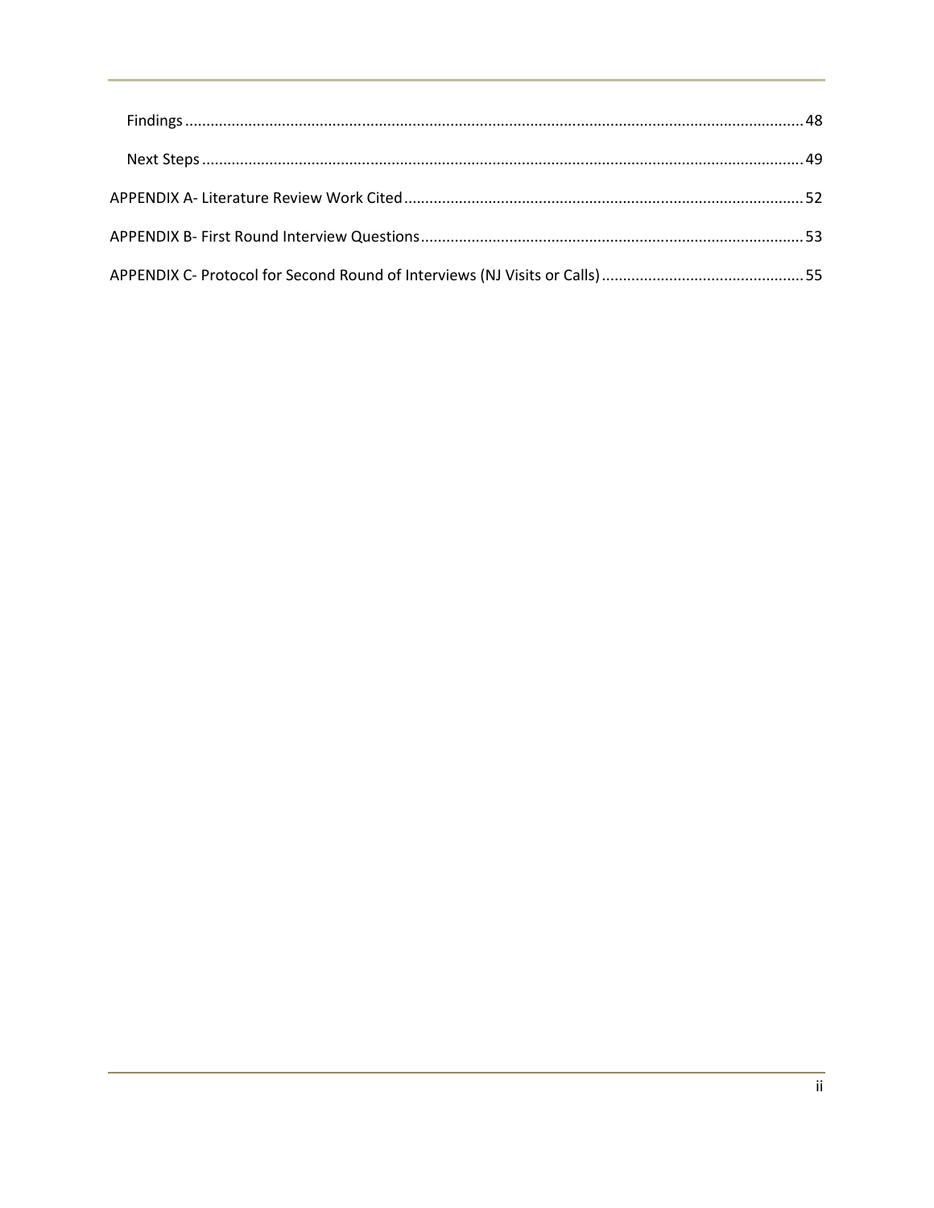Findings ........ 48

Next Steps ........ 49

APPENDIX A- Literature Review Work Cited ........ 52

APPENDIX B- First Round Interview Questions ........ 53

APPENDIX C- Protocol for Second Round of Interviews (NJ Visits or Calls) ........ 55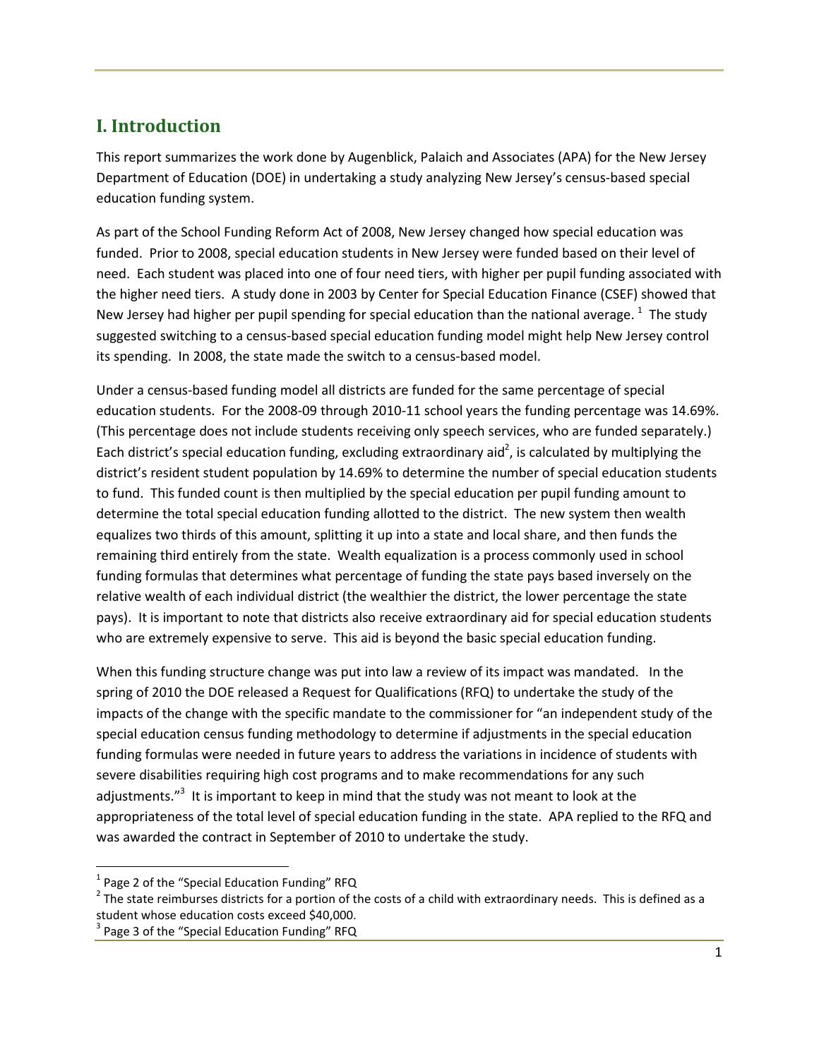## I. Introduction

This report summarizes the work done by Augenblick, Palaich and Associates (APA) for the New Jersey Department of Education (DOE) in undertaking a study analyzing New Jersey's census-based special education funding system.

As part of the School Funding Reform Act of 2008, New Jersey changed how special education was funded. Prior to 2008, special education students in New Jersey were funded based on their level of need. Each student was placed into one of four need tiers, with higher per pupil funding associated with the higher need tiers. A study done in 2003 by Center for Special Education Finance (CSEF) showed that New Jersey had higher per pupil spending for special education than the national average. [1] The study suggested switching to a census-based special education funding model might help New Jersey control its spending. In 2008, the state made the switch to a census-based model.

Under a census-based funding model all districts are funded for the same percentage of special education students. For the 2008-09 through 2010-11 school years the funding percentage was 14.69%. (This percentage does not include students receiving only speech services, who are funded separately.) Each district's special education funding, excluding extraordinary aid[2], is calculated by multiplying the district's resident student population by 14.69% to determine the number of special education students to fund. This funded count is then multiplied by the special education per pupil funding amount to determine the total special education funding allotted to the district. The new system then wealth equalizes two thirds of this amount, splitting it up into a state and local share, and then funds the remaining third entirely from the state. Wealth equalization is a process commonly used in school funding formulas that determines what percentage of funding the state pays based inversely on the relative wealth of each individual district (the wealthier the district, the lower percentage the state pays). It is important to note that districts also receive extraordinary aid for special education students who are extremely expensive to serve. This aid is beyond the basic special education funding.

When this funding structure change was put into law a review of its impact was mandated. In the spring of 2010 the DOE released a Request for Qualifications (RFQ) to undertake the study of the impacts of the change with the specific mandate to the commissioner for "an independent study of the special education census funding methodology to determine if adjustments in the special education funding formulas were needed in future years to address the variations in incidence of students with severe disabilities requiring high cost programs and to make recommendations for any such adjustments."[3] It is important to keep in mind that the study was not meant to look at the appropriateness of the total level of special education funding in the state. APA replied to the RFQ and was awarded the contract in September of 2010 to undertake the study.

---

[1] Page 2 of the "Special Education Funding" RFQ

[2] The state reimburses districts for a portion of the costs of a child with extraordinary needs. This is defined as a student whose education costs exceed $40,000.

[3] Page 3 of the "Special Education Funding" RFQ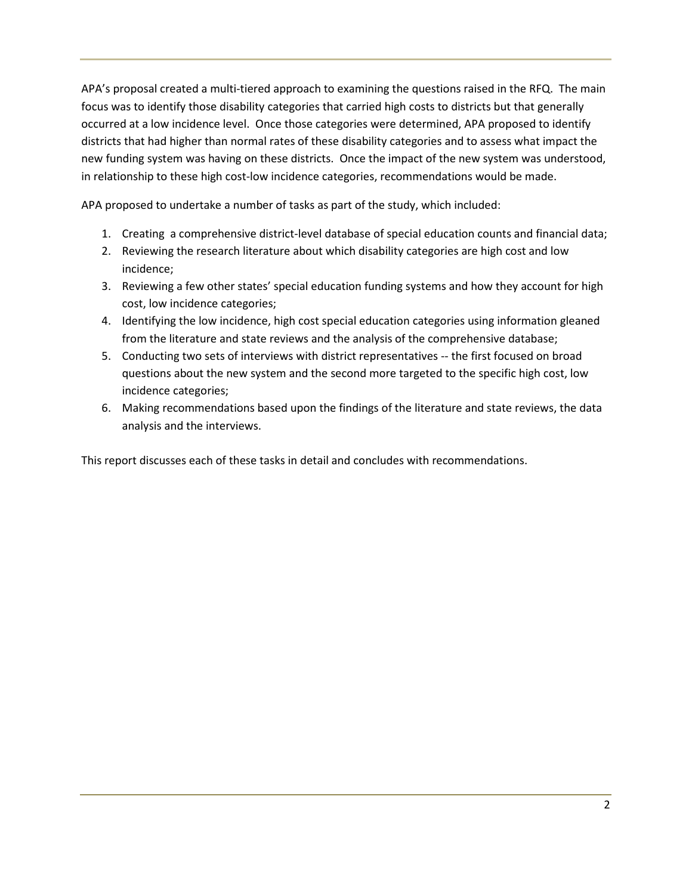APA's proposal created a multi-tiered approach to examining the questions raised in the RFQ. The main focus was to identify those disability categories that carried high costs to districts but that generally occurred at a low incidence level. Once those categories were determined, APA proposed to identify districts that had higher than normal rates of these disability categories and to assess what impact the new funding system was having on these districts. Once the impact of the new system was understood, in relationship to these high cost-low incidence categories, recommendations would be made.

APA proposed to undertake a number of tasks as part of the study, which included:

1. Creating a comprehensive district-level database of special education counts and financial data;
2. Reviewing the research literature about which disability categories are high cost and low incidence;
3. Reviewing a few other states' special education funding systems and how they account for high cost, low incidence categories;
4. Identifying the low incidence, high cost special education categories using information gleaned from the literature and state reviews and the analysis of the comprehensive database;
5. Conducting two sets of interviews with district representatives -- the first focused on broad questions about the new system and the second more targeted to the specific high cost, low incidence categories;
6. Making recommendations based upon the findings of the literature and state reviews, the data analysis and the interviews.

This report discusses each of these tasks in detail and concludes with recommendations.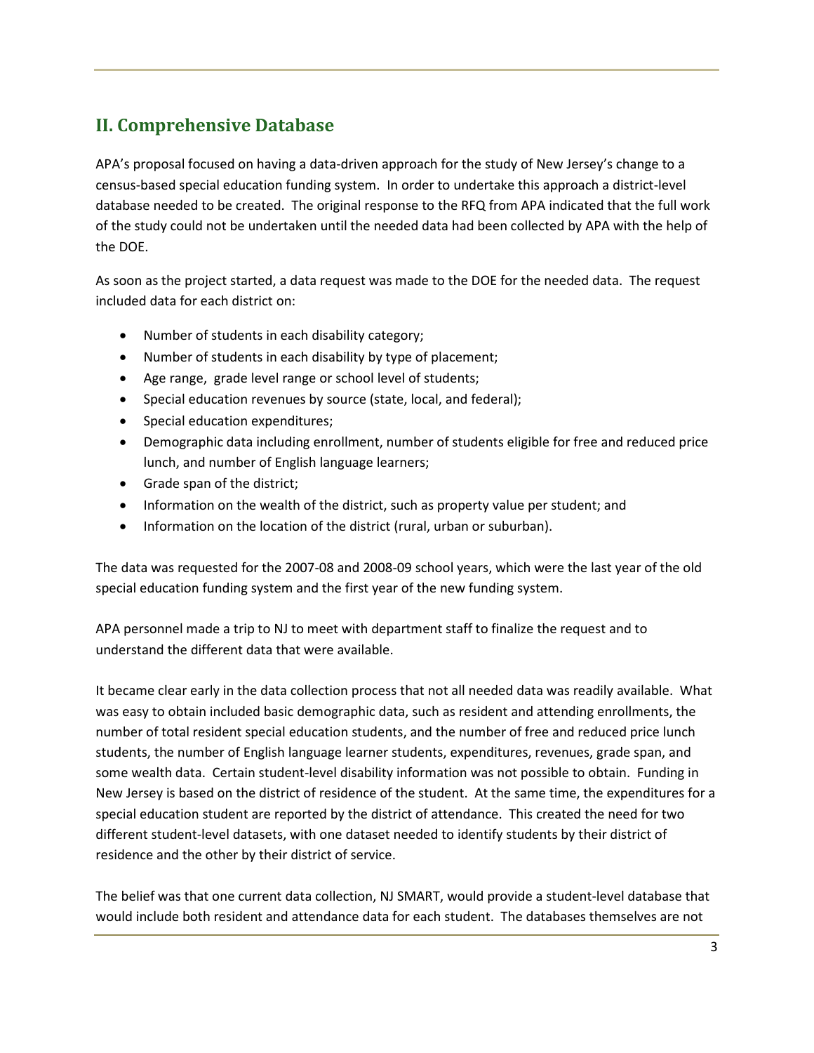## II. Comprehensive Database

APA's proposal focused on having a data-driven approach for the study of New Jersey's change to a census-based special education funding system. In order to undertake this approach a district-level database needed to be created. The original response to the RFQ from APA indicated that the full work of the study could not be undertaken until the needed data had been collected by APA with the help of the DOE.

As soon as the project started, a data request was made to the DOE for the needed data. The request included data for each district on:

- Number of students in each disability category;
- Number of students in each disability by type of placement;
- Age range, grade level range or school level of students;
- Special education revenues by source (state, local, and federal);
- Special education expenditures;
- Demographic data including enrollment, number of students eligible for free and reduced price lunch, and number of English language learners;
- Grade span of the district;
- Information on the wealth of the district, such as property value per student; and
- Information on the location of the district (rural, urban or suburban).

The data was requested for the 2007-08 and 2008-09 school years, which were the last year of the old special education funding system and the first year of the new funding system.

APA personnel made a trip to NJ to meet with department staff to finalize the request and to understand the different data that were available.

It became clear early in the data collection process that not all needed data was readily available. What was easy to obtain included basic demographic data, such as resident and attending enrollments, the number of total resident special education students, and the number of free and reduced price lunch students, the number of English language learner students, expenditures, revenues, grade span, and some wealth data. Certain student-level disability information was not possible to obtain. Funding in New Jersey is based on the district of residence of the student. At the same time, the expenditures for a special education student are reported by the district of attendance. This created the need for two different student-level datasets, with one dataset needed to identify students by their district of residence and the other by their district of service.

The belief was that one current data collection, NJ SMART, would provide a student-level database that would include both resident and attendance data for each student. The databases themselves are not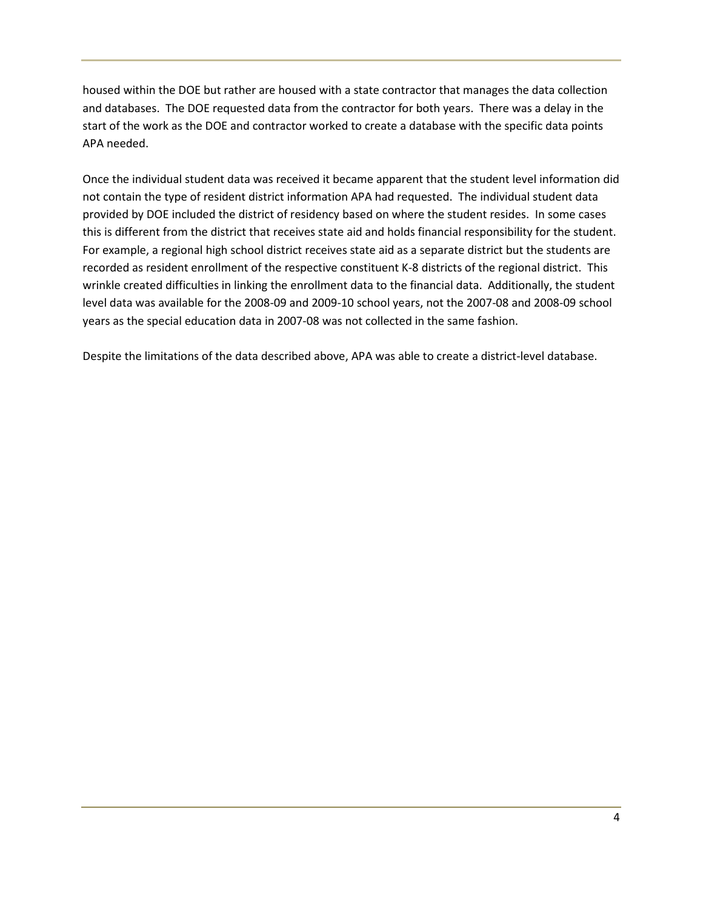housed within the DOE but rather are housed with a state contractor that manages the data collection and databases. The DOE requested data from the contractor for both years. There was a delay in the start of the work as the DOE and contractor worked to create a database with the specific data points APA needed.

Once the individual student data was received it became apparent that the student level information did not contain the type of resident district information APA had requested. The individual student data provided by DOE included the district of residency based on where the student resides. In some cases this is different from the district that receives state aid and holds financial responsibility for the student. For example, a regional high school district receives state aid as a separate district but the students are recorded as resident enrollment of the respective constituent K-8 districts of the regional district. This wrinkle created difficulties in linking the enrollment data to the financial data. Additionally, the student level data was available for the 2008-09 and 2009-10 school years, not the 2007-08 and 2008-09 school years as the special education data in 2007-08 was not collected in the same fashion.

Despite the limitations of the data described above, APA was able to create a district-level database.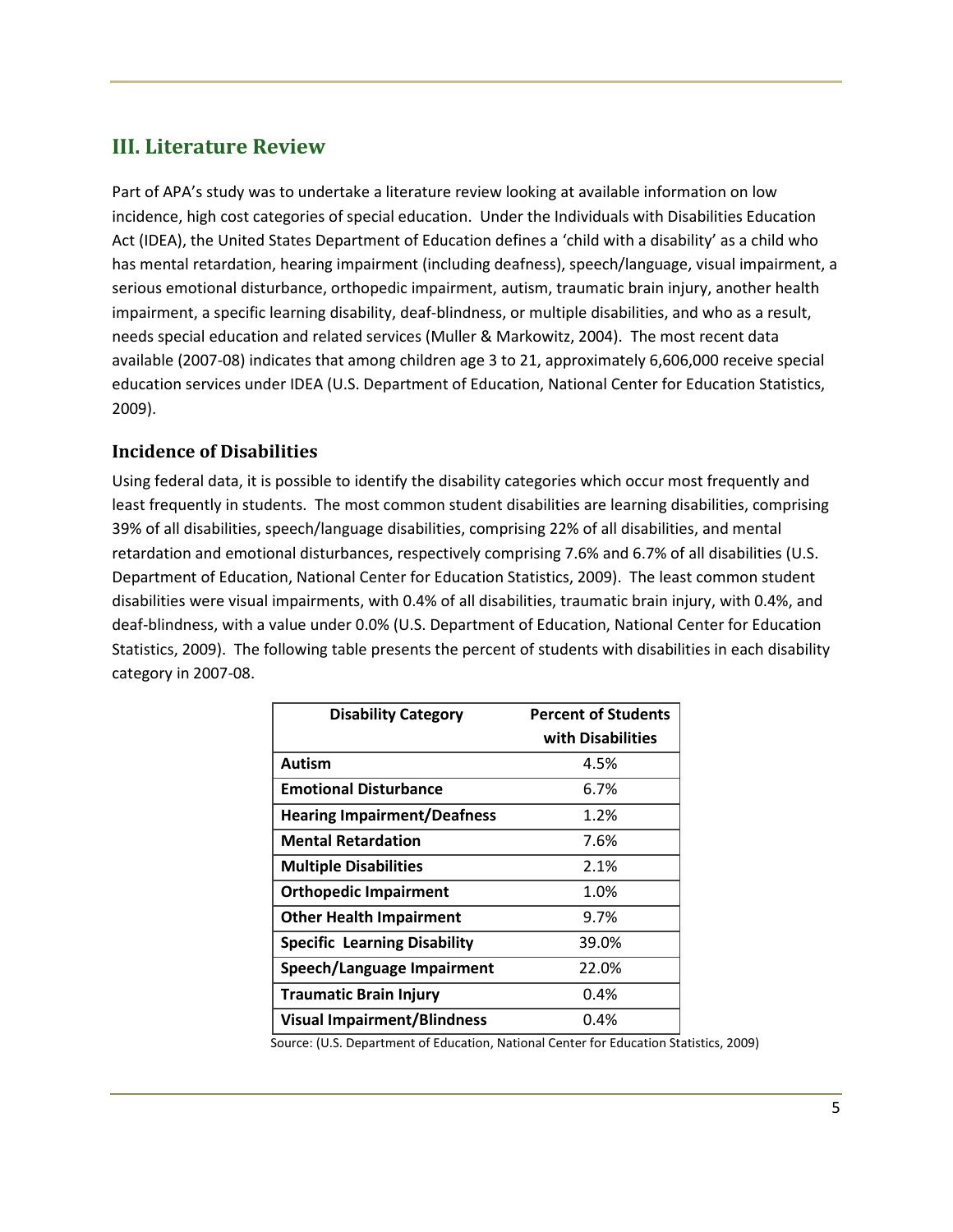## III. Literature Review

Part of APA's study was to undertake a literature review looking at available information on low incidence, high cost categories of special education. Under the Individuals with Disabilities Education Act (IDEA), the United States Department of Education defines a 'child with a disability' as a child who has mental retardation, hearing impairment (including deafness), speech/language, visual impairment, a serious emotional disturbance, orthopedic impairment, autism, traumatic brain injury, another health impairment, a specific learning disability, deaf-blindness, or multiple disabilities, and who as a result, needs special education and related services (Muller & Markowitz, 2004). The most recent data available (2007-08) indicates that among children age 3 to 21, approximately 6,606,000 receive special education services under IDEA (U.S. Department of Education, National Center for Education Statistics, 2009).

### Incidence of Disabilities

Using federal data, it is possible to identify the disability categories which occur most frequently and least frequently in students. The most common student disabilities are learning disabilities, comprising 39% of all disabilities, speech/language disabilities, comprising 22% of all disabilities, and mental retardation and emotional disturbances, respectively comprising 7.6% and 6.7% of all disabilities (U.S. Department of Education, National Center for Education Statistics, 2009). The least common student disabilities were visual impairments, with 0.4% of all disabilities, traumatic brain injury, with 0.4%, and deaf-blindness, with a value under 0.0% (U.S. Department of Education, National Center for Education Statistics, 2009). The following table presents the percent of students with disabilities in each disability category in 2007-08.

| Disability Category | Percent of Students with Disabilities |
|---|---|
| **Autism** | 4.5% |
| **Emotional Disturbance** | 6.7% |
| **Hearing Impairment/Deafness** | 1.2% |
| **Mental Retardation** | 7.6% |
| **Multiple Disabilities** | 2.1% |
| **Orthopedic Impairment** | 1.0% |
| **Other Health Impairment** | 9.7% |
| **Specific Learning Disability** | 39.0% |
| **Speech/Language Impairment** | 22.0% |
| **Traumatic Brain Injury** | 0.4% |
| **Visual Impairment/Blindness** | 0.4% |

Source: (U.S. Department of Education, National Center for Education Statistics, 2009)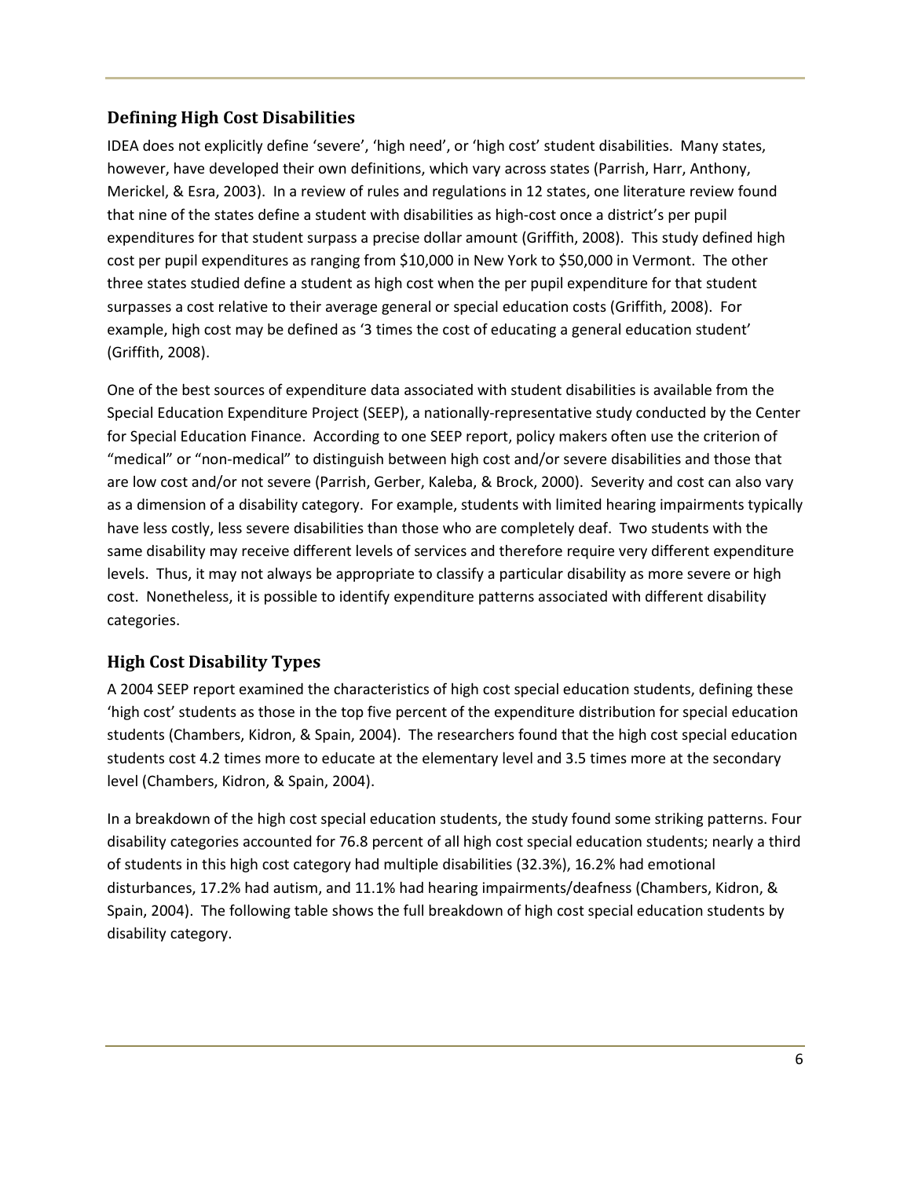## Defining High Cost Disabilities

IDEA does not explicitly define 'severe', 'high need', or 'high cost' student disabilities. Many states, however, have developed their own definitions, which vary across states (Parrish, Harr, Anthony, Merickel, & Esra, 2003). In a review of rules and regulations in 12 states, one literature review found that nine of the states define a student with disabilities as high-cost once a district's per pupil expenditures for that student surpass a precise dollar amount (Griffith, 2008). This study defined high cost per pupil expenditures as ranging from $10,000 in New York to $50,000 in Vermont. The other three states studied define a student as high cost when the per pupil expenditure for that student surpasses a cost relative to their average general or special education costs (Griffith, 2008). For example, high cost may be defined as '3 times the cost of educating a general education student' (Griffith, 2008).

One of the best sources of expenditure data associated with student disabilities is available from the Special Education Expenditure Project (SEEP), a nationally-representative study conducted by the Center for Special Education Finance. According to one SEEP report, policy makers often use the criterion of "medical" or "non-medical" to distinguish between high cost and/or severe disabilities and those that are low cost and/or not severe (Parrish, Gerber, Kaleba, & Brock, 2000). Severity and cost can also vary as a dimension of a disability category. For example, students with limited hearing impairments typically have less costly, less severe disabilities than those who are completely deaf. Two students with the same disability may receive different levels of services and therefore require very different expenditure levels. Thus, it may not always be appropriate to classify a particular disability as more severe or high cost. Nonetheless, it is possible to identify expenditure patterns associated with different disability categories.

## High Cost Disability Types

A 2004 SEEP report examined the characteristics of high cost special education students, defining these 'high cost' students as those in the top five percent of the expenditure distribution for special education students (Chambers, Kidron, & Spain, 2004). The researchers found that the high cost special education students cost 4.2 times more to educate at the elementary level and 3.5 times more at the secondary level (Chambers, Kidron, & Spain, 2004).

In a breakdown of the high cost special education students, the study found some striking patterns. Four disability categories accounted for 76.8 percent of all high cost special education students; nearly a third of students in this high cost category had multiple disabilities (32.3%), 16.2% had emotional disturbances, 17.2% had autism, and 11.1% had hearing impairments/deafness (Chambers, Kidron, & Spain, 2004). The following table shows the full breakdown of high cost special education students by disability category.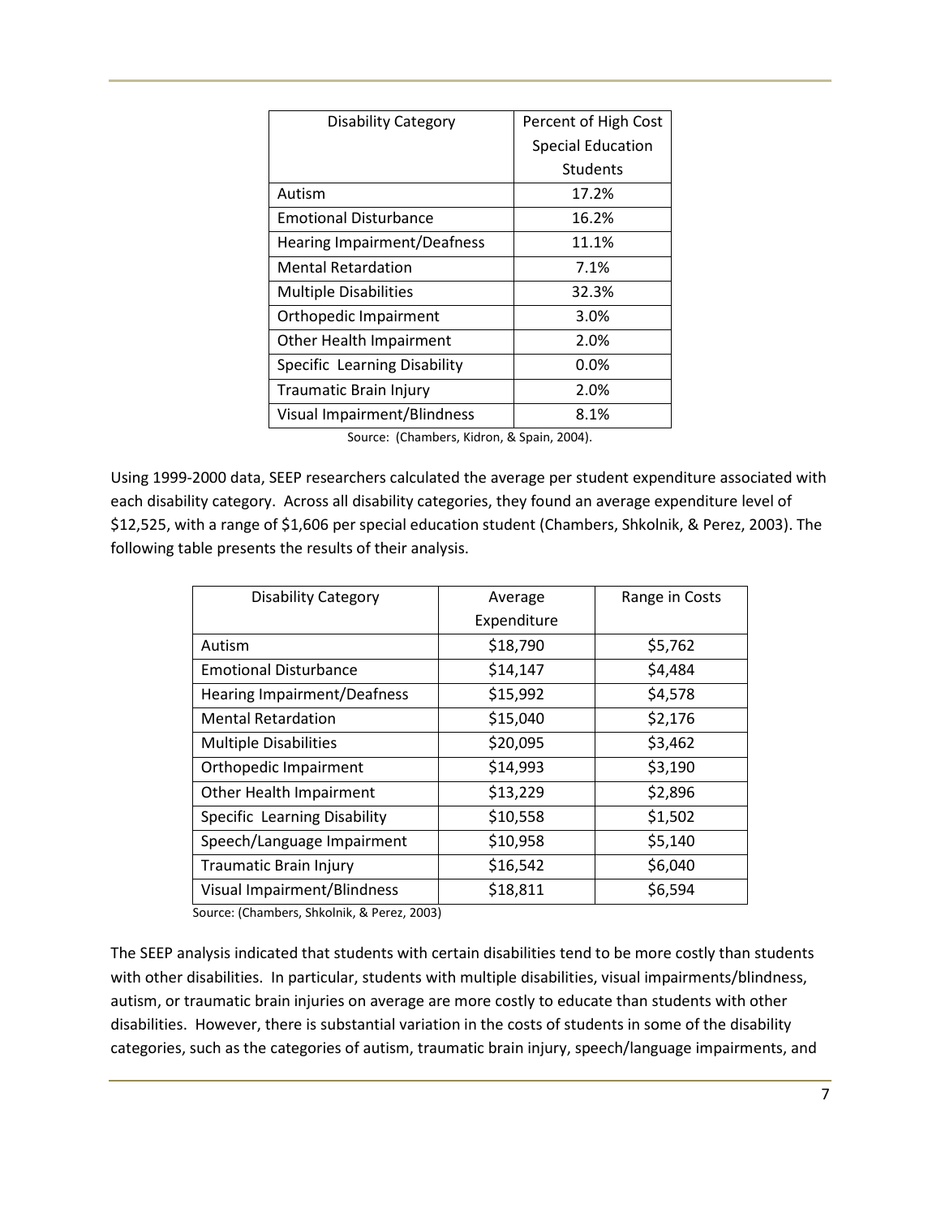| Disability Category | Percent of High Cost Special Education Students |
|---|---|
| Autism | 17.2% |
| Emotional Disturbance | 16.2% |
| Hearing Impairment/Deafness | 11.1% |
| Mental Retardation | 7.1% |
| Multiple Disabilities | 32.3% |
| Orthopedic Impairment | 3.0% |
| Other Health Impairment | 2.0% |
| Specific Learning Disability | 0.0% |
| Traumatic Brain Injury | 2.0% |
| Visual Impairment/Blindness | 8.1% |

Source: (Chambers, Kidron, & Spain, 2004).

Using 1999-2000 data, SEEP researchers calculated the average per student expenditure associated with each disability category. Across all disability categories, they found an average expenditure level of $12,525, with a range of $1,606 per special education student (Chambers, Shkolnik, & Perez, 2003). The following table presents the results of their analysis.

| Disability Category | Average Expenditure | Range in Costs |
|---|---|---|
| Autism | $18,790 | $5,762 |
| Emotional Disturbance | $14,147 | $4,484 |
| Hearing Impairment/Deafness | $15,992 | $4,578 |
| Mental Retardation | $15,040 | $2,176 |
| Multiple Disabilities | $20,095 | $3,462 |
| Orthopedic Impairment | $14,993 | $3,190 |
| Other Health Impairment | $13,229 | $2,896 |
| Specific Learning Disability | $10,558 | $1,502 |
| Speech/Language Impairment | $10,958 | $5,140 |
| Traumatic Brain Injury | $16,542 | $6,040 |
| Visual Impairment/Blindness | $18,811 | $6,594 |

Source: (Chambers, Shkolnik, & Perez, 2003)

The SEEP analysis indicated that students with certain disabilities tend to be more costly than students with other disabilities. In particular, students with multiple disabilities, visual impairments/blindness, autism, or traumatic brain injuries on average are more costly to educate than students with other disabilities. However, there is substantial variation in the costs of students in some of the disability categories, such as the categories of autism, traumatic brain injury, speech/language impairments, and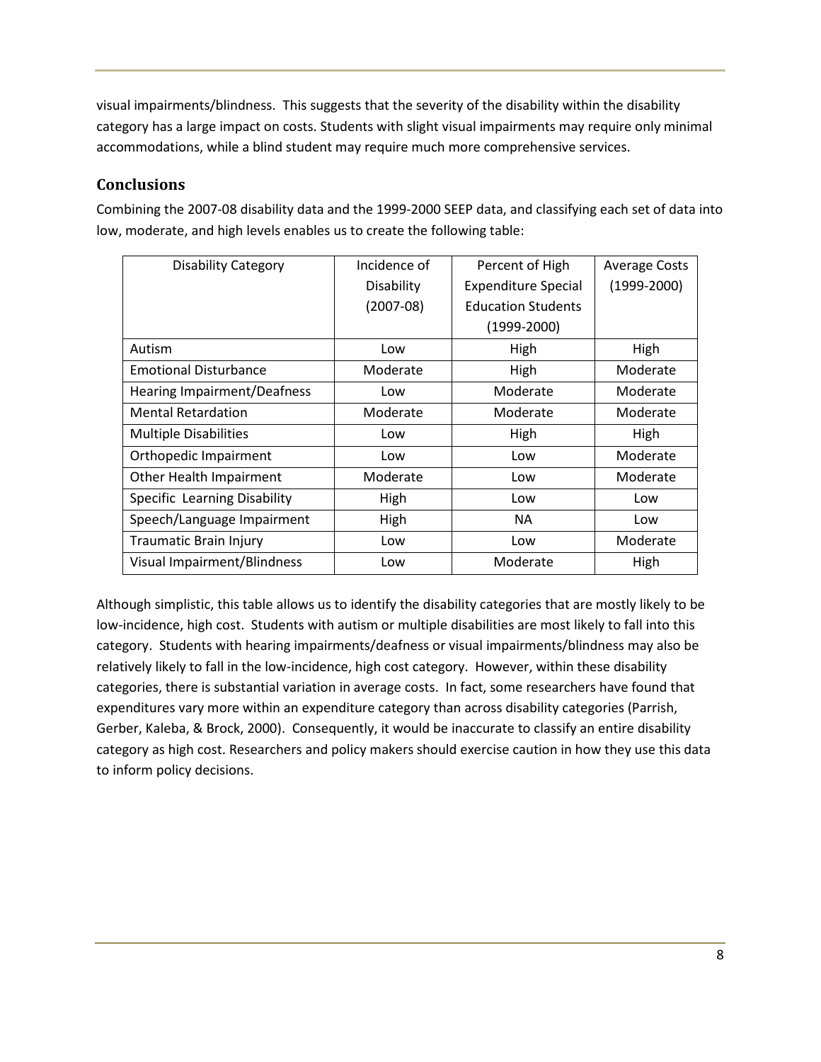visual impairments/blindness. This suggests that the severity of the disability within the disability category has a large impact on costs. Students with slight visual impairments may require only minimal accommodations, while a blind student may require much more comprehensive services.

## Conclusions

Combining the 2007-08 disability data and the 1999-2000 SEEP data, and classifying each set of data into low, moderate, and high levels enables us to create the following table:

| Disability Category | Incidence of Disability (2007-08) | Percent of High Expenditure Special Education Students (1999-2000) | Average Costs (1999-2000) |
|---|---|---|---|
| Autism | Low | High | High |
| Emotional Disturbance | Moderate | High | Moderate |
| Hearing Impairment/Deafness | Low | Moderate | Moderate |
| Mental Retardation | Moderate | Moderate | Moderate |
| Multiple Disabilities | Low | High | High |
| Orthopedic Impairment | Low | Low | Moderate |
| Other Health Impairment | Moderate | Low | Moderate |
| Specific Learning Disability | High | Low | Low |
| Speech/Language Impairment | High | NA | Low |
| Traumatic Brain Injury | Low | Low | Moderate |
| Visual Impairment/Blindness | Low | Moderate | High |

Although simplistic, this table allows us to identify the disability categories that are mostly likely to be low-incidence, high cost. Students with autism or multiple disabilities are most likely to fall into this category. Students with hearing impairments/deafness or visual impairments/blindness may also be relatively likely to fall in the low-incidence, high cost category. However, within these disability categories, there is substantial variation in average costs. In fact, some researchers have found that expenditures vary more within an expenditure category than across disability categories (Parrish, Gerber, Kaleba, & Brock, 2000). Consequently, it would be inaccurate to classify an entire disability category as high cost. Researchers and policy makers should exercise caution in how they use this data to inform policy decisions.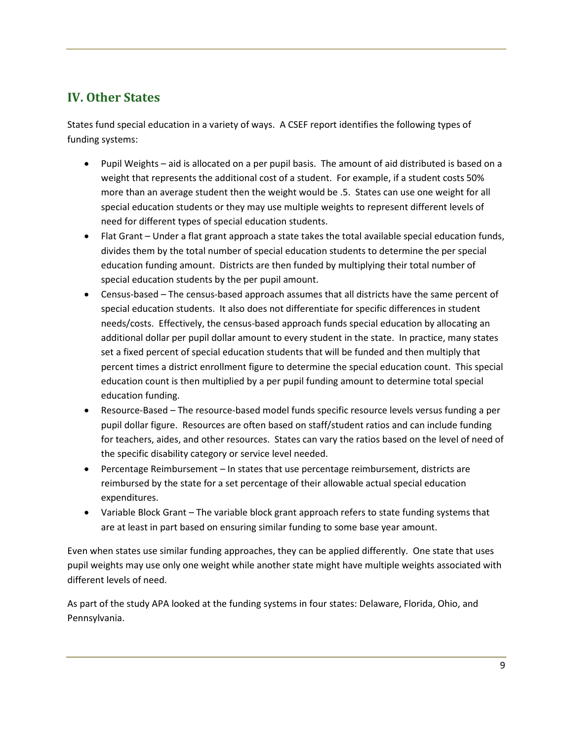## IV. Other States

States fund special education in a variety of ways. A CSEF report identifies the following types of funding systems:

- Pupil Weights – aid is allocated on a per pupil basis. The amount of aid distributed is based on a weight that represents the additional cost of a student. For example, if a student costs 50% more than an average student then the weight would be .5. States can use one weight for all special education students or they may use multiple weights to represent different levels of need for different types of special education students.
- Flat Grant – Under a flat grant approach a state takes the total available special education funds, divides them by the total number of special education students to determine the per special education funding amount. Districts are then funded by multiplying their total number of special education students by the per pupil amount.
- Census-based – The census-based approach assumes that all districts have the same percent of special education students. It also does not differentiate for specific differences in student needs/costs. Effectively, the census-based approach funds special education by allocating an additional dollar per pupil dollar amount to every student in the state. In practice, many states set a fixed percent of special education students that will be funded and then multiply that percent times a district enrollment figure to determine the special education count. This special education count is then multiplied by a per pupil funding amount to determine total special education funding.
- Resource-Based – The resource-based model funds specific resource levels versus funding a per pupil dollar figure. Resources are often based on staff/student ratios and can include funding for teachers, aides, and other resources. States can vary the ratios based on the level of need of the specific disability category or service level needed.
- Percentage Reimbursement – In states that use percentage reimbursement, districts are reimbursed by the state for a set percentage of their allowable actual special education expenditures.
- Variable Block Grant – The variable block grant approach refers to state funding systems that are at least in part based on ensuring similar funding to some base year amount.

Even when states use similar funding approaches, they can be applied differently. One state that uses pupil weights may use only one weight while another state might have multiple weights associated with different levels of need.

As part of the study APA looked at the funding systems in four states: Delaware, Florida, Ohio, and Pennsylvania.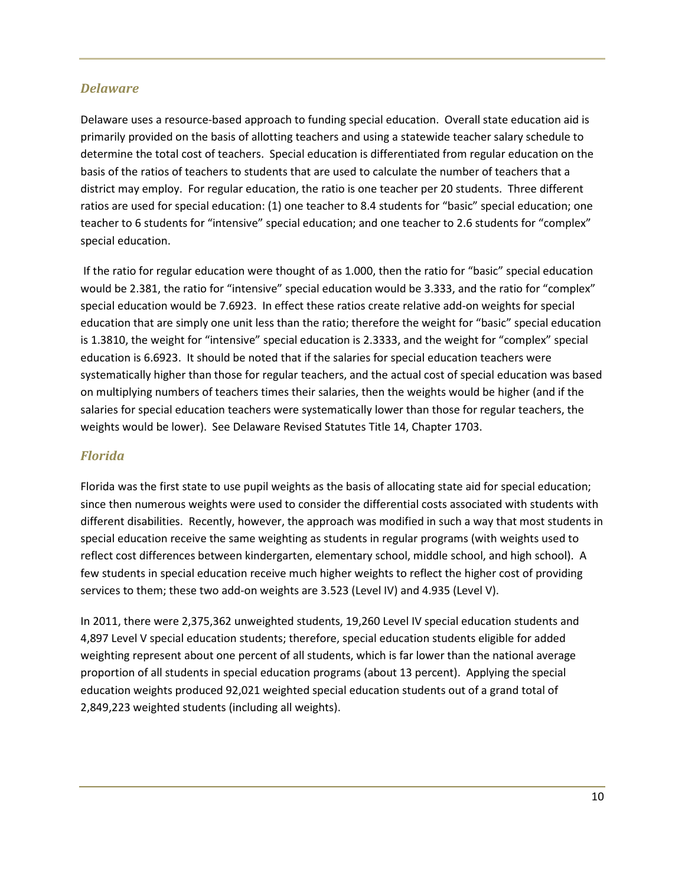## *Delaware*

Delaware uses a resource-based approach to funding special education. Overall state education aid is primarily provided on the basis of allotting teachers and using a statewide teacher salary schedule to determine the total cost of teachers. Special education is differentiated from regular education on the basis of the ratios of teachers to students that are used to calculate the number of teachers that a district may employ. For regular education, the ratio is one teacher per 20 students. Three different ratios are used for special education: (1) one teacher to 8.4 students for "basic" special education; one teacher to 6 students for "intensive" special education; and one teacher to 2.6 students for "complex" special education.

If the ratio for regular education were thought of as 1.000, then the ratio for "basic" special education would be 2.381, the ratio for "intensive" special education would be 3.333, and the ratio for "complex" special education would be 7.6923. In effect these ratios create relative add-on weights for special education that are simply one unit less than the ratio; therefore the weight for "basic" special education is 1.3810, the weight for "intensive" special education is 2.3333, and the weight for "complex" special education is 6.6923. It should be noted that if the salaries for special education teachers were systematically higher than those for regular teachers, and the actual cost of special education was based on multiplying numbers of teachers times their salaries, then the weights would be higher (and if the salaries for special education teachers were systematically lower than those for regular teachers, the weights would be lower). See Delaware Revised Statutes Title 14, Chapter 1703.

## *Florida*

Florida was the first state to use pupil weights as the basis of allocating state aid for special education; since then numerous weights were used to consider the differential costs associated with students with different disabilities. Recently, however, the approach was modified in such a way that most students in special education receive the same weighting as students in regular programs (with weights used to reflect cost differences between kindergarten, elementary school, middle school, and high school). A few students in special education receive much higher weights to reflect the higher cost of providing services to them; these two add-on weights are 3.523 (Level IV) and 4.935 (Level V).

In 2011, there were 2,375,362 unweighted students, 19,260 Level IV special education students and 4,897 Level V special education students; therefore, special education students eligible for added weighting represent about one percent of all students, which is far lower than the national average proportion of all students in special education programs (about 13 percent). Applying the special education weights produced 92,021 weighted special education students out of a grand total of 2,849,223 weighted students (including all weights).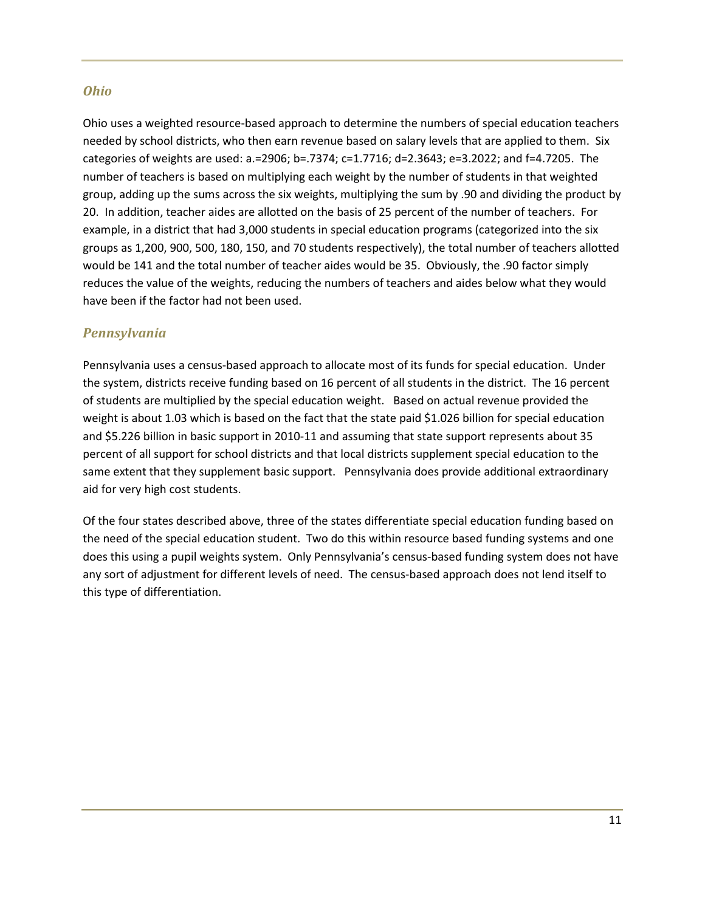### *Ohio*

Ohio uses a weighted resource-based approach to determine the numbers of special education teachers needed by school districts, who then earn revenue based on salary levels that are applied to them. Six categories of weights are used: a.=2906; b=.7374; c=1.7716; d=2.3643; e=3.2022; and f=4.7205. The number of teachers is based on multiplying each weight by the number of students in that weighted group, adding up the sums across the six weights, multiplying the sum by .90 and dividing the product by 20. In addition, teacher aides are allotted on the basis of 25 percent of the number of teachers. For example, in a district that had 3,000 students in special education programs (categorized into the six groups as 1,200, 900, 500, 180, 150, and 70 students respectively), the total number of teachers allotted would be 141 and the total number of teacher aides would be 35. Obviously, the .90 factor simply reduces the value of the weights, reducing the numbers of teachers and aides below what they would have been if the factor had not been used.

### *Pennsylvania*

Pennsylvania uses a census-based approach to allocate most of its funds for special education. Under the system, districts receive funding based on 16 percent of all students in the district. The 16 percent of students are multiplied by the special education weight. Based on actual revenue provided the weight is about 1.03 which is based on the fact that the state paid $1.026 billion for special education and $5.226 billion in basic support in 2010-11 and assuming that state support represents about 35 percent of all support for school districts and that local districts supplement special education to the same extent that they supplement basic support. Pennsylvania does provide additional extraordinary aid for very high cost students.

Of the four states described above, three of the states differentiate special education funding based on the need of the special education student. Two do this within resource based funding systems and one does this using a pupil weights system. Only Pennsylvania's census-based funding system does not have any sort of adjustment for different levels of need. The census-based approach does not lend itself to this type of differentiation.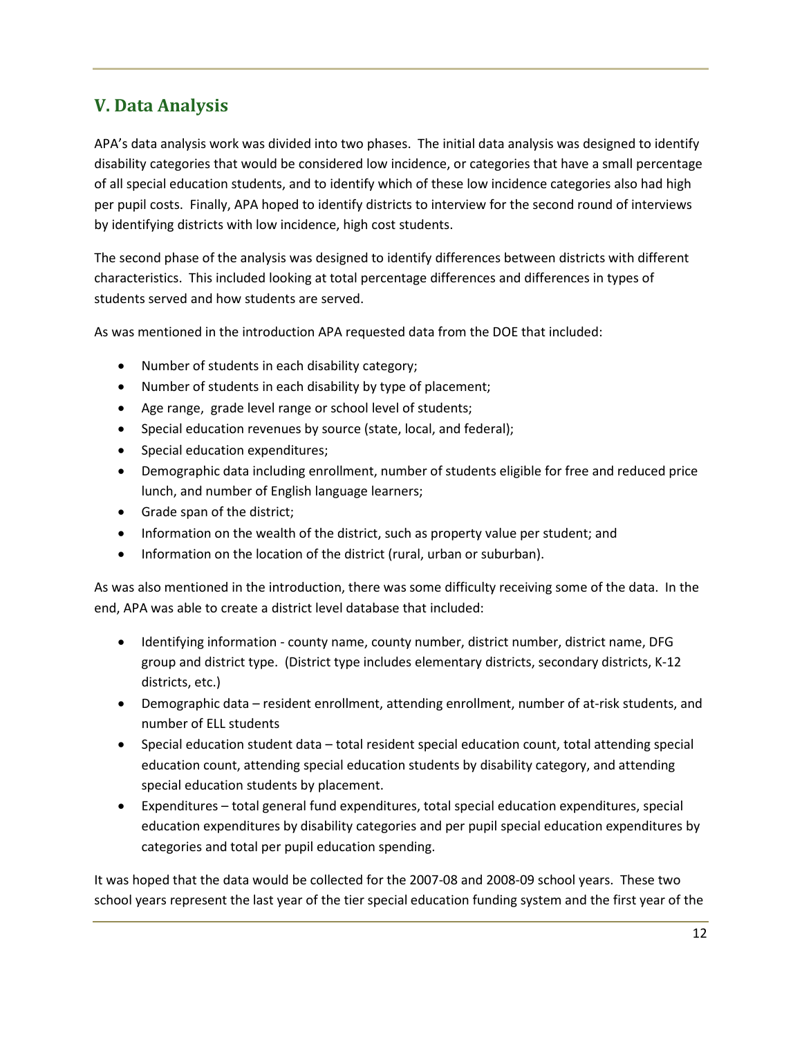## V. Data Analysis

APA's data analysis work was divided into two phases. The initial data analysis was designed to identify disability categories that would be considered low incidence, or categories that have a small percentage of all special education students, and to identify which of these low incidence categories also had high per pupil costs. Finally, APA hoped to identify districts to interview for the second round of interviews by identifying districts with low incidence, high cost students.

The second phase of the analysis was designed to identify differences between districts with different characteristics. This included looking at total percentage differences and differences in types of students served and how students are served.

As was mentioned in the introduction APA requested data from the DOE that included:

- Number of students in each disability category;
- Number of students in each disability by type of placement;
- Age range, grade level range or school level of students;
- Special education revenues by source (state, local, and federal);
- Special education expenditures;
- Demographic data including enrollment, number of students eligible for free and reduced price lunch, and number of English language learners;
- Grade span of the district;
- Information on the wealth of the district, such as property value per student; and
- Information on the location of the district (rural, urban or suburban).

As was also mentioned in the introduction, there was some difficulty receiving some of the data. In the end, APA was able to create a district level database that included:

- Identifying information - county name, county number, district number, district name, DFG group and district type. (District type includes elementary districts, secondary districts, K-12 districts, etc.)
- Demographic data – resident enrollment, attending enrollment, number of at-risk students, and number of ELL students
- Special education student data – total resident special education count, total attending special education count, attending special education students by disability category, and attending special education students by placement.
- Expenditures – total general fund expenditures, total special education expenditures, special education expenditures by disability categories and per pupil special education expenditures by categories and total per pupil education spending.

It was hoped that the data would be collected for the 2007-08 and 2008-09 school years. These two school years represent the last year of the tier special education funding system and the first year of the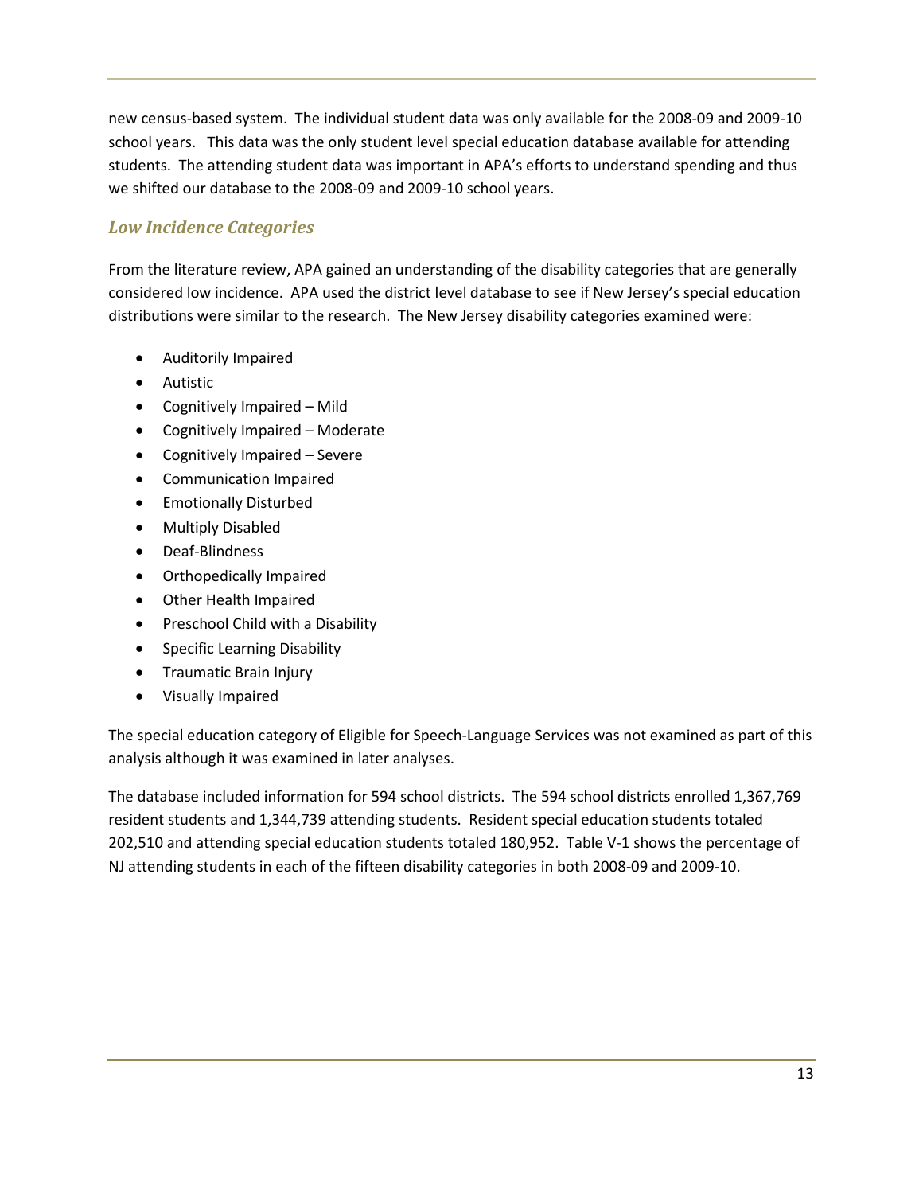new census-based system. The individual student data was only available for the 2008-09 and 2009-10 school years. This data was the only student level special education database available for attending students. The attending student data was important in APA's efforts to understand spending and thus we shifted our database to the 2008-09 and 2009-10 school years.

### *Low Incidence Categories*

From the literature review, APA gained an understanding of the disability categories that are generally considered low incidence. APA used the district level database to see if New Jersey's special education distributions were similar to the research. The New Jersey disability categories examined were:

- Auditorily Impaired
- Autistic
- Cognitively Impaired – Mild
- Cognitively Impaired – Moderate
- Cognitively Impaired – Severe
- Communication Impaired
- Emotionally Disturbed
- Multiply Disabled
- Deaf-Blindness
- Orthopedically Impaired
- Other Health Impaired
- Preschool Child with a Disability
- Specific Learning Disability
- Traumatic Brain Injury
- Visually Impaired

The special education category of Eligible for Speech-Language Services was not examined as part of this analysis although it was examined in later analyses.

The database included information for 594 school districts. The 594 school districts enrolled 1,367,769 resident students and 1,344,739 attending students. Resident special education students totaled 202,510 and attending special education students totaled 180,952. Table V-1 shows the percentage of NJ attending students in each of the fifteen disability categories in both 2008-09 and 2009-10.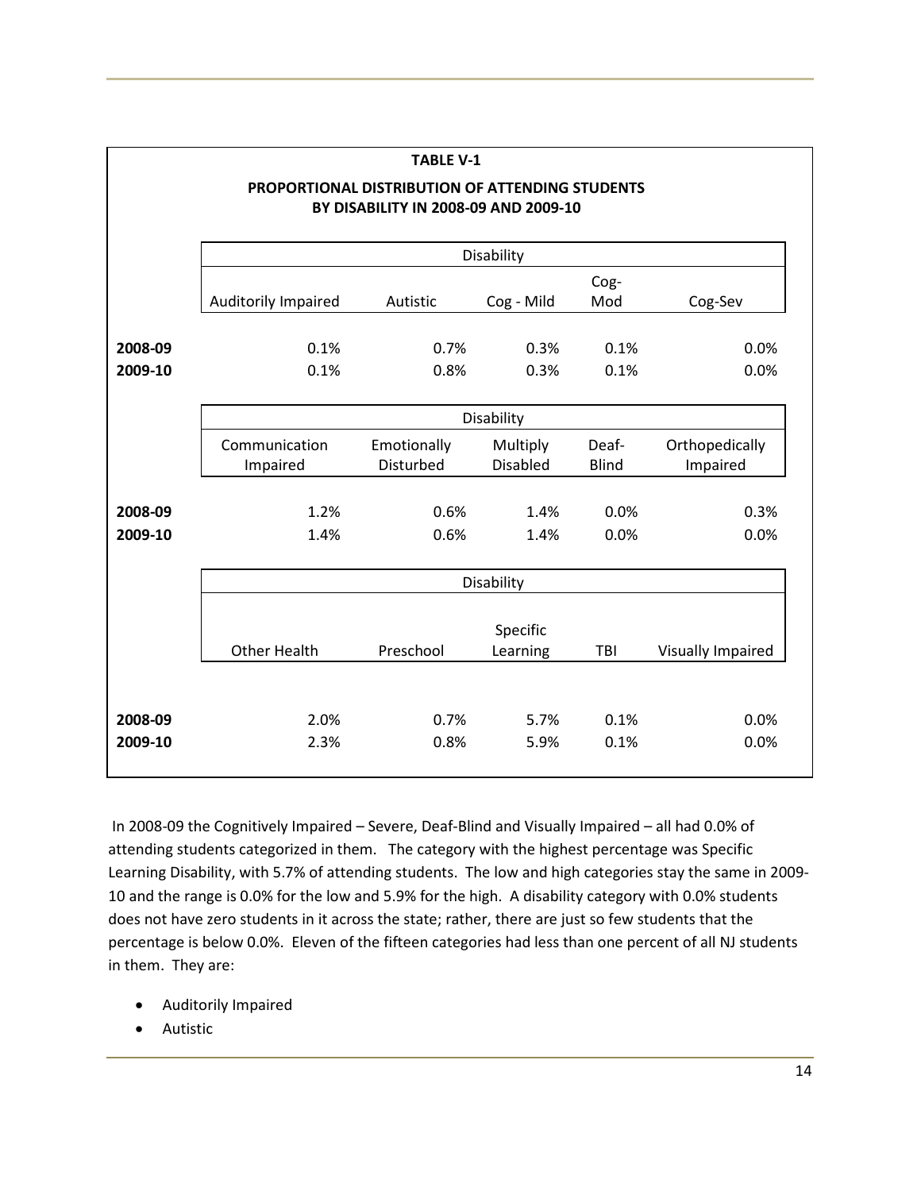**TABLE V-1**

**PROPORTIONAL DISTRIBUTION OF ATTENDING STUDENTS BY DISABILITY IN 2008-09 AND 2009-10**

| | Disability | | | | |
|---|---|---|---|---|---|
| | Auditorily Impaired | Autistic | Cog - Mild | Cog-Mod | Cog-Sev |
| **2008-09** | 0.1% | 0.7% | 0.3% | 0.1% | 0.0% |
| **2009-10** | 0.1% | 0.8% | 0.3% | 0.1% | 0.0% |

| | Disability | | | | |
|---|---|---|---|---|---|
| | Communication Impaired | Emotionally Disturbed | Multiply Disabled | Deaf-Blind | Orthopedically Impaired |
| **2008-09** | 1.2% | 0.6% | 1.4% | 0.0% | 0.3% |
| **2009-10** | 1.4% | 0.6% | 1.4% | 0.0% | 0.0% |

| | Disability | | | | |
|---|---|---|---|---|---|
| | Other Health | Preschool | Specific Learning | TBI | Visually Impaired |
| **2008-09** | 2.0% | 0.7% | 5.7% | 0.1% | 0.0% |
| **2009-10** | 2.3% | 0.8% | 5.9% | 0.1% | 0.0% |

In 2008-09 the Cognitively Impaired – Severe, Deaf-Blind and Visually Impaired – all had 0.0% of attending students categorized in them. The category with the highest percentage was Specific Learning Disability, with 5.7% of attending students. The low and high categories stay the same in 2009-10 and the range is 0.0% for the low and 5.9% for the high. A disability category with 0.0% students does not have zero students in it across the state; rather, there are just so few students that the percentage is below 0.0%. Eleven of the fifteen categories had less than one percent of all NJ students in them. They are:

- Auditorily Impaired
- Autistic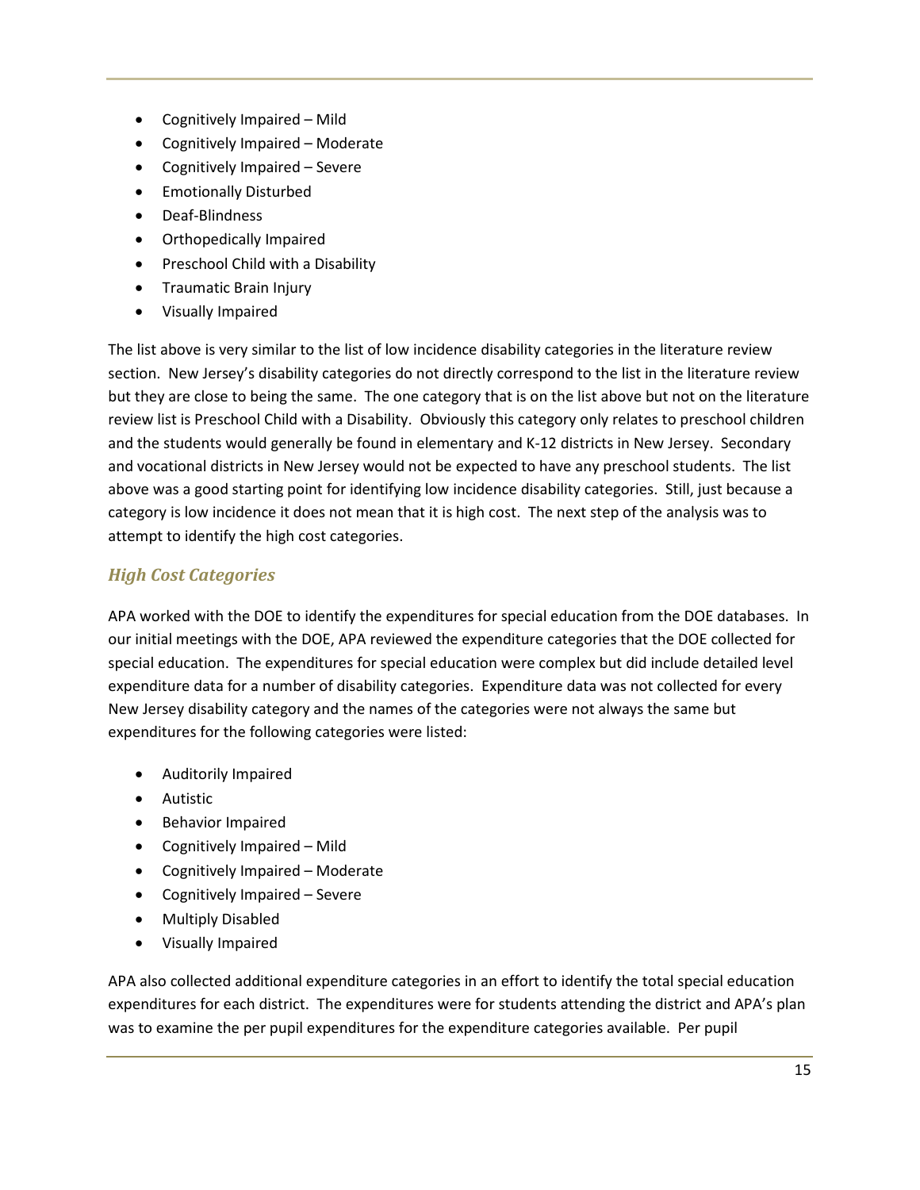- Cognitively Impaired – Mild
- Cognitively Impaired – Moderate
- Cognitively Impaired – Severe
- Emotionally Disturbed
- Deaf-Blindness
- Orthopedically Impaired
- Preschool Child with a Disability
- Traumatic Brain Injury
- Visually Impaired

The list above is very similar to the list of low incidence disability categories in the literature review section. New Jersey's disability categories do not directly correspond to the list in the literature review but they are close to being the same. The one category that is on the list above but not on the literature review list is Preschool Child with a Disability. Obviously this category only relates to preschool children and the students would generally be found in elementary and K-12 districts in New Jersey. Secondary and vocational districts in New Jersey would not be expected to have any preschool students. The list above was a good starting point for identifying low incidence disability categories. Still, just because a category is low incidence it does not mean that it is high cost. The next step of the analysis was to attempt to identify the high cost categories.

### *High Cost Categories*

APA worked with the DOE to identify the expenditures for special education from the DOE databases. In our initial meetings with the DOE, APA reviewed the expenditure categories that the DOE collected for special education. The expenditures for special education were complex but did include detailed level expenditure data for a number of disability categories. Expenditure data was not collected for every New Jersey disability category and the names of the categories were not always the same but expenditures for the following categories were listed:

- Auditorily Impaired
- Autistic
- Behavior Impaired
- Cognitively Impaired – Mild
- Cognitively Impaired – Moderate
- Cognitively Impaired – Severe
- Multiply Disabled
- Visually Impaired

APA also collected additional expenditure categories in an effort to identify the total special education expenditures for each district. The expenditures were for students attending the district and APA's plan was to examine the per pupil expenditures for the expenditure categories available. Per pupil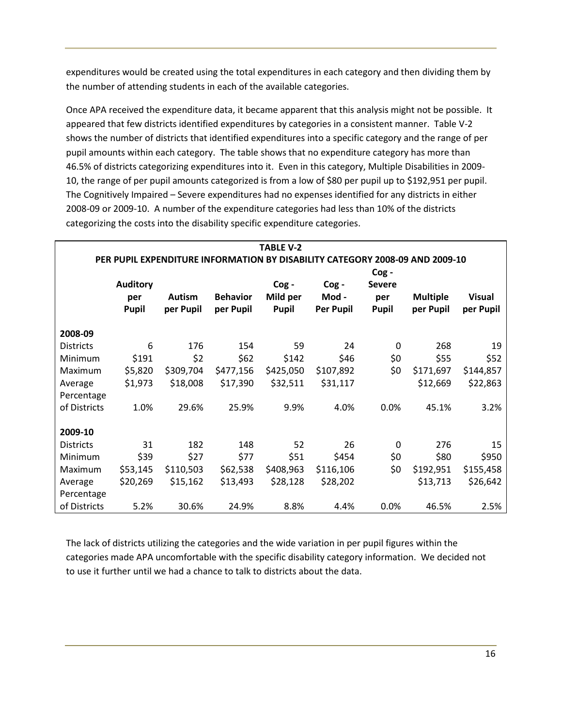expenditures would be created using the total expenditures in each category and then dividing them by the number of attending students in each of the available categories.

Once APA received the expenditure data, it became apparent that this analysis might not be possible. It appeared that few districts identified expenditures by categories in a consistent manner. Table V-2 shows the number of districts that identified expenditures into a specific category and the range of per pupil amounts within each category. The table shows that no expenditure category has more than 46.5% of districts categorizing expenditures into it. Even in this category, Multiple Disabilities in 2009-10, the range of per pupil amounts categorized is from a low of $80 per pupil up to $192,951 per pupil. The Cognitively Impaired – Severe expenditures had no expenses identified for any districts in either 2008-09 or 2009-10. A number of the expenditure categories had less than 10% of the districts categorizing the costs into the disability specific expenditure categories.

**TABLE V-2**
**PER PUPIL EXPENDITURE INFORMATION BY DISABILITY CATEGORY 2008-09 AND 2009-10**

| | Auditory per Pupil | Autism per Pupil | Behavior per Pupil | Cog - Mild per Pupil | Cog - Mod - Per Pupil | Cog - Severe per Pupil | Multiple per Pupil | Visual per Pupil |
|---|---|---|---|---|---|---|---|---|
| **2008-09** | | | | | | | | |
| Districts | 6 | 176 | 154 | 59 | 24 | 0 | 268 | 19 |
| Minimum | $191 | $2 | $62 | $142 | $46 | $0 | $55 | $52 |
| Maximum | $5,820 | $309,704 | $477,156 | $425,050 | $107,892 | $0 | $171,697 | $144,857 |
| Average | $1,973 | $18,008 | $17,390 | $32,511 | $31,117 | | $12,669 | $22,863 |
| Percentage of Districts | 1.0% | 29.6% | 25.9% | 9.9% | 4.0% | 0.0% | 45.1% | 3.2% |
| **2009-10** | | | | | | | | |
| Districts | 31 | 182 | 148 | 52 | 26 | 0 | 276 | 15 |
| Minimum | $39 | $27 | $77 | $51 | $454 | $0 | $80 | $950 |
| Maximum | $53,145 | $110,503 | $62,538 | $408,963 | $116,106 | $0 | $192,951 | $155,458 |
| Average | $20,269 | $15,162 | $13,493 | $28,128 | $28,202 | | $13,713 | $26,642 |
| Percentage of Districts | 5.2% | 30.6% | 24.9% | 8.8% | 4.4% | 0.0% | 46.5% | 2.5% |

The lack of districts utilizing the categories and the wide variation in per pupil figures within the categories made APA uncomfortable with the specific disability category information. We decided not to use it further until we had a chance to talk to districts about the data.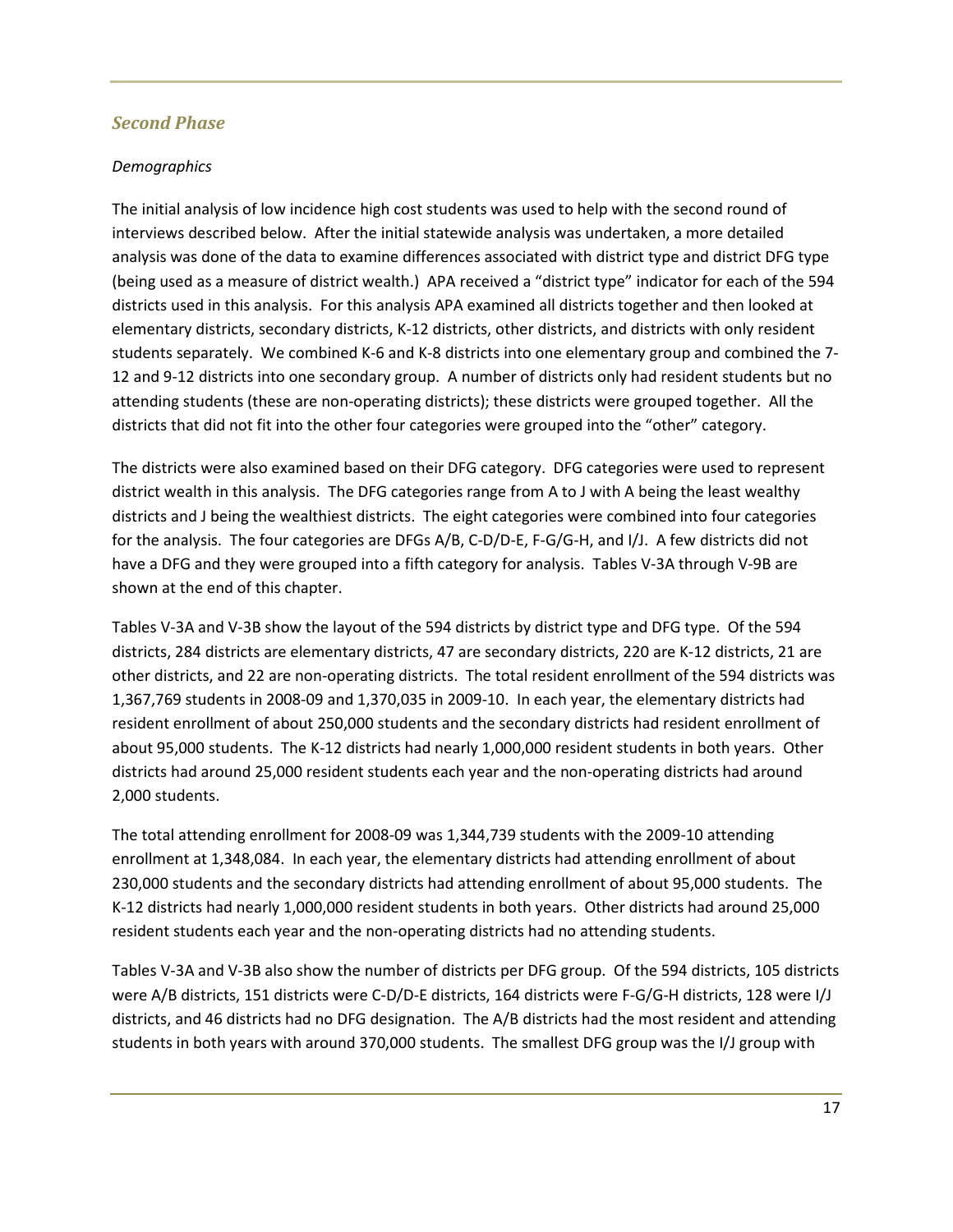## *Second Phase*

*Demographics*

The initial analysis of low incidence high cost students was used to help with the second round of interviews described below. After the initial statewide analysis was undertaken, a more detailed analysis was done of the data to examine differences associated with district type and district DFG type (being used as a measure of district wealth.) APA received a "district type" indicator for each of the 594 districts used in this analysis. For this analysis APA examined all districts together and then looked at elementary districts, secondary districts, K-12 districts, other districts, and districts with only resident students separately. We combined K-6 and K-8 districts into one elementary group and combined the 7-12 and 9-12 districts into one secondary group. A number of districts only had resident students but no attending students (these are non-operating districts); these districts were grouped together. All the districts that did not fit into the other four categories were grouped into the "other" category.

The districts were also examined based on their DFG category. DFG categories were used to represent district wealth in this analysis. The DFG categories range from A to J with A being the least wealthy districts and J being the wealthiest districts. The eight categories were combined into four categories for the analysis. The four categories are DFGs A/B, C-D/D-E, F-G/G-H, and I/J. A few districts did not have a DFG and they were grouped into a fifth category for analysis. Tables V-3A through V-9B are shown at the end of this chapter.

Tables V-3A and V-3B show the layout of the 594 districts by district type and DFG type. Of the 594 districts, 284 districts are elementary districts, 47 are secondary districts, 220 are K-12 districts, 21 are other districts, and 22 are non-operating districts. The total resident enrollment of the 594 districts was 1,367,769 students in 2008-09 and 1,370,035 in 2009-10. In each year, the elementary districts had resident enrollment of about 250,000 students and the secondary districts had resident enrollment of about 95,000 students. The K-12 districts had nearly 1,000,000 resident students in both years. Other districts had around 25,000 resident students each year and the non-operating districts had around 2,000 students.

The total attending enrollment for 2008-09 was 1,344,739 students with the 2009-10 attending enrollment at 1,348,084. In each year, the elementary districts had attending enrollment of about 230,000 students and the secondary districts had attending enrollment of about 95,000 students. The K-12 districts had nearly 1,000,000 resident students in both years. Other districts had around 25,000 resident students each year and the non-operating districts had no attending students.

Tables V-3A and V-3B also show the number of districts per DFG group. Of the 594 districts, 105 districts were A/B districts, 151 districts were C-D/D-E districts, 164 districts were F-G/G-H districts, 128 were I/J districts, and 46 districts had no DFG designation. The A/B districts had the most resident and attending students in both years with around 370,000 students. The smallest DFG group was the I/J group with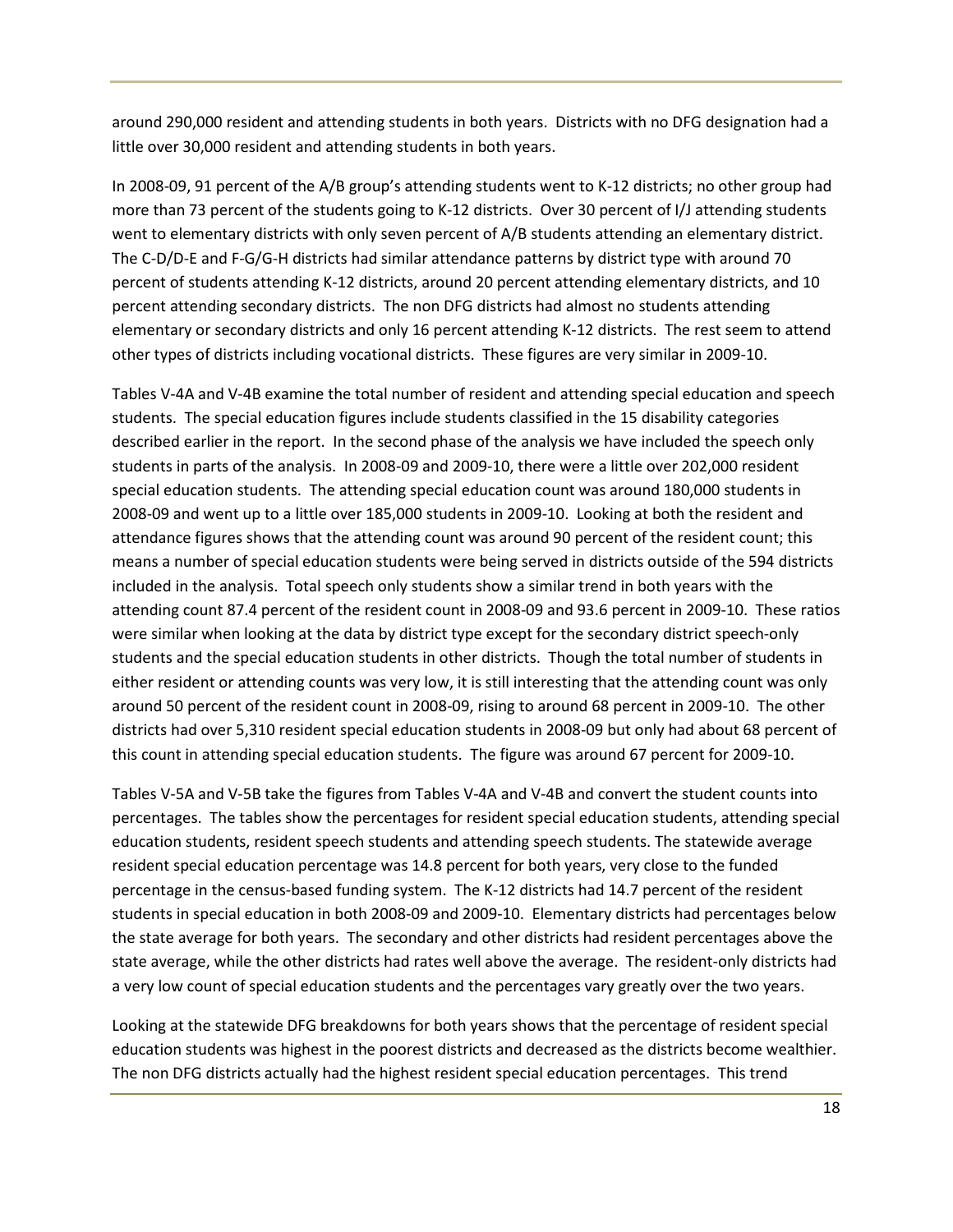around 290,000 resident and attending students in both years. Districts with no DFG designation had a little over 30,000 resident and attending students in both years.

In 2008-09, 91 percent of the A/B group's attending students went to K-12 districts; no other group had more than 73 percent of the students going to K-12 districts. Over 30 percent of I/J attending students went to elementary districts with only seven percent of A/B students attending an elementary district. The C-D/D-E and F-G/G-H districts had similar attendance patterns by district type with around 70 percent of students attending K-12 districts, around 20 percent attending elementary districts, and 10 percent attending secondary districts. The non DFG districts had almost no students attending elementary or secondary districts and only 16 percent attending K-12 districts. The rest seem to attend other types of districts including vocational districts. These figures are very similar in 2009-10.

Tables V-4A and V-4B examine the total number of resident and attending special education and speech students. The special education figures include students classified in the 15 disability categories described earlier in the report. In the second phase of the analysis we have included the speech only students in parts of the analysis. In 2008-09 and 2009-10, there were a little over 202,000 resident special education students. The attending special education count was around 180,000 students in 2008-09 and went up to a little over 185,000 students in 2009-10. Looking at both the resident and attendance figures shows that the attending count was around 90 percent of the resident count; this means a number of special education students were being served in districts outside of the 594 districts included in the analysis. Total speech only students show a similar trend in both years with the attending count 87.4 percent of the resident count in 2008-09 and 93.6 percent in 2009-10. These ratios were similar when looking at the data by district type except for the secondary district speech-only students and the special education students in other districts. Though the total number of students in either resident or attending counts was very low, it is still interesting that the attending count was only around 50 percent of the resident count in 2008-09, rising to around 68 percent in 2009-10. The other districts had over 5,310 resident special education students in 2008-09 but only had about 68 percent of this count in attending special education students. The figure was around 67 percent for 2009-10.

Tables V-5A and V-5B take the figures from Tables V-4A and V-4B and convert the student counts into percentages. The tables show the percentages for resident special education students, attending special education students, resident speech students and attending speech students. The statewide average resident special education percentage was 14.8 percent for both years, very close to the funded percentage in the census-based funding system. The K-12 districts had 14.7 percent of the resident students in special education in both 2008-09 and 2009-10. Elementary districts had percentages below the state average for both years. The secondary and other districts had resident percentages above the state average, while the other districts had rates well above the average. The resident-only districts had a very low count of special education students and the percentages vary greatly over the two years.

Looking at the statewide DFG breakdowns for both years shows that the percentage of resident special education students was highest in the poorest districts and decreased as the districts become wealthier. The non DFG districts actually had the highest resident special education percentages. This trend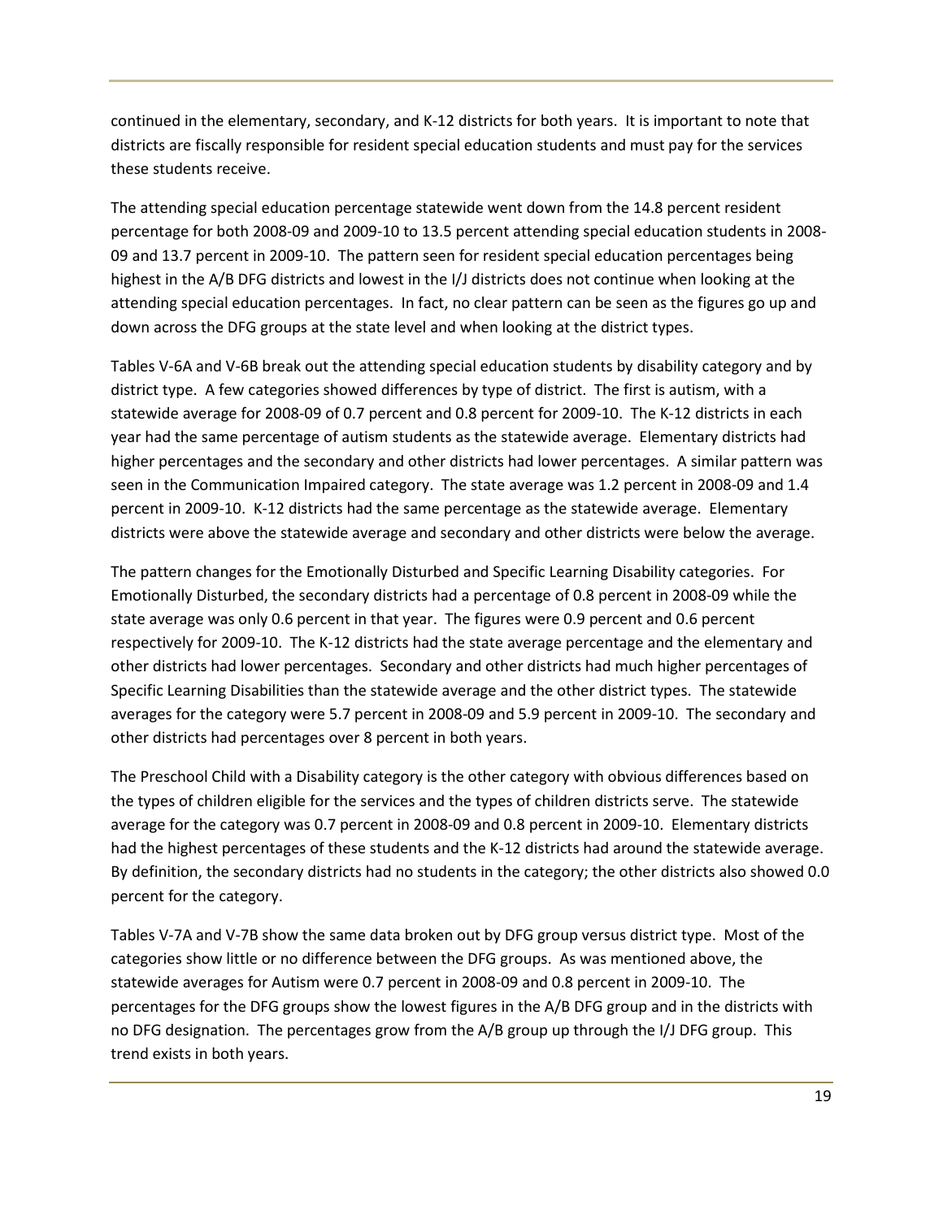continued in the elementary, secondary, and K-12 districts for both years. It is important to note that districts are fiscally responsible for resident special education students and must pay for the services these students receive.

The attending special education percentage statewide went down from the 14.8 percent resident percentage for both 2008-09 and 2009-10 to 13.5 percent attending special education students in 2008-09 and 13.7 percent in 2009-10. The pattern seen for resident special education percentages being highest in the A/B DFG districts and lowest in the I/J districts does not continue when looking at the attending special education percentages. In fact, no clear pattern can be seen as the figures go up and down across the DFG groups at the state level and when looking at the district types.

Tables V-6A and V-6B break out the attending special education students by disability category and by district type. A few categories showed differences by type of district. The first is autism, with a statewide average for 2008-09 of 0.7 percent and 0.8 percent for 2009-10. The K-12 districts in each year had the same percentage of autism students as the statewide average. Elementary districts had higher percentages and the secondary and other districts had lower percentages. A similar pattern was seen in the Communication Impaired category. The state average was 1.2 percent in 2008-09 and 1.4 percent in 2009-10. K-12 districts had the same percentage as the statewide average. Elementary districts were above the statewide average and secondary and other districts were below the average.

The pattern changes for the Emotionally Disturbed and Specific Learning Disability categories. For Emotionally Disturbed, the secondary districts had a percentage of 0.8 percent in 2008-09 while the state average was only 0.6 percent in that year. The figures were 0.9 percent and 0.6 percent respectively for 2009-10. The K-12 districts had the state average percentage and the elementary and other districts had lower percentages. Secondary and other districts had much higher percentages of Specific Learning Disabilities than the statewide average and the other district types. The statewide averages for the category were 5.7 percent in 2008-09 and 5.9 percent in 2009-10. The secondary and other districts had percentages over 8 percent in both years.

The Preschool Child with a Disability category is the other category with obvious differences based on the types of children eligible for the services and the types of children districts serve. The statewide average for the category was 0.7 percent in 2008-09 and 0.8 percent in 2009-10. Elementary districts had the highest percentages of these students and the K-12 districts had around the statewide average. By definition, the secondary districts had no students in the category; the other districts also showed 0.0 percent for the category.

Tables V-7A and V-7B show the same data broken out by DFG group versus district type. Most of the categories show little or no difference between the DFG groups. As was mentioned above, the statewide averages for Autism were 0.7 percent in 2008-09 and 0.8 percent in 2009-10. The percentages for the DFG groups show the lowest figures in the A/B DFG group and in the districts with no DFG designation. The percentages grow from the A/B group up through the I/J DFG group. This trend exists in both years.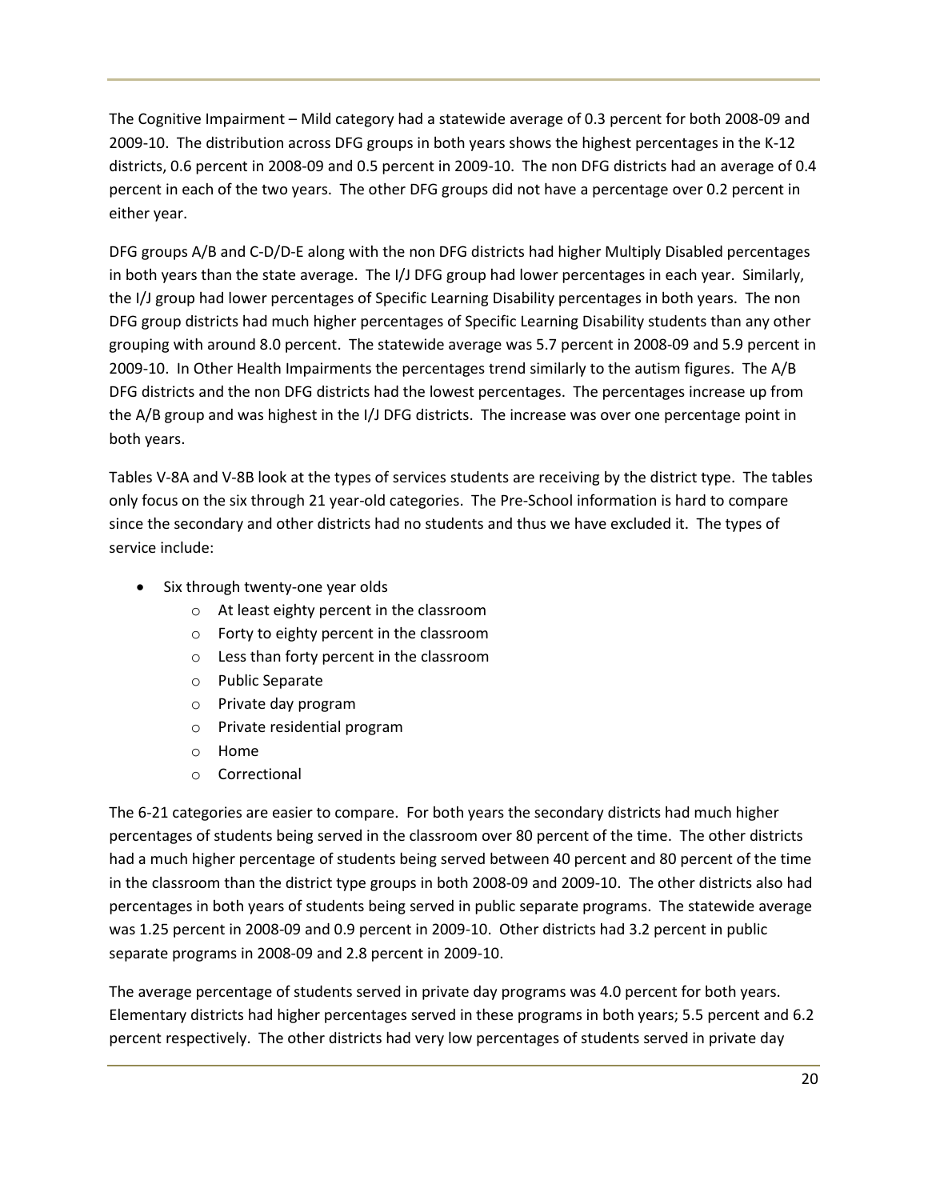The Cognitive Impairment – Mild category had a statewide average of 0.3 percent for both 2008-09 and 2009-10. The distribution across DFG groups in both years shows the highest percentages in the K-12 districts, 0.6 percent in 2008-09 and 0.5 percent in 2009-10. The non DFG districts had an average of 0.4 percent in each of the two years. The other DFG groups did not have a percentage over 0.2 percent in either year.

DFG groups A/B and C-D/D-E along with the non DFG districts had higher Multiply Disabled percentages in both years than the state average. The I/J DFG group had lower percentages in each year. Similarly, the I/J group had lower percentages of Specific Learning Disability percentages in both years. The non DFG group districts had much higher percentages of Specific Learning Disability students than any other grouping with around 8.0 percent. The statewide average was 5.7 percent in 2008-09 and 5.9 percent in 2009-10. In Other Health Impairments the percentages trend similarly to the autism figures. The A/B DFG districts and the non DFG districts had the lowest percentages. The percentages increase up from the A/B group and was highest in the I/J DFG districts. The increase was over one percentage point in both years.

Tables V-8A and V-8B look at the types of services students are receiving by the district type. The tables only focus on the six through 21 year-old categories. The Pre-School information is hard to compare since the secondary and other districts had no students and thus we have excluded it. The types of service include:

- Six through twenty-one year olds
  - At least eighty percent in the classroom
  - Forty to eighty percent in the classroom
  - Less than forty percent in the classroom
  - Public Separate
  - Private day program
  - Private residential program
  - Home
  - Correctional

The 6-21 categories are easier to compare. For both years the secondary districts had much higher percentages of students being served in the classroom over 80 percent of the time. The other districts had a much higher percentage of students being served between 40 percent and 80 percent of the time in the classroom than the district type groups in both 2008-09 and 2009-10. The other districts also had percentages in both years of students being served in public separate programs. The statewide average was 1.25 percent in 2008-09 and 0.9 percent in 2009-10. Other districts had 3.2 percent in public separate programs in 2008-09 and 2.8 percent in 2009-10.

The average percentage of students served in private day programs was 4.0 percent for both years. Elementary districts had higher percentages served in these programs in both years; 5.5 percent and 6.2 percent respectively. The other districts had very low percentages of students served in private day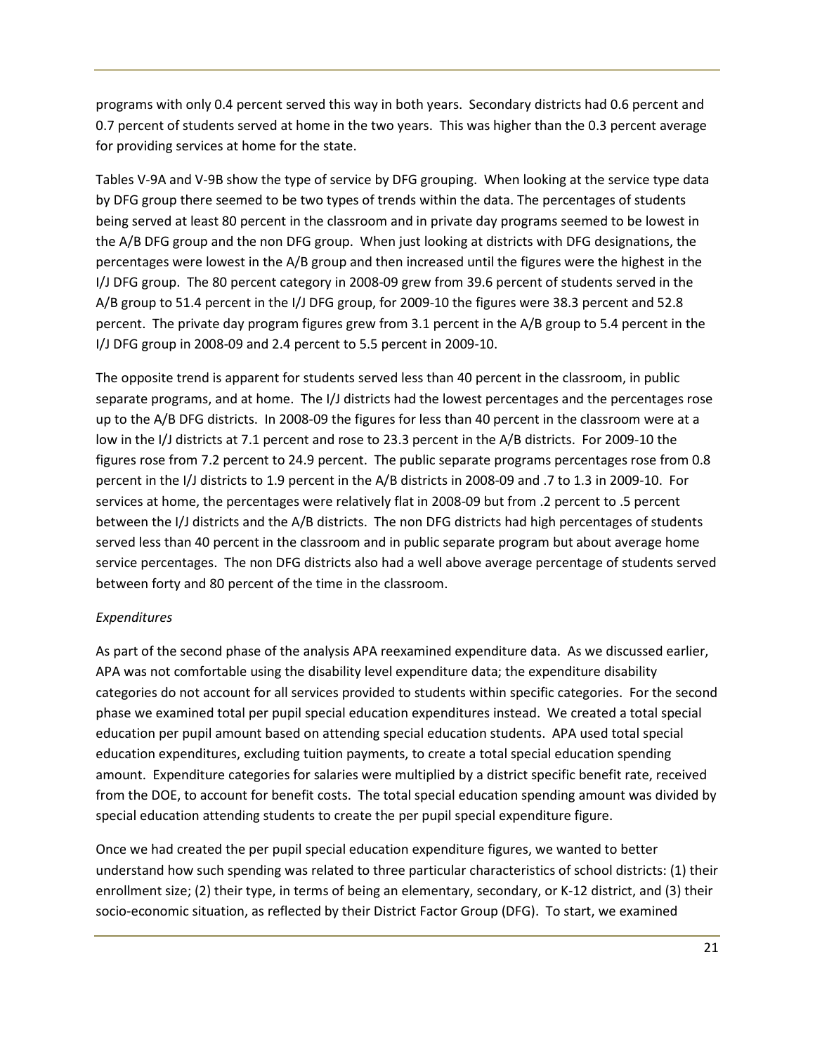programs with only 0.4 percent served this way in both years. Secondary districts had 0.6 percent and 0.7 percent of students served at home in the two years. This was higher than the 0.3 percent average for providing services at home for the state.

Tables V-9A and V-9B show the type of service by DFG grouping. When looking at the service type data by DFG group there seemed to be two types of trends within the data. The percentages of students being served at least 80 percent in the classroom and in private day programs seemed to be lowest in the A/B DFG group and the non DFG group. When just looking at districts with DFG designations, the percentages were lowest in the A/B group and then increased until the figures were the highest in the I/J DFG group. The 80 percent category in 2008-09 grew from 39.6 percent of students served in the A/B group to 51.4 percent in the I/J DFG group, for 2009-10 the figures were 38.3 percent and 52.8 percent. The private day program figures grew from 3.1 percent in the A/B group to 5.4 percent in the I/J DFG group in 2008-09 and 2.4 percent to 5.5 percent in 2009-10.

The opposite trend is apparent for students served less than 40 percent in the classroom, in public separate programs, and at home. The I/J districts had the lowest percentages and the percentages rose up to the A/B DFG districts. In 2008-09 the figures for less than 40 percent in the classroom were at a low in the I/J districts at 7.1 percent and rose to 23.3 percent in the A/B districts. For 2009-10 the figures rose from 7.2 percent to 24.9 percent. The public separate programs percentages rose from 0.8 percent in the I/J districts to 1.9 percent in the A/B districts in 2008-09 and .7 to 1.3 in 2009-10. For services at home, the percentages were relatively flat in 2008-09 but from .2 percent to .5 percent between the I/J districts and the A/B districts. The non DFG districts had high percentages of students served less than 40 percent in the classroom and in public separate program but about average home service percentages. The non DFG districts also had a well above average percentage of students served between forty and 80 percent of the time in the classroom.

*Expenditures*

As part of the second phase of the analysis APA reexamined expenditure data. As we discussed earlier, APA was not comfortable using the disability level expenditure data; the expenditure disability categories do not account for all services provided to students within specific categories. For the second phase we examined total per pupil special education expenditures instead. We created a total special education per pupil amount based on attending special education students. APA used total special education expenditures, excluding tuition payments, to create a total special education spending amount. Expenditure categories for salaries were multiplied by a district specific benefit rate, received from the DOE, to account for benefit costs. The total special education spending amount was divided by special education attending students to create the per pupil special expenditure figure.

Once we had created the per pupil special education expenditure figures, we wanted to better understand how such spending was related to three particular characteristics of school districts: (1) their enrollment size; (2) their type, in terms of being an elementary, secondary, or K-12 district, and (3) their socio-economic situation, as reflected by their District Factor Group (DFG). To start, we examined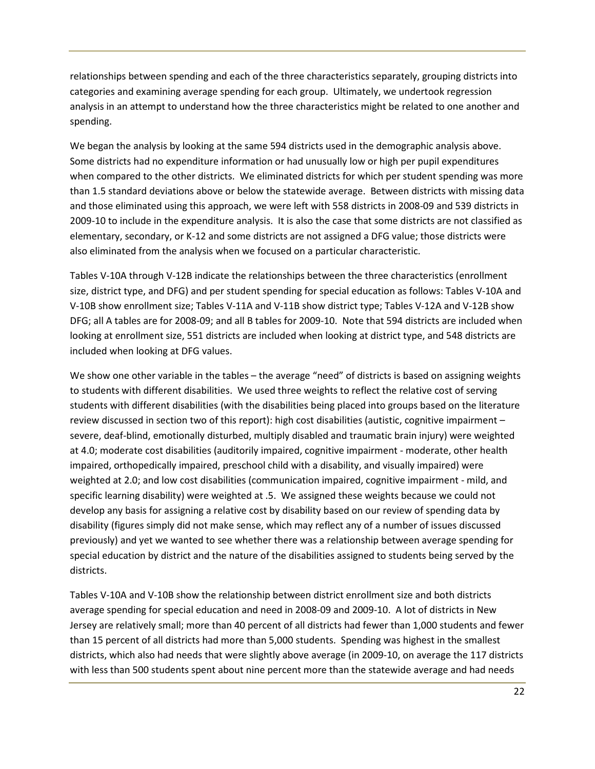relationships between spending and each of the three characteristics separately, grouping districts into categories and examining average spending for each group. Ultimately, we undertook regression analysis in an attempt to understand how the three characteristics might be related to one another and spending.

We began the analysis by looking at the same 594 districts used in the demographic analysis above. Some districts had no expenditure information or had unusually low or high per pupil expenditures when compared to the other districts. We eliminated districts for which per student spending was more than 1.5 standard deviations above or below the statewide average. Between districts with missing data and those eliminated using this approach, we were left with 558 districts in 2008-09 and 539 districts in 2009-10 to include in the expenditure analysis. It is also the case that some districts are not classified as elementary, secondary, or K-12 and some districts are not assigned a DFG value; those districts were also eliminated from the analysis when we focused on a particular characteristic.

Tables V-10A through V-12B indicate the relationships between the three characteristics (enrollment size, district type, and DFG) and per student spending for special education as follows: Tables V-10A and V-10B show enrollment size; Tables V-11A and V-11B show district type; Tables V-12A and V-12B show DFG; all A tables are for 2008-09; and all B tables for 2009-10. Note that 594 districts are included when looking at enrollment size, 551 districts are included when looking at district type, and 548 districts are included when looking at DFG values.

We show one other variable in the tables – the average "need" of districts is based on assigning weights to students with different disabilities. We used three weights to reflect the relative cost of serving students with different disabilities (with the disabilities being placed into groups based on the literature review discussed in section two of this report): high cost disabilities (autistic, cognitive impairment – severe, deaf-blind, emotionally disturbed, multiply disabled and traumatic brain injury) were weighted at 4.0; moderate cost disabilities (auditorily impaired, cognitive impairment - moderate, other health impaired, orthopedically impaired, preschool child with a disability, and visually impaired) were weighted at 2.0; and low cost disabilities (communication impaired, cognitive impairment - mild, and specific learning disability) were weighted at .5. We assigned these weights because we could not develop any basis for assigning a relative cost by disability based on our review of spending data by disability (figures simply did not make sense, which may reflect any of a number of issues discussed previously) and yet we wanted to see whether there was a relationship between average spending for special education by district and the nature of the disabilities assigned to students being served by the districts.

Tables V-10A and V-10B show the relationship between district enrollment size and both districts average spending for special education and need in 2008-09 and 2009-10. A lot of districts in New Jersey are relatively small; more than 40 percent of all districts had fewer than 1,000 students and fewer than 15 percent of all districts had more than 5,000 students. Spending was highest in the smallest districts, which also had needs that were slightly above average (in 2009-10, on average the 117 districts with less than 500 students spent about nine percent more than the statewide average and had needs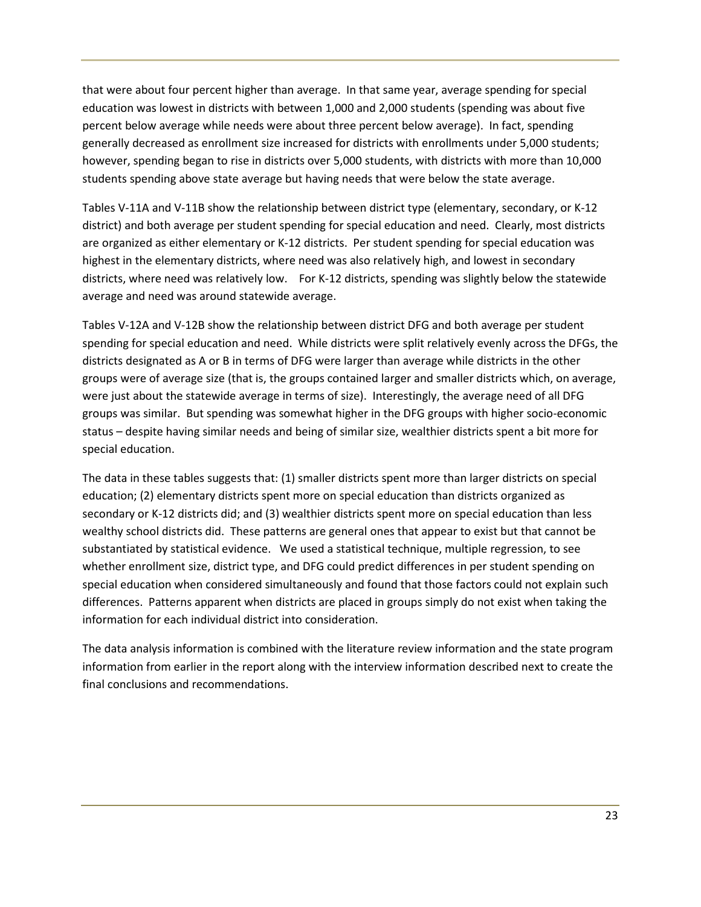that were about four percent higher than average. In that same year, average spending for special education was lowest in districts with between 1,000 and 2,000 students (spending was about five percent below average while needs were about three percent below average). In fact, spending generally decreased as enrollment size increased for districts with enrollments under 5,000 students; however, spending began to rise in districts over 5,000 students, with districts with more than 10,000 students spending above state average but having needs that were below the state average.

Tables V-11A and V-11B show the relationship between district type (elementary, secondary, or K-12 district) and both average per student spending for special education and need. Clearly, most districts are organized as either elementary or K-12 districts. Per student spending for special education was highest in the elementary districts, where need was also relatively high, and lowest in secondary districts, where need was relatively low. For K-12 districts, spending was slightly below the statewide average and need was around statewide average.

Tables V-12A and V-12B show the relationship between district DFG and both average per student spending for special education and need. While districts were split relatively evenly across the DFGs, the districts designated as A or B in terms of DFG were larger than average while districts in the other groups were of average size (that is, the groups contained larger and smaller districts which, on average, were just about the statewide average in terms of size). Interestingly, the average need of all DFG groups was similar. But spending was somewhat higher in the DFG groups with higher socio-economic status – despite having similar needs and being of similar size, wealthier districts spent a bit more for special education.

The data in these tables suggests that: (1) smaller districts spent more than larger districts on special education; (2) elementary districts spent more on special education than districts organized as secondary or K-12 districts did; and (3) wealthier districts spent more on special education than less wealthy school districts did. These patterns are general ones that appear to exist but that cannot be substantiated by statistical evidence. We used a statistical technique, multiple regression, to see whether enrollment size, district type, and DFG could predict differences in per student spending on special education when considered simultaneously and found that those factors could not explain such differences. Patterns apparent when districts are placed in groups simply do not exist when taking the information for each individual district into consideration.

The data analysis information is combined with the literature review information and the state program information from earlier in the report along with the interview information described next to create the final conclusions and recommendations.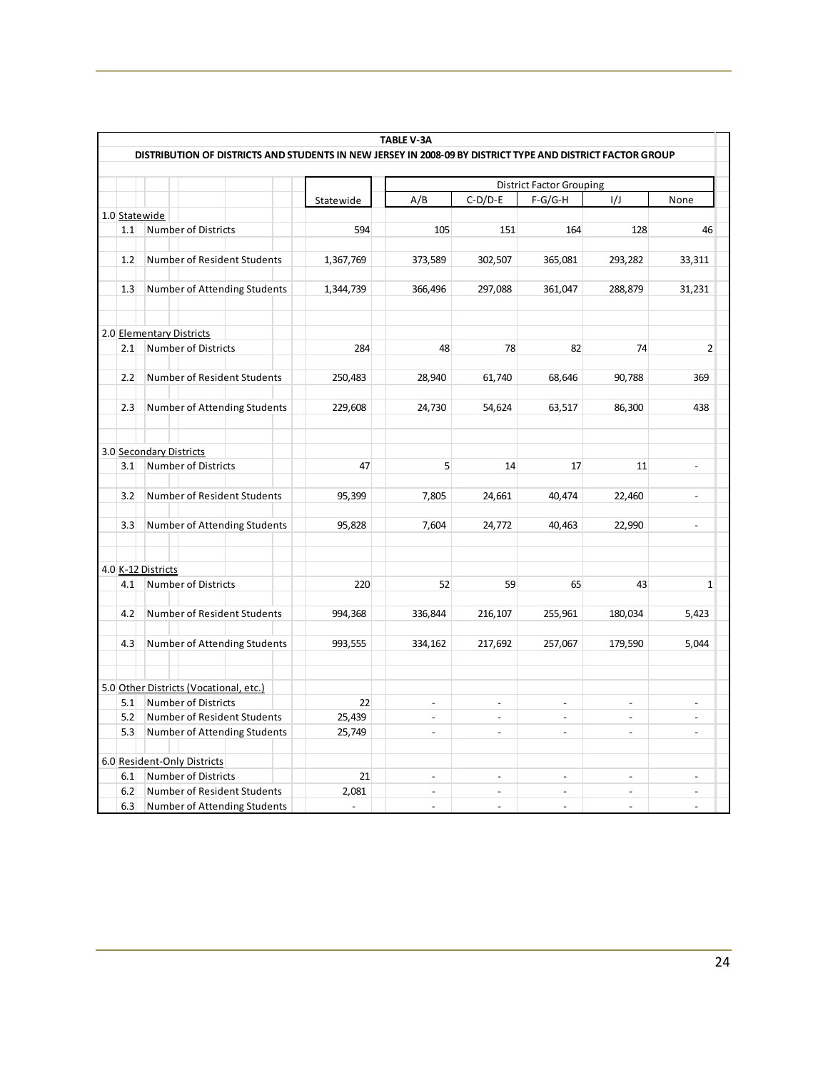**TABLE V-3A**

**DISTRIBUTION OF DISTRICTS AND STUDENTS IN NEW JERSEY IN 2008-09 BY DISTRICT TYPE AND DISTRICT FACTOR GROUP**

| | | Statewide | District Factor Grouping | | | | |
|---|---|---|---|---|---|---|---|
| | | | A/B | C-D/D-E | F-G/G-H | I/J | None |
| **1.0** | **Statewide** | | | | | | |
| 1.1 | Number of Districts | 594 | 105 | 151 | 164 | 128 | 46 |
| 1.2 | Number of Resident Students | 1,367,769 | 373,589 | 302,507 | 365,081 | 293,282 | 33,311 |
| 1.3 | Number of Attending Students | 1,344,739 | 366,496 | 297,088 | 361,047 | 288,879 | 31,231 |
| **2.0** | **Elementary Districts** | | | | | | |
| 2.1 | Number of Districts | 284 | 48 | 78 | 82 | 74 | 2 |
| 2.2 | Number of Resident Students | 250,483 | 28,940 | 61,740 | 68,646 | 90,788 | 369 |
| 2.3 | Number of Attending Students | 229,608 | 24,730 | 54,624 | 63,517 | 86,300 | 438 |
| **3.0** | **Secondary Districts** | | | | | | |
| 3.1 | Number of Districts | 47 | 5 | 14 | 17 | 11 | - |
| 3.2 | Number of Resident Students | 95,399 | 7,805 | 24,661 | 40,474 | 22,460 | - |
| 3.3 | Number of Attending Students | 95,828 | 7,604 | 24,772 | 40,463 | 22,990 | - |
| **4.0** | **K-12 Districts** | | | | | | |
| 4.1 | Number of Districts | 220 | 52 | 59 | 65 | 43 | 1 |
| 4.2 | Number of Resident Students | 994,368 | 336,844 | 216,107 | 255,961 | 180,034 | 5,423 |
| 4.3 | Number of Attending Students | 993,555 | 334,162 | 217,692 | 257,067 | 179,590 | 5,044 |
| **5.0** | **Other Districts (Vocational, etc.)** | | | | | | |
| 5.1 | Number of Districts | 22 | - | - | - | - | - |
| 5.2 | Number of Resident Students | 25,439 | - | - | - | - | - |
| 5.3 | Number of Attending Students | 25,749 | - | - | - | - | - |
| **6.0** | **Resident-Only Districts** | | | | | | |
| 6.1 | Number of Districts | 21 | - | - | - | - | - |
| 6.2 | Number of Resident Students | 2,081 | - | - | - | - | - |
| 6.3 | Number of Attending Students | - | - | - | - | - | - |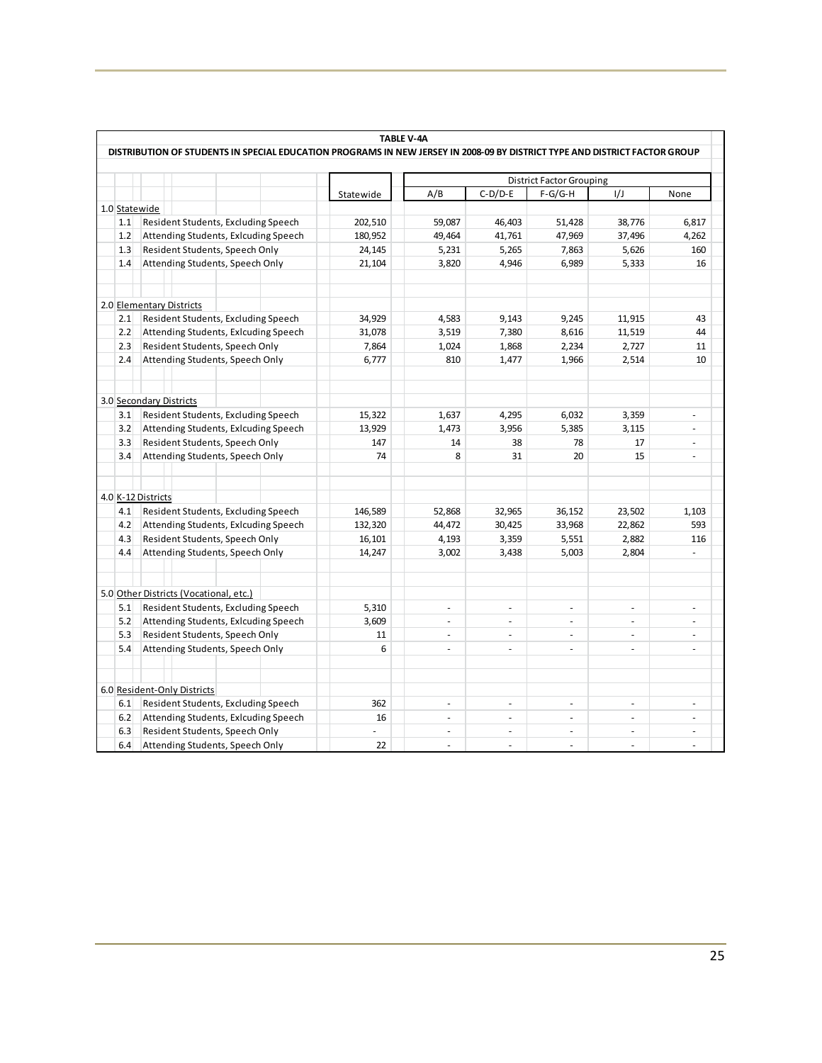**TABLE V-4A**

**DISTRIBUTION OF STUDENTS IN SPECIAL EDUCATION PROGRAMS IN NEW JERSEY IN 2008-09 BY DISTRICT TYPE AND DISTRICT FACTOR GROUP**

| | | Statewide | District Factor Grouping | | | | |
|---|---|---|---|---|---|---|---|
| | | | A/B | C-D/D-E | F-G/G-H | I/J | None |
| 1.0 | Statewide | | | | | | |
| 1.1 | Resident Students, Excluding Speech | 202,510 | 59,087 | 46,403 | 51,428 | 38,776 | 6,817 |
| 1.2 | Attending Students, Exlcuding Speech | 180,952 | 49,464 | 41,761 | 47,969 | 37,496 | 4,262 |
| 1.3 | Resident Students, Speech Only | 24,145 | 5,231 | 5,265 | 7,863 | 5,626 | 160 |
| 1.4 | Attending Students, Speech Only | 21,104 | 3,820 | 4,946 | 6,989 | 5,333 | 16 |
| 2.0 | Elementary Districts | | | | | | |
| 2.1 | Resident Students, Excluding Speech | 34,929 | 4,583 | 9,143 | 9,245 | 11,915 | 43 |
| 2.2 | Attending Students, Exlcuding Speech | 31,078 | 3,519 | 7,380 | 8,616 | 11,519 | 44 |
| 2.3 | Resident Students, Speech Only | 7,864 | 1,024 | 1,868 | 2,234 | 2,727 | 11 |
| 2.4 | Attending Students, Speech Only | 6,777 | 810 | 1,477 | 1,966 | 2,514 | 10 |
| 3.0 | Secondary Districts | | | | | | |
| 3.1 | Resident Students, Excluding Speech | 15,322 | 1,637 | 4,295 | 6,032 | 3,359 | - |
| 3.2 | Attending Students, Exlcuding Speech | 13,929 | 1,473 | 3,956 | 5,385 | 3,115 | - |
| 3.3 | Resident Students, Speech Only | 147 | 14 | 38 | 78 | 17 | - |
| 3.4 | Attending Students, Speech Only | 74 | 8 | 31 | 20 | 15 | - |
| 4.0 | K-12 Districts | | | | | | |
| 4.1 | Resident Students, Excluding Speech | 146,589 | 52,868 | 32,965 | 36,152 | 23,502 | 1,103 |
| 4.2 | Attending Students, Exlcuding Speech | 132,320 | 44,472 | 30,425 | 33,968 | 22,862 | 593 |
| 4.3 | Resident Students, Speech Only | 16,101 | 4,193 | 3,359 | 5,551 | 2,882 | 116 |
| 4.4 | Attending Students, Speech Only | 14,247 | 3,002 | 3,438 | 5,003 | 2,804 | - |
| 5.0 | Other Districts (Vocational, etc.) | | | | | | |
| 5.1 | Resident Students, Excluding Speech | 5,310 | - | - | - | - | - |
| 5.2 | Attending Students, Exlcuding Speech | 3,609 | - | - | - | - | - |
| 5.3 | Resident Students, Speech Only | 11 | - | - | - | - | - |
| 5.4 | Attending Students, Speech Only | 6 | - | - | - | - | - |
| 6.0 | Resident-Only Districts | | | | | | |
| 6.1 | Resident Students, Excluding Speech | 362 | - | - | - | - | - |
| 6.2 | Attending Students, Exlcuding Speech | 16 | - | - | - | - | - |
| 6.3 | Resident Students, Speech Only | - | - | - | - | - | - |
| 6.4 | Attending Students, Speech Only | 22 | - | - | - | - | - |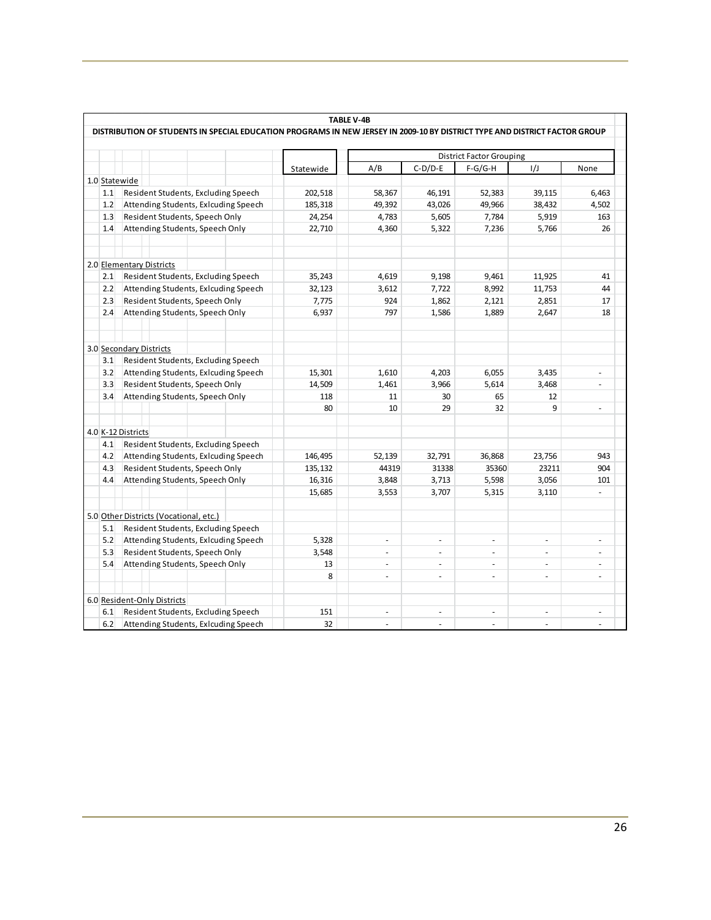**TABLE V-4B**

**DISTRIBUTION OF STUDENTS IN SPECIAL EDUCATION PROGRAMS IN NEW JERSEY IN 2009-10 BY DISTRICT TYPE AND DISTRICT FACTOR GROUP**

| | | | District Factor Grouping | | | | |
|---|---|---|---|---|---|---|---|
| | | Statewide | A/B | C-D/D-E | F-G/G-H | I/J | None |
| 1.0 | Statewide | | | | | | |
| 1.1 | Resident Students, Excluding Speech | 202,518 | 58,367 | 46,191 | 52,383 | 39,115 | 6,463 |
| 1.2 | Attending Students, Exlcuding Speech | 185,318 | 49,392 | 43,026 | 49,966 | 38,432 | 4,502 |
| 1.3 | Resident Students, Speech Only | 24,254 | 4,783 | 5,605 | 7,784 | 5,919 | 163 |
| 1.4 | Attending Students, Speech Only | 22,710 | 4,360 | 5,322 | 7,236 | 5,766 | 26 |
| | | | | | | | |
| 2.0 | Elementary Districts | | | | | | |
| 2.1 | Resident Students, Excluding Speech | 35,243 | 4,619 | 9,198 | 9,461 | 11,925 | 41 |
| 2.2 | Attending Students, Exlcuding Speech | 32,123 | 3,612 | 7,722 | 8,992 | 11,753 | 44 |
| 2.3 | Resident Students, Speech Only | 7,775 | 924 | 1,862 | 2,121 | 2,851 | 17 |
| 2.4 | Attending Students, Speech Only | 6,937 | 797 | 1,586 | 1,889 | 2,647 | 18 |
| | | | | | | | |
| 3.0 | Secondary Districts | | | | | | |
| 3.1 | Resident Students, Excluding Speech | | | | | | |
| 3.2 | Attending Students, Exlcuding Speech | 15,301 | 1,610 | 4,203 | 6,055 | 3,435 | - |
| 3.3 | Resident Students, Speech Only | 14,509 | 1,461 | 3,966 | 5,614 | 3,468 | - |
| 3.4 | Attending Students, Speech Only | 118 | 11 | 30 | 65 | 12 | |
| | | 80 | 10 | 29 | 32 | 9 | - |
| | | | | | | | |
| 4.0 | K-12 Districts | | | | | | |
| 4.1 | Resident Students, Excluding Speech | | | | | | |
| 4.2 | Attending Students, Exlcuding Speech | 146,495 | 52,139 | 32,791 | 36,868 | 23,756 | 943 |
| 4.3 | Resident Students, Speech Only | 135,132 | 44319 | 31338 | 35360 | 23211 | 904 |
| 4.4 | Attending Students, Speech Only | 16,316 | 3,848 | 3,713 | 5,598 | 3,056 | 101 |
| | | 15,685 | 3,553 | 3,707 | 5,315 | 3,110 | - |
| | | | | | | | |
| 5.0 | Other Districts (Vocational, etc.) | | | | | | |
| 5.1 | Resident Students, Excluding Speech | | | | | | |
| 5.2 | Attending Students, Exlcuding Speech | 5,328 | - | - | - | - | - |
| 5.3 | Resident Students, Speech Only | 3,548 | - | - | - | - | - |
| 5.4 | Attending Students, Speech Only | 13 | - | - | - | - | - |
| | | 8 | - | - | - | - | - |
| | | | | | | | |
| 6.0 | Resident-Only Districts | | | | | | |
| 6.1 | Resident Students, Excluding Speech | 151 | - | - | - | - | - |
| 6.2 | Attending Students, Exlcuding Speech | 32 | - | - | - | - | - |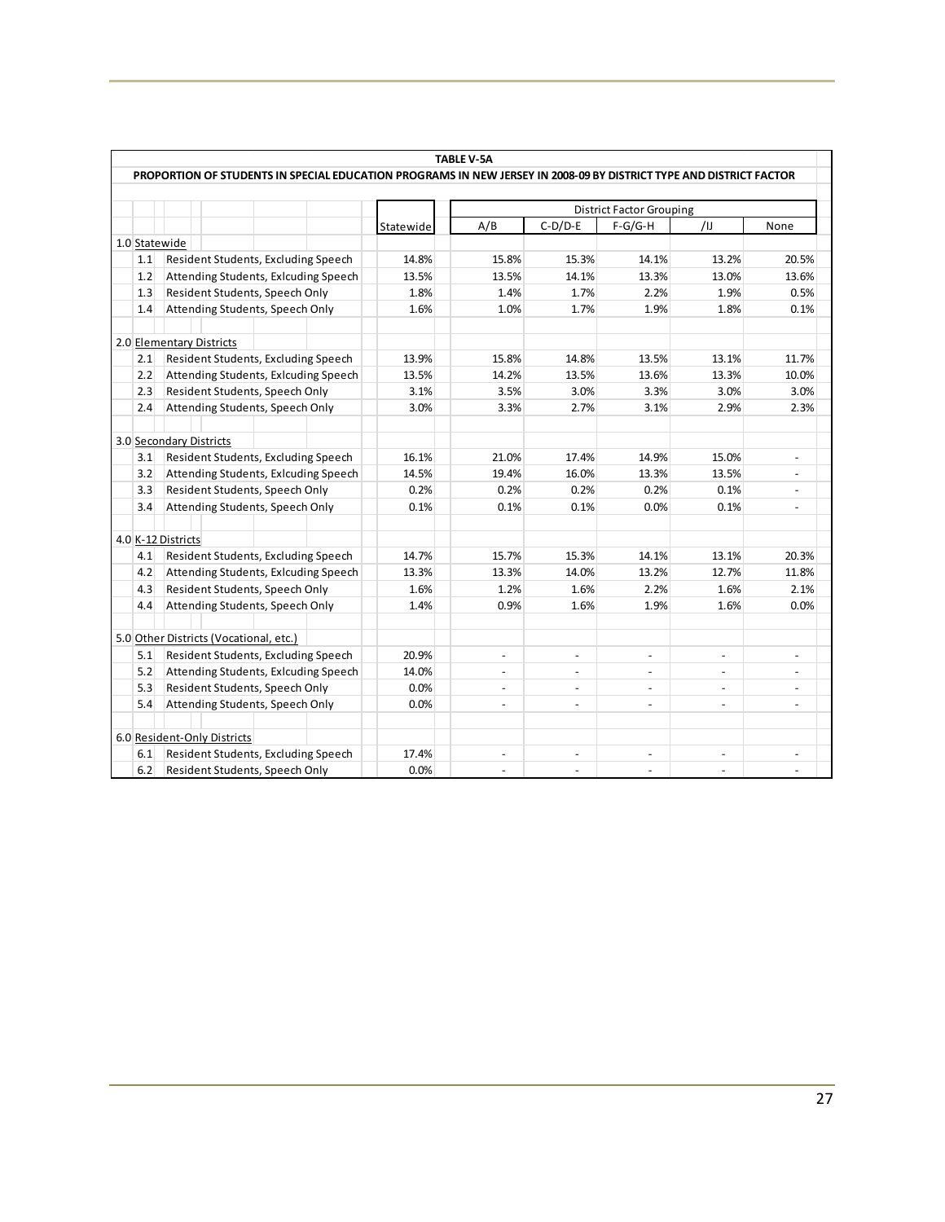**TABLE V-5A**

**PROPORTION OF STUDENTS IN SPECIAL EDUCATION PROGRAMS IN NEW JERSEY IN 2008-09 BY DISTRICT TYPE AND DISTRICT FACTOR**

| | | | District Factor Grouping | | | | |
|---|---|---|---|---|---|---|---|
| | | Statewide | A/B | C-D/D-E | F-G/G-H | /IJ | None |
| **1.0 Statewide** | | | | | | | |
| 1.1 | Resident Students, Excluding Speech | 14.8% | 15.8% | 15.3% | 14.1% | 13.2% | 20.5% |
| 1.2 | Attending Students, Exlcuding Speech | 13.5% | 13.5% | 14.1% | 13.3% | 13.0% | 13.6% |
| 1.3 | Resident Students, Speech Only | 1.8% | 1.4% | 1.7% | 2.2% | 1.9% | 0.5% |
| 1.4 | Attending Students, Speech Only | 1.6% | 1.0% | 1.7% | 1.9% | 1.8% | 0.1% |
| **2.0 Elementary Districts** | | | | | | | |
| 2.1 | Resident Students, Excluding Speech | 13.9% | 15.8% | 14.8% | 13.5% | 13.1% | 11.7% |
| 2.2 | Attending Students, Exlcuding Speech | 13.5% | 14.2% | 13.5% | 13.6% | 13.3% | 10.0% |
| 2.3 | Resident Students, Speech Only | 3.1% | 3.5% | 3.0% | 3.3% | 3.0% | 3.0% |
| 2.4 | Attending Students, Speech Only | 3.0% | 3.3% | 2.7% | 3.1% | 2.9% | 2.3% |
| **3.0 Secondary Districts** | | | | | | | |
| 3.1 | Resident Students, Excluding Speech | 16.1% | 21.0% | 17.4% | 14.9% | 15.0% | - |
| 3.2 | Attending Students, Exlcuding Speech | 14.5% | 19.4% | 16.0% | 13.3% | 13.5% | - |
| 3.3 | Resident Students, Speech Only | 0.2% | 0.2% | 0.2% | 0.2% | 0.1% | - |
| 3.4 | Attending Students, Speech Only | 0.1% | 0.1% | 0.1% | 0.0% | 0.1% | - |
| **4.0 K-12 Districts** | | | | | | | |
| 4.1 | Resident Students, Excluding Speech | 14.7% | 15.7% | 15.3% | 14.1% | 13.1% | 20.3% |
| 4.2 | Attending Students, Exlcuding Speech | 13.3% | 13.3% | 14.0% | 13.2% | 12.7% | 11.8% |
| 4.3 | Resident Students, Speech Only | 1.6% | 1.2% | 1.6% | 2.2% | 1.6% | 2.1% |
| 4.4 | Attending Students, Speech Only | 1.4% | 0.9% | 1.6% | 1.9% | 1.6% | 0.0% |
| **5.0 Other Districts (Vocational, etc.)** | | | | | | | |
| 5.1 | Resident Students, Excluding Speech | 20.9% | - | - | - | - | - |
| 5.2 | Attending Students, Exlcuding Speech | 14.0% | - | - | - | - | - |
| 5.3 | Resident Students, Speech Only | 0.0% | - | - | - | - | - |
| 5.4 | Attending Students, Speech Only | 0.0% | - | - | - | - | - |
| **6.0 Resident-Only Districts** | | | | | | | |
| 6.1 | Resident Students, Excluding Speech | 17.4% | - | - | - | - | - |
| 6.2 | Resident Students, Speech Only | 0.0% | - | - | - | - | - |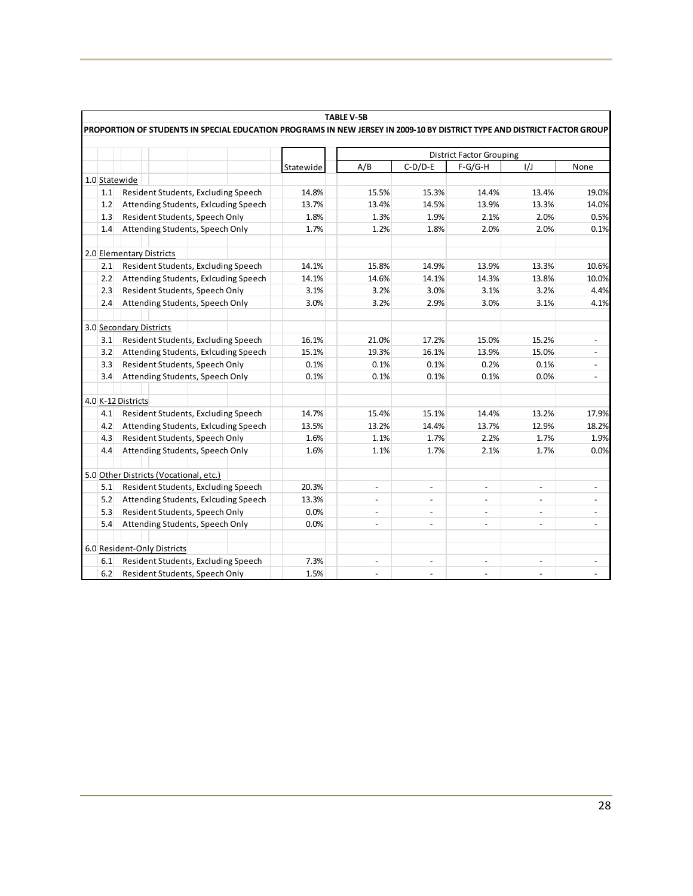**TABLE V-5B**

**PROPORTION OF STUDENTS IN SPECIAL EDUCATION PROGRAMS IN NEW JERSEY IN 2009-10 BY DISTRICT TYPE AND DISTRICT FACTOR GROUP**

| | | | District Factor Grouping | | | | |
|---|---|---|---|---|---|---|---|
| | | Statewide | A/B | C-D/D-E | F-G/G-H | I/J | None |
| **1.0 Statewide** | | | | | | | |
| 1.1 | Resident Students, Excluding Speech | 14.8% | 15.5% | 15.3% | 14.4% | 13.4% | 19.0% |
| 1.2 | Attending Students, Exlcuding Speech | 13.7% | 13.4% | 14.5% | 13.9% | 13.3% | 14.0% |
| 1.3 | Resident Students, Speech Only | 1.8% | 1.3% | 1.9% | 2.1% | 2.0% | 0.5% |
| 1.4 | Attending Students, Speech Only | 1.7% | 1.2% | 1.8% | 2.0% | 2.0% | 0.1% |
| **2.0 Elementary Districts** | | | | | | | |
| 2.1 | Resident Students, Excluding Speech | 14.1% | 15.8% | 14.9% | 13.9% | 13.3% | 10.6% |
| 2.2 | Attending Students, Exlcuding Speech | 14.1% | 14.6% | 14.1% | 14.3% | 13.8% | 10.0% |
| 2.3 | Resident Students, Speech Only | 3.1% | 3.2% | 3.0% | 3.1% | 3.2% | 4.4% |
| 2.4 | Attending Students, Speech Only | 3.0% | 3.2% | 2.9% | 3.0% | 3.1% | 4.1% |
| **3.0 Secondary Districts** | | | | | | | |
| 3.1 | Resident Students, Excluding Speech | 16.1% | 21.0% | 17.2% | 15.0% | 15.2% | - |
| 3.2 | Attending Students, Exlcuding Speech | 15.1% | 19.3% | 16.1% | 13.9% | 15.0% | - |
| 3.3 | Resident Students, Speech Only | 0.1% | 0.1% | 0.1% | 0.2% | 0.1% | - |
| 3.4 | Attending Students, Speech Only | 0.1% | 0.1% | 0.1% | 0.1% | 0.0% | - |
| **4.0 K-12 Districts** | | | | | | | |
| 4.1 | Resident Students, Excluding Speech | 14.7% | 15.4% | 15.1% | 14.4% | 13.2% | 17.9% |
| 4.2 | Attending Students, Exlcuding Speech | 13.5% | 13.2% | 14.4% | 13.7% | 12.9% | 18.2% |
| 4.3 | Resident Students, Speech Only | 1.6% | 1.1% | 1.7% | 2.2% | 1.7% | 1.9% |
| 4.4 | Attending Students, Speech Only | 1.6% | 1.1% | 1.7% | 2.1% | 1.7% | 0.0% |
| **5.0 Other Districts (Vocational, etc.)** | | | | | | | |
| 5.1 | Resident Students, Excluding Speech | 20.3% | - | - | - | - | - |
| 5.2 | Attending Students, Exlcuding Speech | 13.3% | - | - | - | - | - |
| 5.3 | Resident Students, Speech Only | 0.0% | - | - | - | - | - |
| 5.4 | Attending Students, Speech Only | 0.0% | - | - | - | - | - |
| **6.0 Resident-Only Districts** | | | | | | | |
| 6.1 | Resident Students, Excluding Speech | 7.3% | - | - | - | - | - |
| 6.2 | Resident Students, Speech Only | 1.5% | - | - | - | - | - |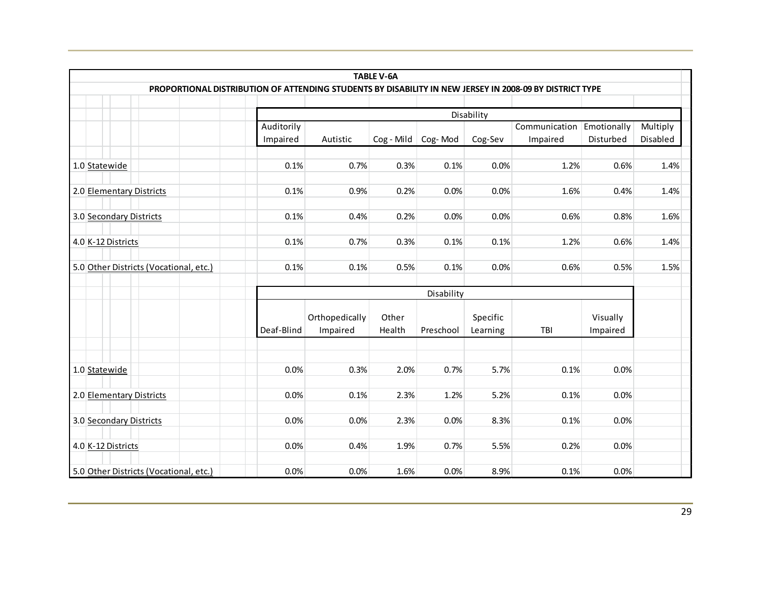**TABLE V-6A**

**PROPORTIONAL DISTRIBUTION OF ATTENDING STUDENTS BY DISABILITY IN NEW JERSEY IN 2008-09 BY DISTRICT TYPE**

| | Disability | | | | | | | |
|---|---|---|---|---|---|---|---|---|
| | Auditorily Impaired | Autistic | Cog - Mild | Cog- Mod | Cog-Sev | Communication Impaired | Emotionally Disturbed | Multiply Disabled |
| 1.0 Statewide | 0.1% | 0.7% | 0.3% | 0.1% | 0.0% | 1.2% | 0.6% | 1.4% |
| 2.0 Elementary Districts | 0.1% | 0.9% | 0.2% | 0.0% | 0.0% | 1.6% | 0.4% | 1.4% |
| 3.0 Secondary Districts | 0.1% | 0.4% | 0.2% | 0.0% | 0.0% | 0.6% | 0.8% | 1.6% |
| 4.0 K-12 Districts | 0.1% | 0.7% | 0.3% | 0.1% | 0.1% | 1.2% | 0.6% | 1.4% |
| 5.0 Other Districts (Vocational, etc.) | 0.1% | 0.1% | 0.5% | 0.1% | 0.0% | 0.6% | 0.5% | 1.5% |

| | Disability | | | | | | |
|---|---|---|---|---|---|---|---|
| | Deaf-Blind | Orthopedically Impaired | Other Health | Preschool | Specific Learning | TBI | Visually Impaired |
| 1.0 Statewide | 0.0% | 0.3% | 2.0% | 0.7% | 5.7% | 0.1% | 0.0% |
| 2.0 Elementary Districts | 0.0% | 0.1% | 2.3% | 1.2% | 5.2% | 0.1% | 0.0% |
| 3.0 Secondary Districts | 0.0% | 0.0% | 2.3% | 0.0% | 8.3% | 0.1% | 0.0% |
| 4.0 K-12 Districts | 0.0% | 0.4% | 1.9% | 0.7% | 5.5% | 0.2% | 0.0% |
| 5.0 Other Districts (Vocational, etc.) | 0.0% | 0.0% | 1.6% | 0.0% | 8.9% | 0.1% | 0.0% |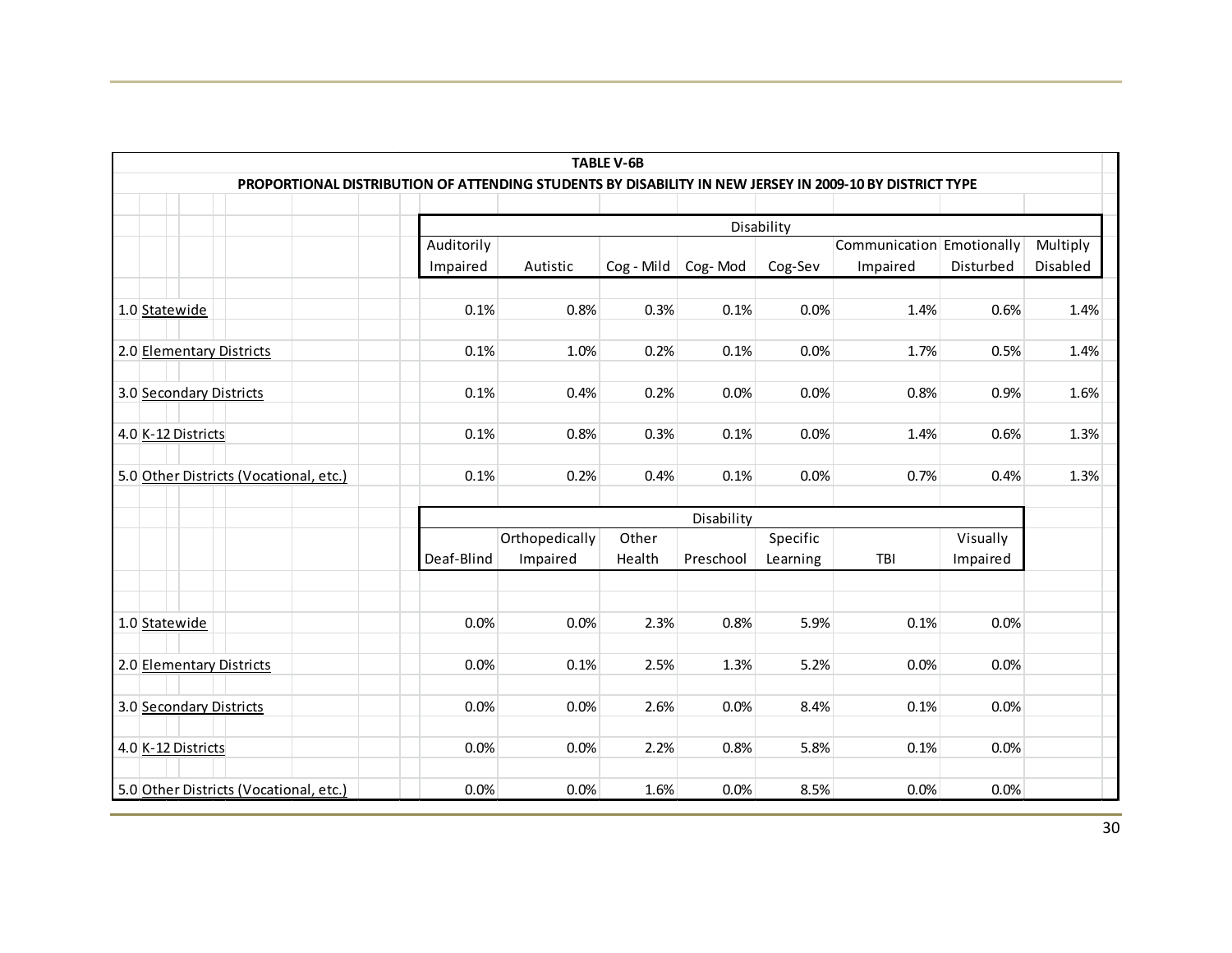**TABLE V-6B**

**PROPORTIONAL DISTRIBUTION OF ATTENDING STUDENTS BY DISABILITY IN NEW JERSEY IN 2009-10 BY DISTRICT TYPE**

| | Disability | | | | | | | |
|---|---|---|---|---|---|---|---|---|
| | Auditorily Impaired | Autistic | Cog - Mild | Cog- Mod | Cog-Sev | Communication Impaired | Emotionally Disturbed | Multiply Disabled |
| 1.0 Statewide | 0.1% | 0.8% | 0.3% | 0.1% | 0.0% | 1.4% | 0.6% | 1.4% |
| 2.0 Elementary Districts | 0.1% | 1.0% | 0.2% | 0.1% | 0.0% | 1.7% | 0.5% | 1.4% |
| 3.0 Secondary Districts | 0.1% | 0.4% | 0.2% | 0.0% | 0.0% | 0.8% | 0.9% | 1.6% |
| 4.0 K-12 Districts | 0.1% | 0.8% | 0.3% | 0.1% | 0.0% | 1.4% | 0.6% | 1.3% |
| 5.0 Other Districts (Vocational, etc.) | 0.1% | 0.2% | 0.4% | 0.1% | 0.0% | 0.7% | 0.4% | 1.3% |

| | Disability | | | | | | |
|---|---|---|---|---|---|---|---|
| | Deaf-Blind | Orthopedically Impaired | Other Health | Preschool | Specific Learning | TBI | Visually Impaired |
| 1.0 Statewide | 0.0% | 0.0% | 2.3% | 0.8% | 5.9% | 0.1% | 0.0% |
| 2.0 Elementary Districts | 0.0% | 0.1% | 2.5% | 1.3% | 5.2% | 0.0% | 0.0% |
| 3.0 Secondary Districts | 0.0% | 0.0% | 2.6% | 0.0% | 8.4% | 0.1% | 0.0% |
| 4.0 K-12 Districts | 0.0% | 0.0% | 2.2% | 0.8% | 5.8% | 0.1% | 0.0% |
| 5.0 Other Districts (Vocational, etc.) | 0.0% | 0.0% | 1.6% | 0.0% | 8.5% | 0.0% | 0.0% |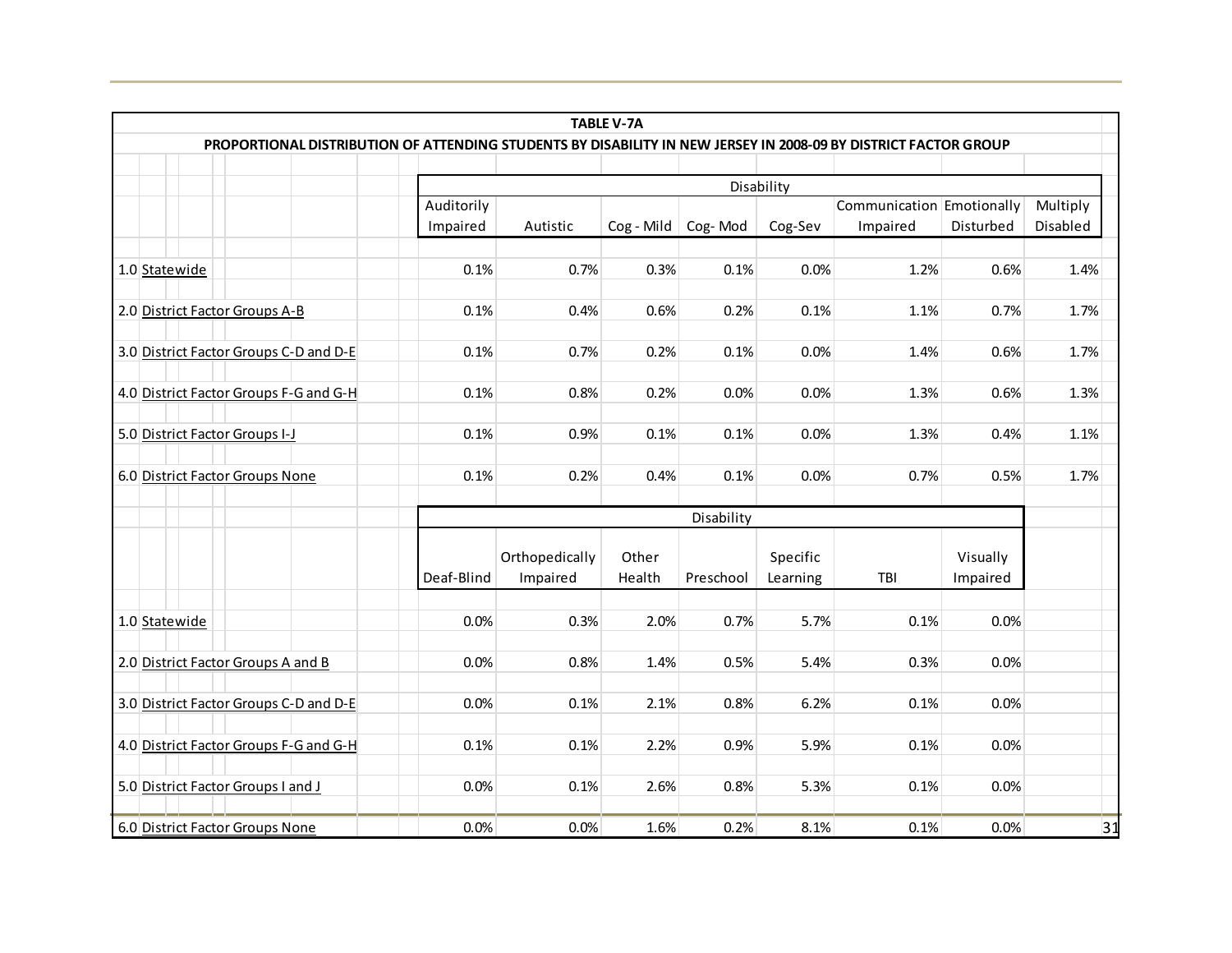**TABLE V-7A**

**PROPORTIONAL DISTRIBUTION OF ATTENDING STUDENTS BY DISABILITY IN NEW JERSEY IN 2008-09 BY DISTRICT FACTOR GROUP**

| | Disability | | | | | | | |
|---|---|---|---|---|---|---|---|---|
| | Auditorily Impaired | Autistic | Cog - Mild | Cog- Mod | Cog-Sev | Communication Impaired | Emotionally Disturbed | Multiply Disabled |
| 1.0 Statewide | 0.1% | 0.7% | 0.3% | 0.1% | 0.0% | 1.2% | 0.6% | 1.4% |
| 2.0 District Factor Groups A-B | 0.1% | 0.4% | 0.6% | 0.2% | 0.1% | 1.1% | 0.7% | 1.7% |
| 3.0 District Factor Groups C-D and D-E | 0.1% | 0.7% | 0.2% | 0.1% | 0.0% | 1.4% | 0.6% | 1.7% |
| 4.0 District Factor Groups F-G and G-H | 0.1% | 0.8% | 0.2% | 0.0% | 0.0% | 1.3% | 0.6% | 1.3% |
| 5.0 District Factor Groups I-J | 0.1% | 0.9% | 0.1% | 0.1% | 0.0% | 1.3% | 0.4% | 1.1% |
| 6.0 District Factor Groups None | 0.1% | 0.2% | 0.4% | 0.1% | 0.0% | 0.7% | 0.5% | 1.7% |

| | Disability | | | | | | |
|---|---|---|---|---|---|---|---|
| | Deaf-Blind | Orthopedically Impaired | Other Health | Preschool | Specific Learning | TBI | Visually Impaired |
| 1.0 Statewide | 0.0% | 0.3% | 2.0% | 0.7% | 5.7% | 0.1% | 0.0% |
| 2.0 District Factor Groups A and B | 0.0% | 0.8% | 1.4% | 0.5% | 5.4% | 0.3% | 0.0% |
| 3.0 District Factor Groups C-D and D-E | 0.0% | 0.1% | 2.1% | 0.8% | 6.2% | 0.1% | 0.0% |
| 4.0 District Factor Groups F-G and G-H | 0.1% | 0.1% | 2.2% | 0.9% | 5.9% | 0.1% | 0.0% |
| 5.0 District Factor Groups I and J | 0.0% | 0.1% | 2.6% | 0.8% | 5.3% | 0.1% | 0.0% |
| 6.0 District Factor Groups None | 0.0% | 0.0% | 1.6% | 0.2% | 8.1% | 0.1% | 0.0% |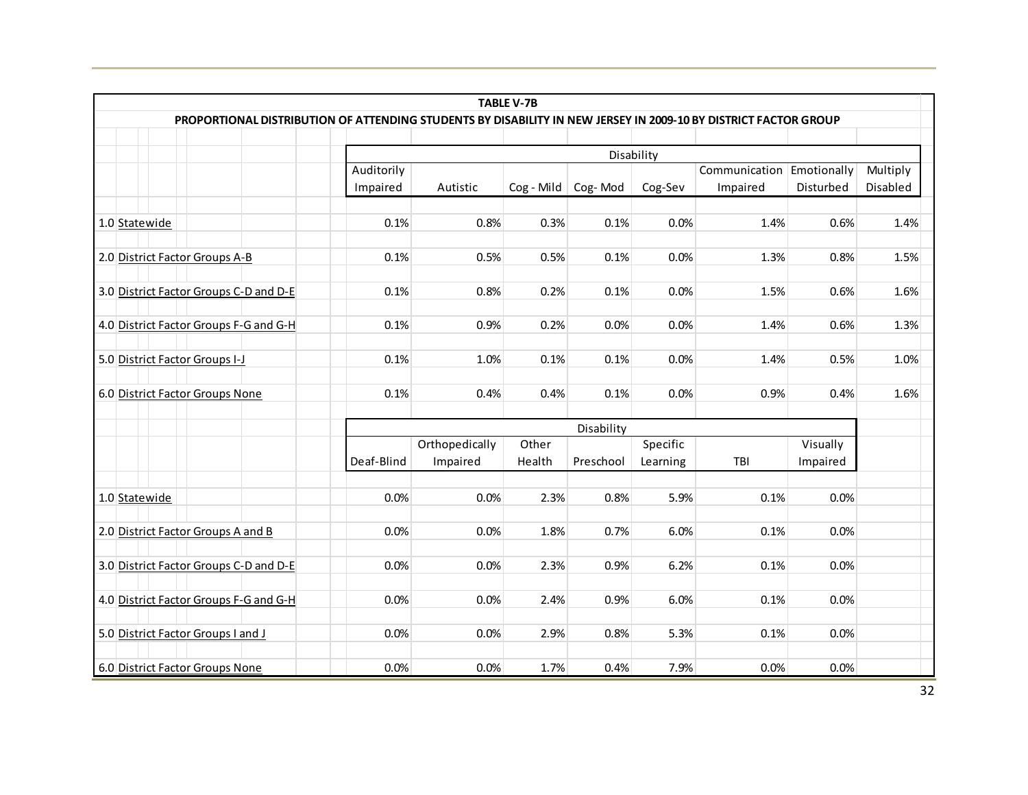**TABLE V-7B**

**PROPORTIONAL DISTRIBUTION OF ATTENDING STUDENTS BY DISABILITY IN NEW JERSEY IN 2009-10 BY DISTRICT FACTOR GROUP**

| | Disability | | | | | | | |
|---|---|---|---|---|---|---|---|---|
| | Auditorily Impaired | Autistic | Cog - Mild | Cog- Mod | Cog-Sev | Communication Impaired | Emotionally Disturbed | Multiply Disabled |
| 1.0 Statewide | 0.1% | 0.8% | 0.3% | 0.1% | 0.0% | 1.4% | 0.6% | 1.4% |
| 2.0 District Factor Groups A-B | 0.1% | 0.5% | 0.5% | 0.1% | 0.0% | 1.3% | 0.8% | 1.5% |
| 3.0 District Factor Groups C-D and D-E | 0.1% | 0.8% | 0.2% | 0.1% | 0.0% | 1.5% | 0.6% | 1.6% |
| 4.0 District Factor Groups F-G and G-H | 0.1% | 0.9% | 0.2% | 0.0% | 0.0% | 1.4% | 0.6% | 1.3% |
| 5.0 District Factor Groups I-J | 0.1% | 1.0% | 0.1% | 0.1% | 0.0% | 1.4% | 0.5% | 1.0% |
| 6.0 District Factor Groups None | 0.1% | 0.4% | 0.4% | 0.1% | 0.0% | 0.9% | 0.4% | 1.6% |

| | Disability | | | | | | |
|---|---|---|---|---|---|---|---|
| | Deaf-Blind | Orthopedically Impaired | Other Health | Preschool | Specific Learning | TBI | Visually Impaired |
| 1.0 Statewide | 0.0% | 0.0% | 2.3% | 0.8% | 5.9% | 0.1% | 0.0% |
| 2.0 District Factor Groups A and B | 0.0% | 0.0% | 1.8% | 0.7% | 6.0% | 0.1% | 0.0% |
| 3.0 District Factor Groups C-D and D-E | 0.0% | 0.0% | 2.3% | 0.9% | 6.2% | 0.1% | 0.0% |
| 4.0 District Factor Groups F-G and G-H | 0.0% | 0.0% | 2.4% | 0.9% | 6.0% | 0.1% | 0.0% |
| 5.0 District Factor Groups I and J | 0.0% | 0.0% | 2.9% | 0.8% | 5.3% | 0.1% | 0.0% |
| 6.0 District Factor Groups None | 0.0% | 0.0% | 1.7% | 0.4% | 7.9% | 0.0% | 0.0% |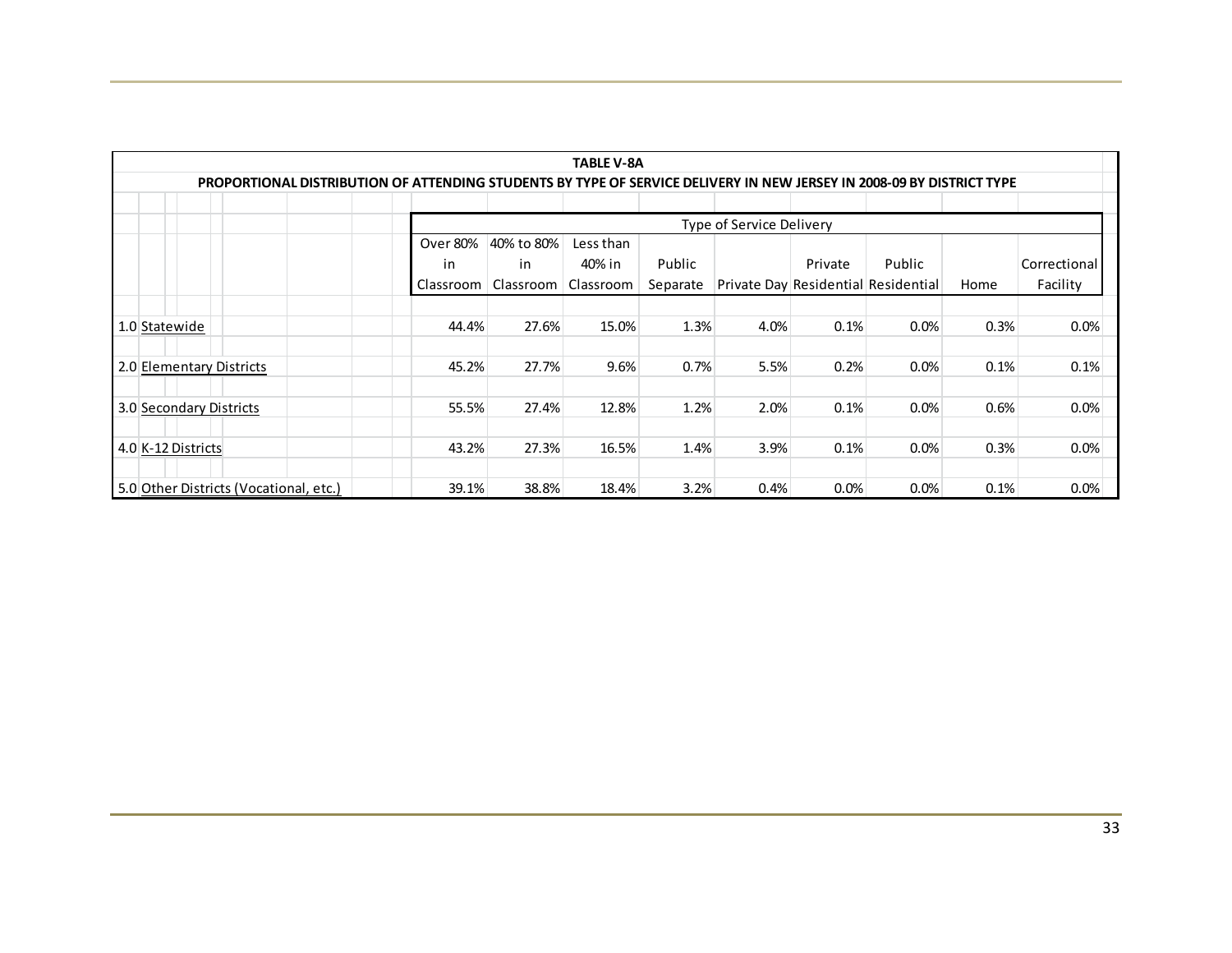**TABLE V-8A**

**PROPORTIONAL DISTRIBUTION OF ATTENDING STUDENTS BY TYPE OF SERVICE DELIVERY IN NEW JERSEY IN 2008-09 BY DISTRICT TYPE**

| | Type of Service Delivery | | | | | | | | |
|---|---|---|---|---|---|---|---|---|---|
| | Over 80% in Classroom | 40% to 80% in Classroom | Less than 40% in Classroom | Public Separate | Private Day | Private Residential | Public Residential | Home | Correctional Facility |
| 1.0 Statewide | 44.4% | 27.6% | 15.0% | 1.3% | 4.0% | 0.1% | 0.0% | 0.3% | 0.0% |
| 2.0 Elementary Districts | 45.2% | 27.7% | 9.6% | 0.7% | 5.5% | 0.2% | 0.0% | 0.1% | 0.1% |
| 3.0 Secondary Districts | 55.5% | 27.4% | 12.8% | 1.2% | 2.0% | 0.1% | 0.0% | 0.6% | 0.0% |
| 4.0 K-12 Districts | 43.2% | 27.3% | 16.5% | 1.4% | 3.9% | 0.1% | 0.0% | 0.3% | 0.0% |
| 5.0 Other Districts (Vocational, etc.) | 39.1% | 38.8% | 18.4% | 3.2% | 0.4% | 0.0% | 0.0% | 0.1% | 0.0% |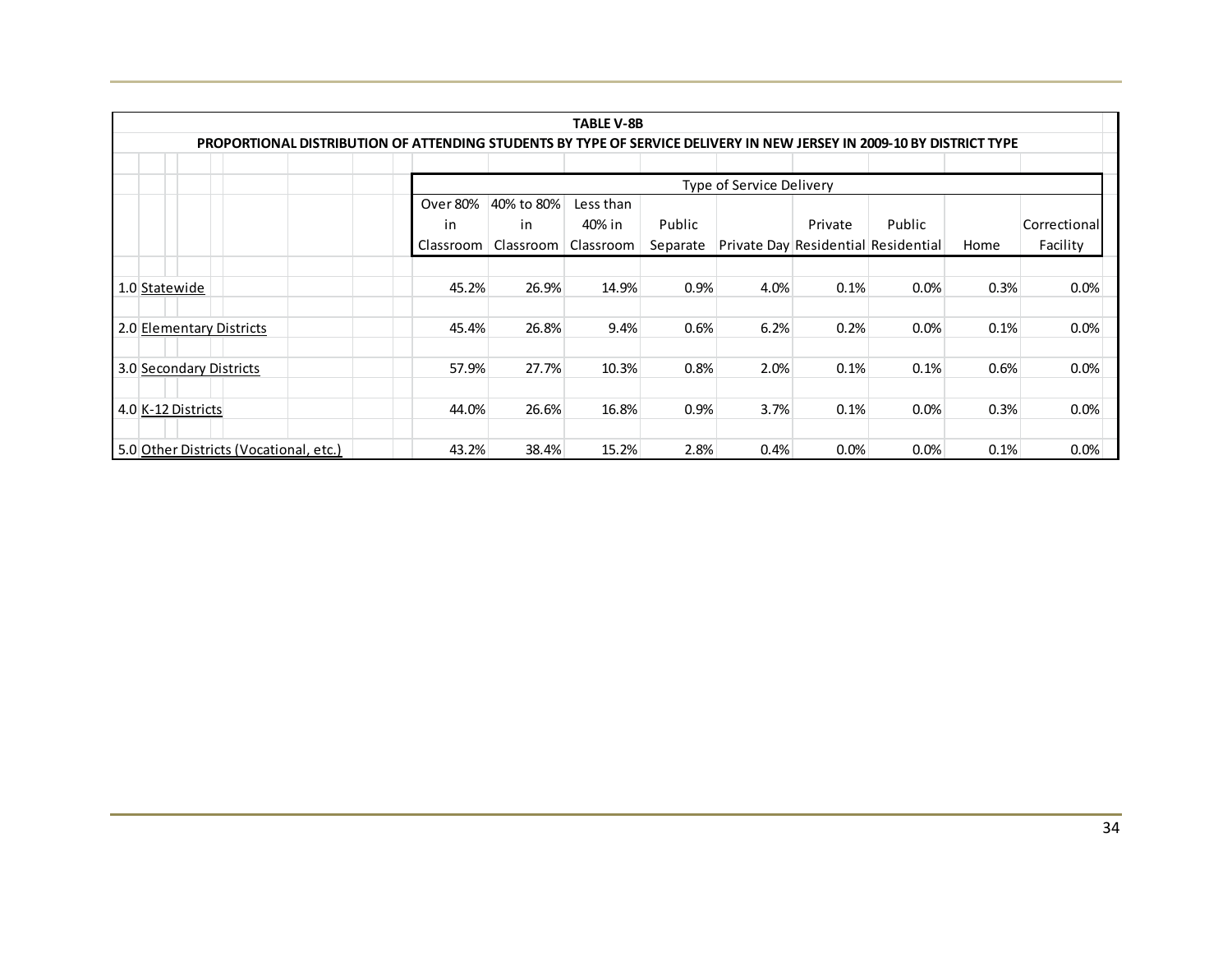**TABLE V-8B**

**PROPORTIONAL DISTRIBUTION OF ATTENDING STUDENTS BY TYPE OF SERVICE DELIVERY IN NEW JERSEY IN 2009-10 BY DISTRICT TYPE**

| | Type of Service Delivery | | | | | | | | |
|---|---|---|---|---|---|---|---|---|---|
| | Over 80% in Classroom | 40% to 80% in Classroom | Less than 40% in Classroom | Public Separate | Private Day | Private Residential | Public Residential | Home | Correctional Facility |
| 1.0 Statewide | 45.2% | 26.9% | 14.9% | 0.9% | 4.0% | 0.1% | 0.0% | 0.3% | 0.0% |
| 2.0 Elementary Districts | 45.4% | 26.8% | 9.4% | 0.6% | 6.2% | 0.2% | 0.0% | 0.1% | 0.0% |
| 3.0 Secondary Districts | 57.9% | 27.7% | 10.3% | 0.8% | 2.0% | 0.1% | 0.1% | 0.6% | 0.0% |
| 4.0 K-12 Districts | 44.0% | 26.6% | 16.8% | 0.9% | 3.7% | 0.1% | 0.0% | 0.3% | 0.0% |
| 5.0 Other Districts (Vocational, etc.) | 43.2% | 38.4% | 15.2% | 2.8% | 0.4% | 0.0% | 0.0% | 0.1% | 0.0% |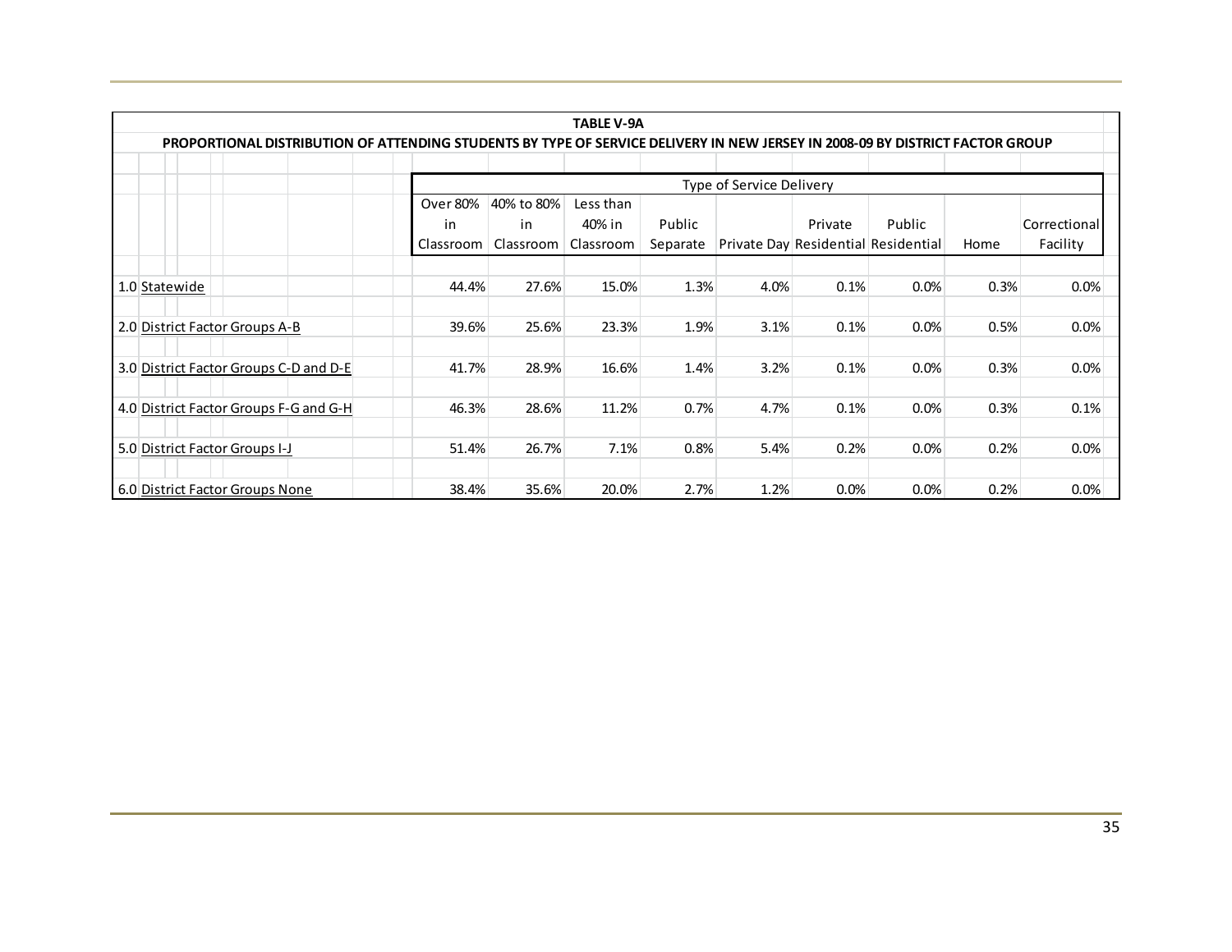**TABLE V-9A**

**PROPORTIONAL DISTRIBUTION OF ATTENDING STUDENTS BY TYPE OF SERVICE DELIVERY IN NEW JERSEY IN 2008-09 BY DISTRICT FACTOR GROUP**

| | Type of Service Delivery | | | | | | | | |
|---|---|---|---|---|---|---|---|---|---|
| | Over 80% in Classroom | 40% to 80% in Classroom | Less than 40% in Classroom | Public Separate | Private Day | Private Residential | Public Residential | Home | Correctional Facility |
| 1.0 Statewide | 44.4% | 27.6% | 15.0% | 1.3% | 4.0% | 0.1% | 0.0% | 0.3% | 0.0% |
| 2.0 District Factor Groups A-B | 39.6% | 25.6% | 23.3% | 1.9% | 3.1% | 0.1% | 0.0% | 0.5% | 0.0% |
| 3.0 District Factor Groups C-D and D-E | 41.7% | 28.9% | 16.6% | 1.4% | 3.2% | 0.1% | 0.0% | 0.3% | 0.0% |
| 4.0 District Factor Groups F-G and G-H | 46.3% | 28.6% | 11.2% | 0.7% | 4.7% | 0.1% | 0.0% | 0.3% | 0.1% |
| 5.0 District Factor Groups I-J | 51.4% | 26.7% | 7.1% | 0.8% | 5.4% | 0.2% | 0.0% | 0.2% | 0.0% |
| 6.0 District Factor Groups None | 38.4% | 35.6% | 20.0% | 2.7% | 1.2% | 0.0% | 0.0% | 0.2% | 0.0% |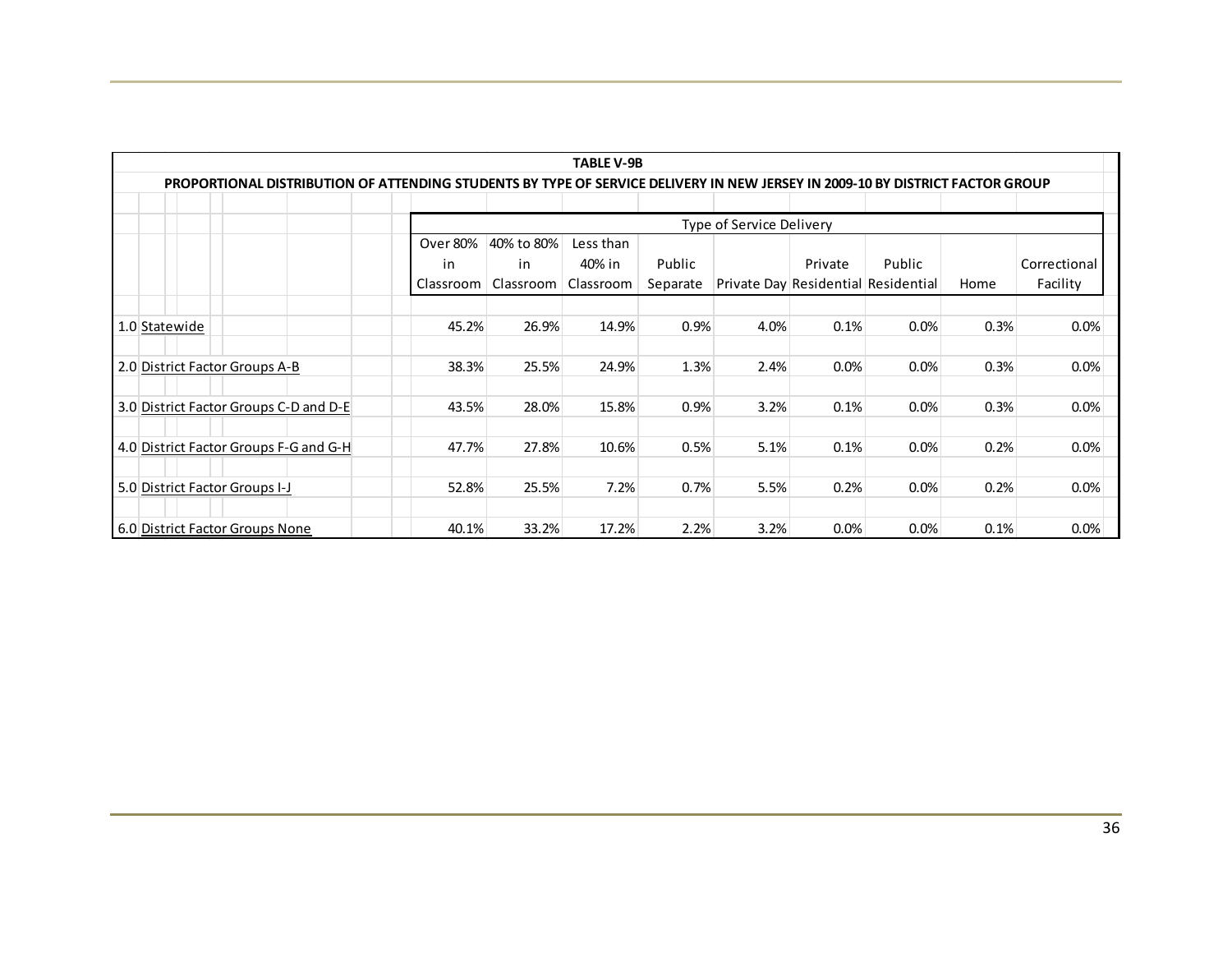**TABLE V-9B**

**PROPORTIONAL DISTRIBUTION OF ATTENDING STUDENTS BY TYPE OF SERVICE DELIVERY IN NEW JERSEY IN 2009-10 BY DISTRICT FACTOR GROUP**

| | Type of Service Delivery | | | | | | | | |
|---|---|---|---|---|---|---|---|---|---|
| | Over 80% in Classroom | 40% to 80% in Classroom | Less than 40% in Classroom | Public Separate | Private Day | Private Residential | Public Residential | Home | Correctional Facility |
| 1.0 Statewide | 45.2% | 26.9% | 14.9% | 0.9% | 4.0% | 0.1% | 0.0% | 0.3% | 0.0% |
| 2.0 District Factor Groups A-B | 38.3% | 25.5% | 24.9% | 1.3% | 2.4% | 0.0% | 0.0% | 0.3% | 0.0% |
| 3.0 District Factor Groups C-D and D-E | 43.5% | 28.0% | 15.8% | 0.9% | 3.2% | 0.1% | 0.0% | 0.3% | 0.0% |
| 4.0 District Factor Groups F-G and G-H | 47.7% | 27.8% | 10.6% | 0.5% | 5.1% | 0.1% | 0.0% | 0.2% | 0.0% |
| 5.0 District Factor Groups I-J | 52.8% | 25.5% | 7.2% | 0.7% | 5.5% | 0.2% | 0.0% | 0.2% | 0.0% |
| 6.0 District Factor Groups None | 40.1% | 33.2% | 17.2% | 2.2% | 3.2% | 0.0% | 0.0% | 0.1% | 0.0% |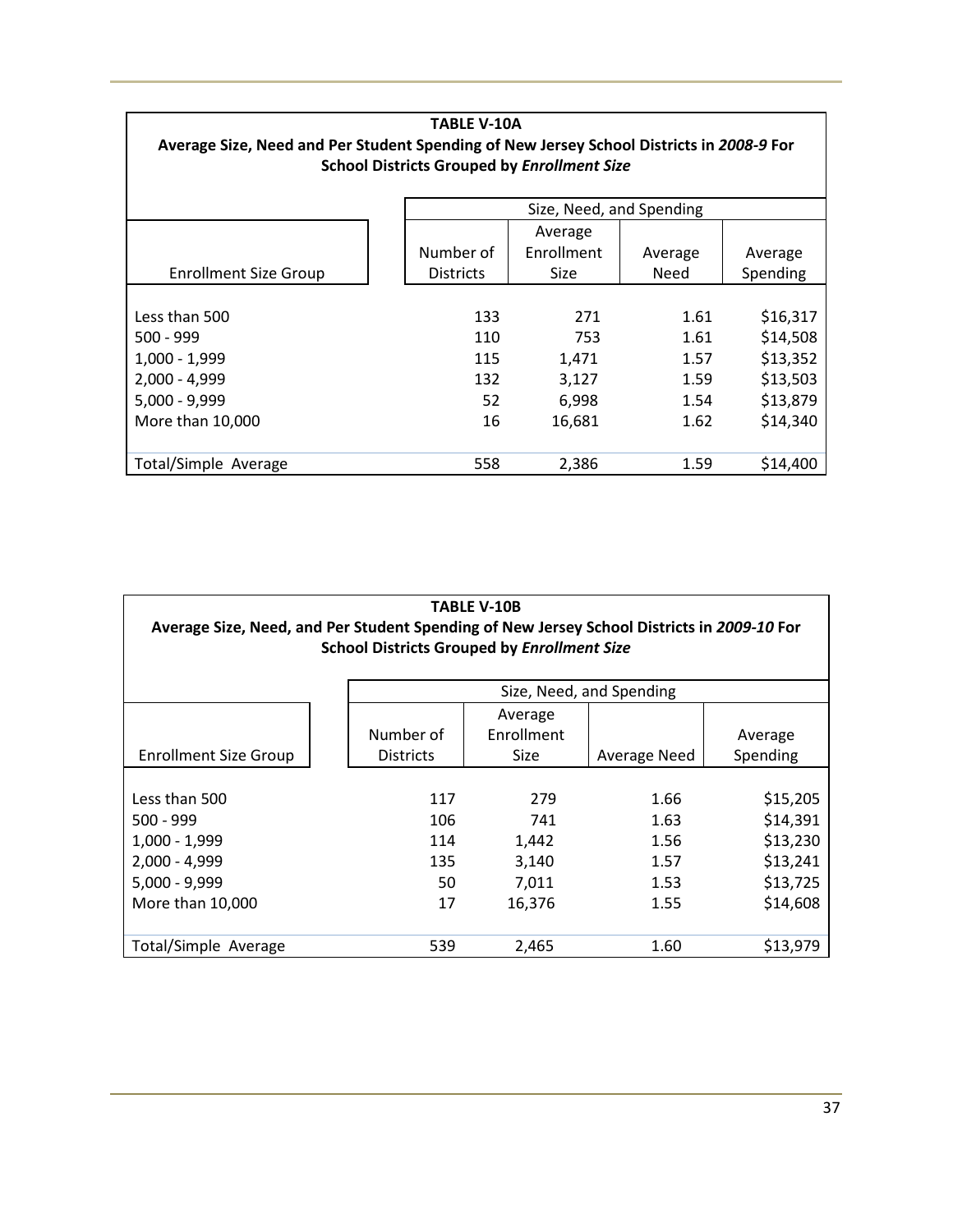**TABLE V-10A**

**Average Size, Need and Per Student Spending of New Jersey School Districts in *2008-9* For School Districts Grouped by *Enrollment Size***

| | Size, Need, and Spending | | | |
|---|---|---|---|---|
| Enrollment Size Group | Number of Districts | Average Enrollment Size | Average Need | Average Spending |
| Less than 500 | 133 | 271 | 1.61 | $16,317 |
| 500 - 999 | 110 | 753 | 1.61 | $14,508 |
| 1,000 - 1,999 | 115 | 1,471 | 1.57 | $13,352 |
| 2,000 - 4,999 | 132 | 3,127 | 1.59 | $13,503 |
| 5,000 - 9,999 | 52 | 6,998 | 1.54 | $13,879 |
| More than 10,000 | 16 | 16,681 | 1.62 | $14,340 |
| Total/Simple Average | 558 | 2,386 | 1.59 | $14,400 |

**TABLE V-10B**

**Average Size, Need, and Per Student Spending of New Jersey School Districts in *2009-10* For School Districts Grouped by *Enrollment Size***

| | Size, Need, and Spending | | | |
|---|---|---|---|---|
| Enrollment Size Group | Number of Districts | Average Enrollment Size | Average Need | Average Spending |
| Less than 500 | 117 | 279 | 1.66 | $15,205 |
| 500 - 999 | 106 | 741 | 1.63 | $14,391 |
| 1,000 - 1,999 | 114 | 1,442 | 1.56 | $13,230 |
| 2,000 - 4,999 | 135 | 3,140 | 1.57 | $13,241 |
| 5,000 - 9,999 | 50 | 7,011 | 1.53 | $13,725 |
| More than 10,000 | 17 | 16,376 | 1.55 | $14,608 |
| Total/Simple Average | 539 | 2,465 | 1.60 | $13,979 |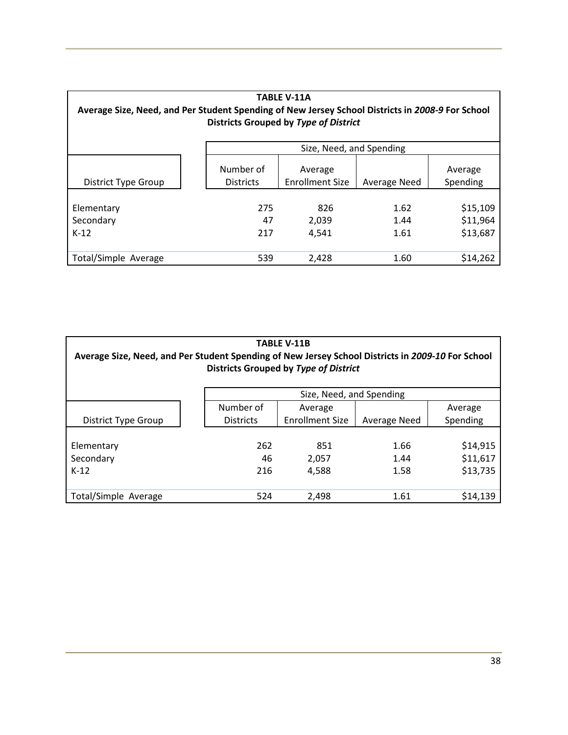**TABLE V-11A**
**Average Size, Need, and Per Student Spending of New Jersey School Districts in *2008-9* For School Districts Grouped by *Type of District***

| | Size, Need, and Spending | | | |
|---|---|---|---|---|
| District Type Group | Number of Districts | Average Enrollment Size | Average Need | Average Spending |
| Elementary | 275 | 826 | 1.62 | $15,109 |
| Secondary | 47 | 2,039 | 1.44 | $11,964 |
| K-12 | 217 | 4,541 | 1.61 | $13,687 |
| Total/Simple Average | 539 | 2,428 | 1.60 | $14,262 |

**TABLE V-11B**
**Average Size, Need, and Per Student Spending of New Jersey School Districts in *2009-10* For School Districts Grouped by *Type of District***

| | Size, Need, and Spending | | | |
|---|---|---|---|---|
| District Type Group | Number of Districts | Average Enrollment Size | Average Need | Average Spending |
| Elementary | 262 | 851 | 1.66 | $14,915 |
| Secondary | 46 | 2,057 | 1.44 | $11,617 |
| K-12 | 216 | 4,588 | 1.58 | $13,735 |
| Total/Simple Average | 524 | 2,498 | 1.61 | $14,139 |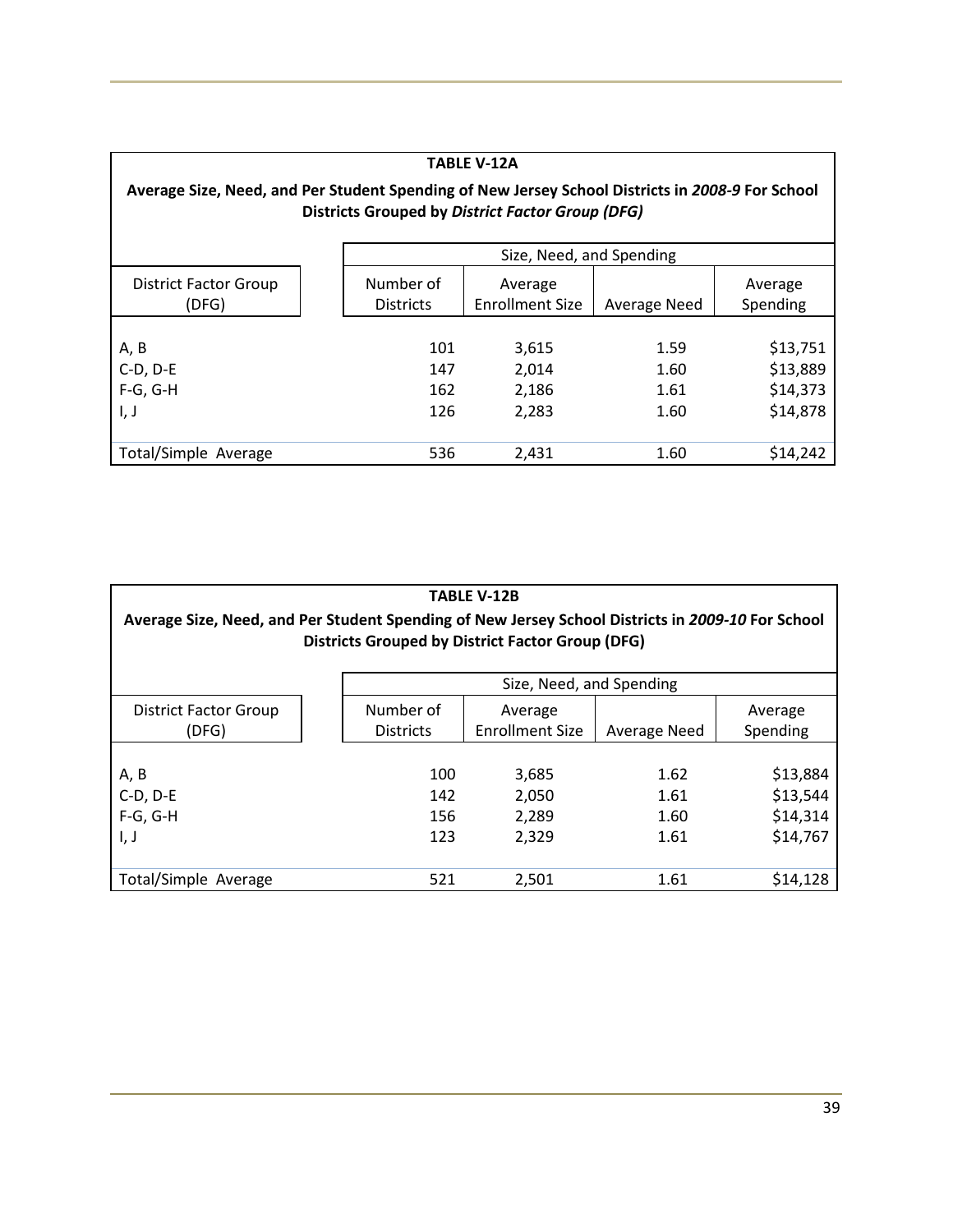**TABLE V-12A**

**Average Size, Need, and Per Student Spending of New Jersey School Districts in *2008-9* For School Districts Grouped by *District Factor Group (DFG)***

| District Factor Group (DFG) | Size, Need, and Spending | | | |
|---|---|---|---|---|
| | Number of Districts | Average Enrollment Size | Average Need | Average Spending |
| A, B | 101 | 3,615 | 1.59 | $13,751 |
| C-D, D-E | 147 | 2,014 | 1.60 | $13,889 |
| F-G, G-H | 162 | 2,186 | 1.61 | $14,373 |
| I, J | 126 | 2,283 | 1.60 | $14,878 |
| Total/Simple Average | 536 | 2,431 | 1.60 | $14,242 |

**TABLE V-12B**

**Average Size, Need, and Per Student Spending of New Jersey School Districts in *2009-10* For School Districts Grouped by District Factor Group (DFG)**

| District Factor Group (DFG) | Size, Need, and Spending | | | |
|---|---|---|---|---|
| | Number of Districts | Average Enrollment Size | Average Need | Average Spending |
| A, B | 100 | 3,685 | 1.62 | $13,884 |
| C-D, D-E | 142 | 2,050 | 1.61 | $13,544 |
| F-G, G-H | 156 | 2,289 | 1.60 | $14,314 |
| I, J | 123 | 2,329 | 1.61 | $14,767 |
| Total/Simple Average | 521 | 2,501 | 1.61 | $14,128 |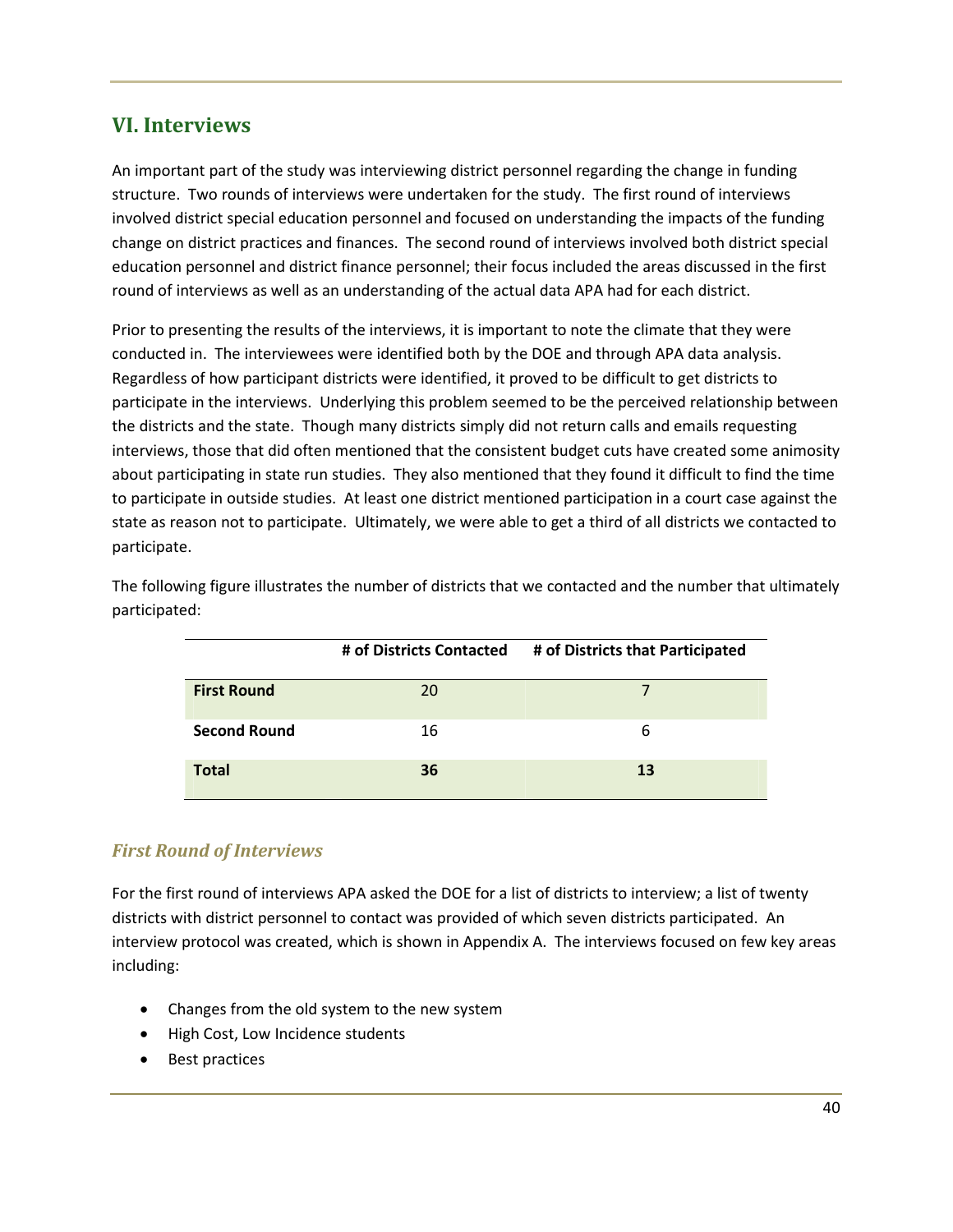## VI. Interviews

An important part of the study was interviewing district personnel regarding the change in funding structure. Two rounds of interviews were undertaken for the study. The first round of interviews involved district special education personnel and focused on understanding the impacts of the funding change on district practices and finances. The second round of interviews involved both district special education personnel and district finance personnel; their focus included the areas discussed in the first round of interviews as well as an understanding of the actual data APA had for each district.

Prior to presenting the results of the interviews, it is important to note the climate that they were conducted in. The interviewees were identified both by the DOE and through APA data analysis. Regardless of how participant districts were identified, it proved to be difficult to get districts to participate in the interviews. Underlying this problem seemed to be the perceived relationship between the districts and the state. Though many districts simply did not return calls and emails requesting interviews, those that did often mentioned that the consistent budget cuts have created some animosity about participating in state run studies. They also mentioned that they found it difficult to find the time to participate in outside studies. At least one district mentioned participation in a court case against the state as reason not to participate. Ultimately, we were able to get a third of all districts we contacted to participate.

The following figure illustrates the number of districts that we contacted and the number that ultimately participated:

| | # of Districts Contacted | # of Districts that Participated |
|---|---|---|
| **First Round** | 20 | 7 |
| **Second Round** | 16 | 6 |
| **Total** | **36** | **13** |

### *First Round of Interviews*

For the first round of interviews APA asked the DOE for a list of districts to interview; a list of twenty districts with district personnel to contact was provided of which seven districts participated. An interview protocol was created, which is shown in Appendix A. The interviews focused on few key areas including:

- Changes from the old system to the new system
- High Cost, Low Incidence students
- Best practices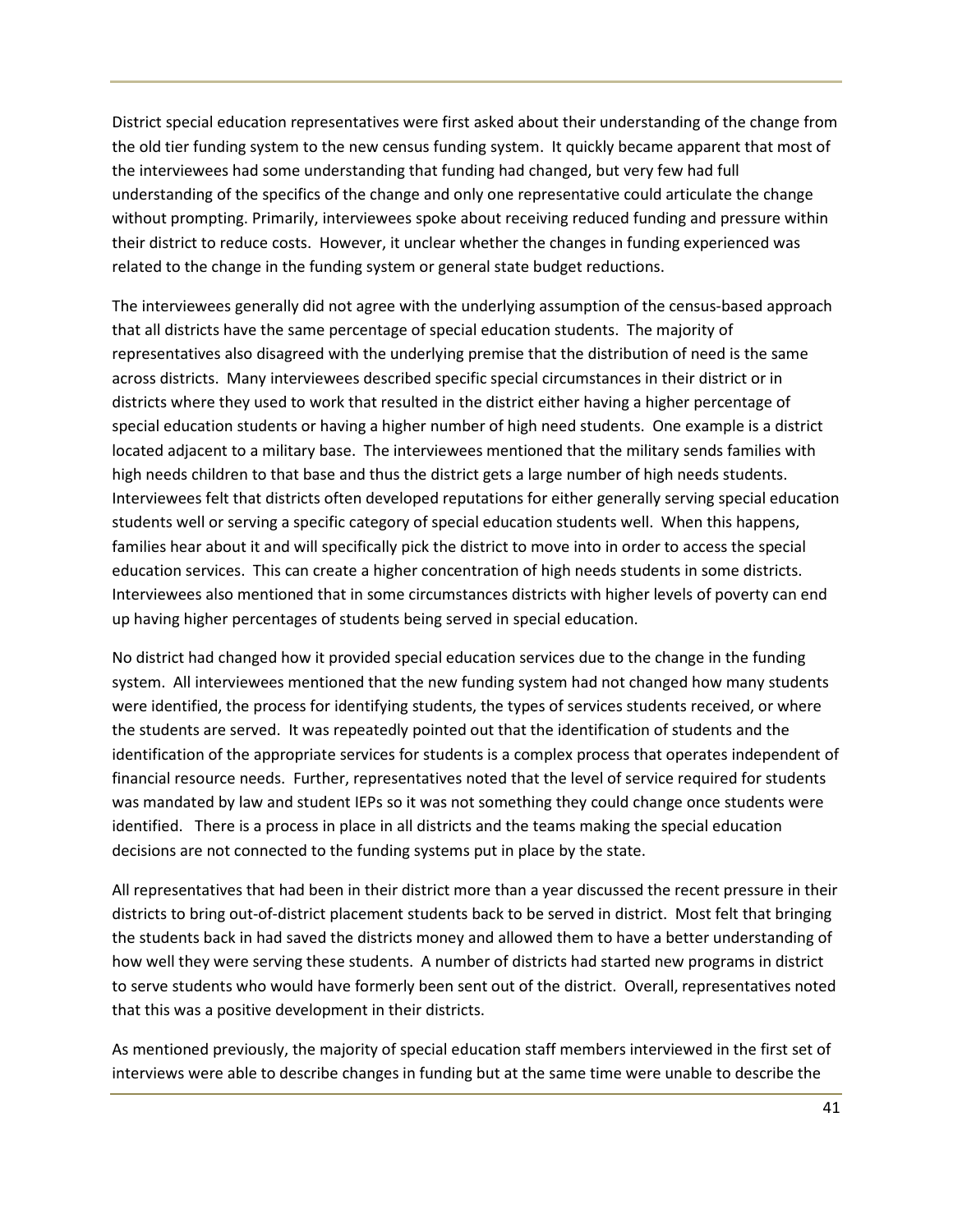District special education representatives were first asked about their understanding of the change from the old tier funding system to the new census funding system. It quickly became apparent that most of the interviewees had some understanding that funding had changed, but very few had full understanding of the specifics of the change and only one representative could articulate the change without prompting. Primarily, interviewees spoke about receiving reduced funding and pressure within their district to reduce costs. However, it unclear whether the changes in funding experienced was related to the change in the funding system or general state budget reductions.

The interviewees generally did not agree with the underlying assumption of the census-based approach that all districts have the same percentage of special education students. The majority of representatives also disagreed with the underlying premise that the distribution of need is the same across districts. Many interviewees described specific special circumstances in their district or in districts where they used to work that resulted in the district either having a higher percentage of special education students or having a higher number of high need students. One example is a district located adjacent to a military base. The interviewees mentioned that the military sends families with high needs children to that base and thus the district gets a large number of high needs students. Interviewees felt that districts often developed reputations for either generally serving special education students well or serving a specific category of special education students well. When this happens, families hear about it and will specifically pick the district to move into in order to access the special education services. This can create a higher concentration of high needs students in some districts. Interviewees also mentioned that in some circumstances districts with higher levels of poverty can end up having higher percentages of students being served in special education.

No district had changed how it provided special education services due to the change in the funding system. All interviewees mentioned that the new funding system had not changed how many students were identified, the process for identifying students, the types of services students received, or where the students are served. It was repeatedly pointed out that the identification of students and the identification of the appropriate services for students is a complex process that operates independent of financial resource needs. Further, representatives noted that the level of service required for students was mandated by law and student IEPs so it was not something they could change once students were identified. There is a process in place in all districts and the teams making the special education decisions are not connected to the funding systems put in place by the state.

All representatives that had been in their district more than a year discussed the recent pressure in their districts to bring out-of-district placement students back to be served in district. Most felt that bringing the students back in had saved the districts money and allowed them to have a better understanding of how well they were serving these students. A number of districts had started new programs in district to serve students who would have formerly been sent out of the district. Overall, representatives noted that this was a positive development in their districts.

As mentioned previously, the majority of special education staff members interviewed in the first set of interviews were able to describe changes in funding but at the same time were unable to describe the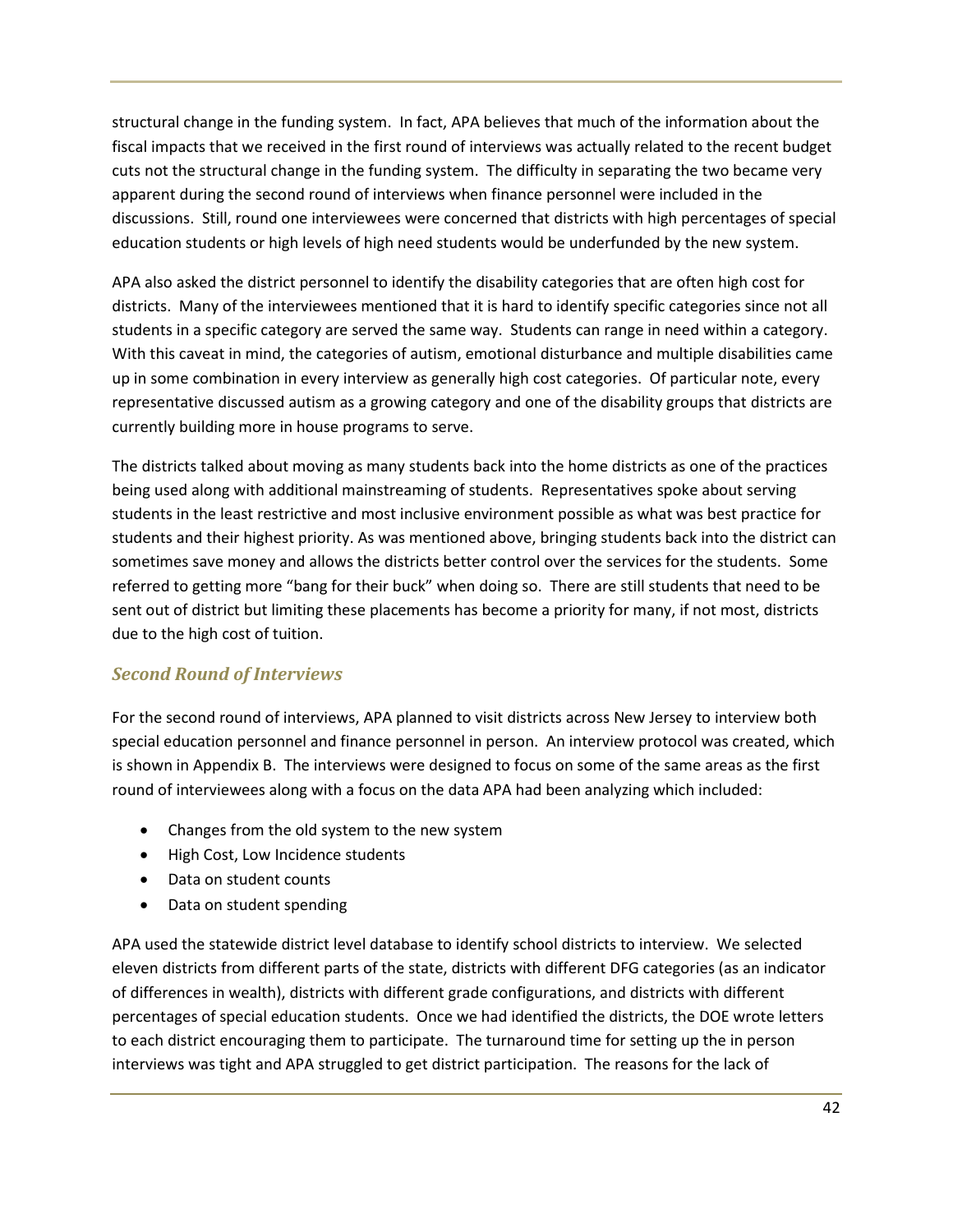structural change in the funding system. In fact, APA believes that much of the information about the fiscal impacts that we received in the first round of interviews was actually related to the recent budget cuts not the structural change in the funding system. The difficulty in separating the two became very apparent during the second round of interviews when finance personnel were included in the discussions. Still, round one interviewees were concerned that districts with high percentages of special education students or high levels of high need students would be underfunded by the new system.

APA also asked the district personnel to identify the disability categories that are often high cost for districts. Many of the interviewees mentioned that it is hard to identify specific categories since not all students in a specific category are served the same way. Students can range in need within a category. With this caveat in mind, the categories of autism, emotional disturbance and multiple disabilities came up in some combination in every interview as generally high cost categories. Of particular note, every representative discussed autism as a growing category and one of the disability groups that districts are currently building more in house programs to serve.

The districts talked about moving as many students back into the home districts as one of the practices being used along with additional mainstreaming of students. Representatives spoke about serving students in the least restrictive and most inclusive environment possible as what was best practice for students and their highest priority. As was mentioned above, bringing students back into the district can sometimes save money and allows the districts better control over the services for the students. Some referred to getting more "bang for their buck" when doing so. There are still students that need to be sent out of district but limiting these placements has become a priority for many, if not most, districts due to the high cost of tuition.

### *Second Round of Interviews*

For the second round of interviews, APA planned to visit districts across New Jersey to interview both special education personnel and finance personnel in person. An interview protocol was created, which is shown in Appendix B. The interviews were designed to focus on some of the same areas as the first round of interviewees along with a focus on the data APA had been analyzing which included:

- Changes from the old system to the new system
- High Cost, Low Incidence students
- Data on student counts
- Data on student spending

APA used the statewide district level database to identify school districts to interview. We selected eleven districts from different parts of the state, districts with different DFG categories (as an indicator of differences in wealth), districts with different grade configurations, and districts with different percentages of special education students. Once we had identified the districts, the DOE wrote letters to each district encouraging them to participate. The turnaround time for setting up the in person interviews was tight and APA struggled to get district participation. The reasons for the lack of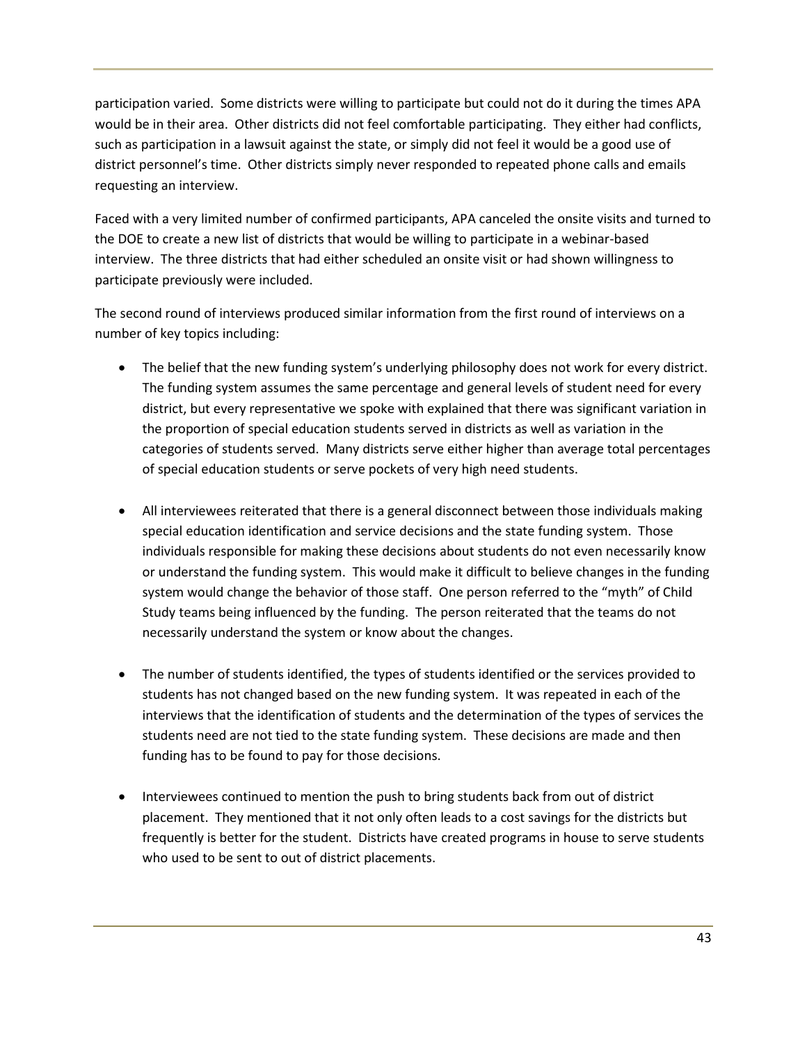participation varied. Some districts were willing to participate but could not do it during the times APA would be in their area. Other districts did not feel comfortable participating. They either had conflicts, such as participation in a lawsuit against the state, or simply did not feel it would be a good use of district personnel's time. Other districts simply never responded to repeated phone calls and emails requesting an interview.

Faced with a very limited number of confirmed participants, APA canceled the onsite visits and turned to the DOE to create a new list of districts that would be willing to participate in a webinar-based interview. The three districts that had either scheduled an onsite visit or had shown willingness to participate previously were included.

The second round of interviews produced similar information from the first round of interviews on a number of key topics including:

- The belief that the new funding system's underlying philosophy does not work for every district. The funding system assumes the same percentage and general levels of student need for every district, but every representative we spoke with explained that there was significant variation in the proportion of special education students served in districts as well as variation in the categories of students served. Many districts serve either higher than average total percentages of special education students or serve pockets of very high need students.

- All interviewees reiterated that there is a general disconnect between those individuals making special education identification and service decisions and the state funding system. Those individuals responsible for making these decisions about students do not even necessarily know or understand the funding system. This would make it difficult to believe changes in the funding system would change the behavior of those staff. One person referred to the "myth" of Child Study teams being influenced by the funding. The person reiterated that the teams do not necessarily understand the system or know about the changes.

- The number of students identified, the types of students identified or the services provided to students has not changed based on the new funding system. It was repeated in each of the interviews that the identification of students and the determination of the types of services the students need are not tied to the state funding system. These decisions are made and then funding has to be found to pay for those decisions.

- Interviewees continued to mention the push to bring students back from out of district placement. They mentioned that it not only often leads to a cost savings for the districts but frequently is better for the student. Districts have created programs in house to serve students who used to be sent to out of district placements.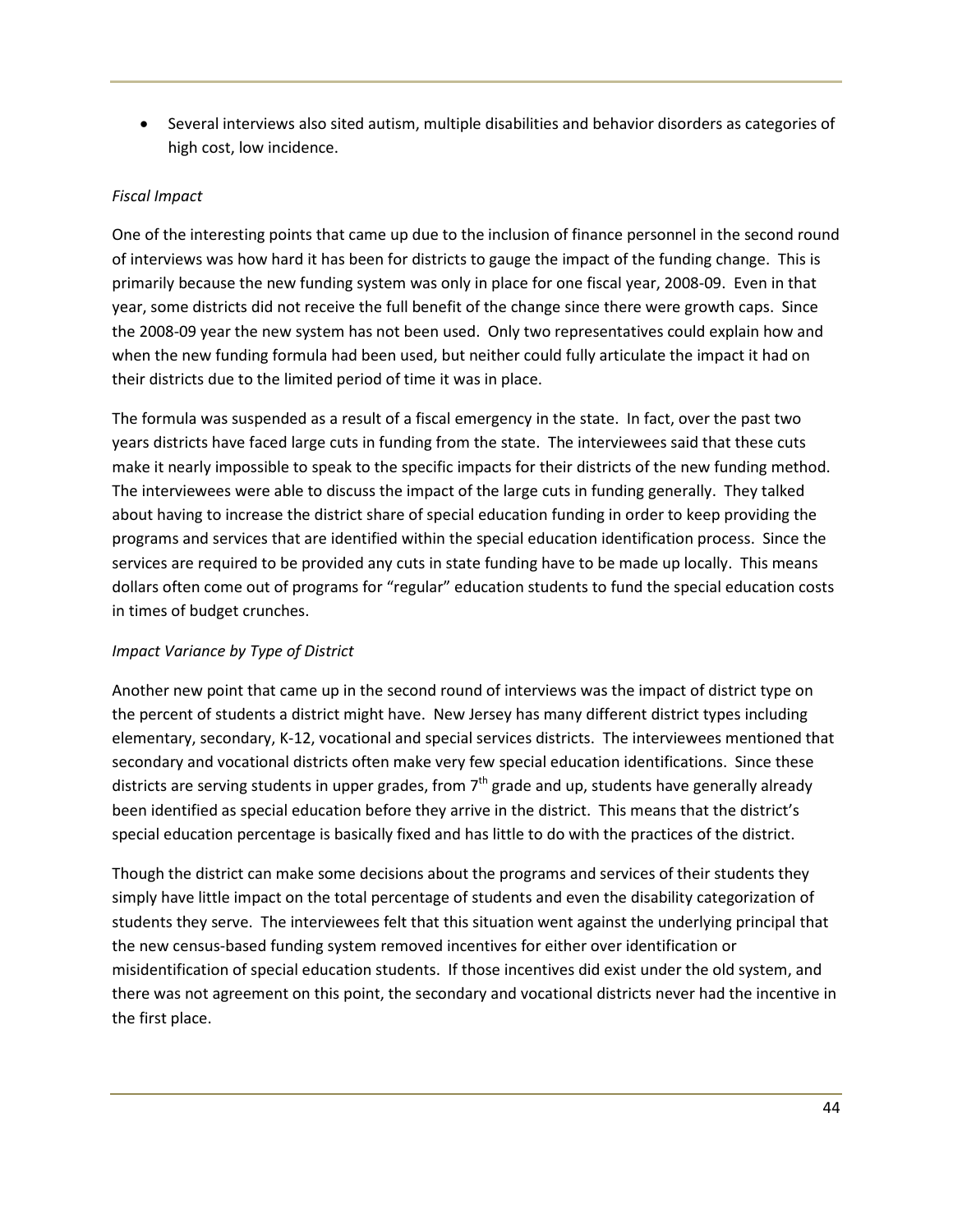- Several interviews also sited autism, multiple disabilities and behavior disorders as categories of high cost, low incidence.

*Fiscal Impact*

One of the interesting points that came up due to the inclusion of finance personnel in the second round of interviews was how hard it has been for districts to gauge the impact of the funding change. This is primarily because the new funding system was only in place for one fiscal year, 2008-09. Even in that year, some districts did not receive the full benefit of the change since there were growth caps. Since the 2008-09 year the new system has not been used. Only two representatives could explain how and when the new funding formula had been used, but neither could fully articulate the impact it had on their districts due to the limited period of time it was in place.

The formula was suspended as a result of a fiscal emergency in the state. In fact, over the past two years districts have faced large cuts in funding from the state. The interviewees said that these cuts make it nearly impossible to speak to the specific impacts for their districts of the new funding method. The interviewees were able to discuss the impact of the large cuts in funding generally. They talked about having to increase the district share of special education funding in order to keep providing the programs and services that are identified within the special education identification process. Since the services are required to be provided any cuts in state funding have to be made up locally. This means dollars often come out of programs for "regular" education students to fund the special education costs in times of budget crunches.

*Impact Variance by Type of District*

Another new point that came up in the second round of interviews was the impact of district type on the percent of students a district might have. New Jersey has many different district types including elementary, secondary, K-12, vocational and special services districts. The interviewees mentioned that secondary and vocational districts often make very few special education identifications. Since these districts are serving students in upper grades, from 7th grade and up, students have generally already been identified as special education before they arrive in the district. This means that the district's special education percentage is basically fixed and has little to do with the practices of the district.

Though the district can make some decisions about the programs and services of their students they simply have little impact on the total percentage of students and even the disability categorization of students they serve. The interviewees felt that this situation went against the underlying principal that the new census-based funding system removed incentives for either over identification or misidentification of special education students. If those incentives did exist under the old system, and there was not agreement on this point, the secondary and vocational districts never had the incentive in the first place.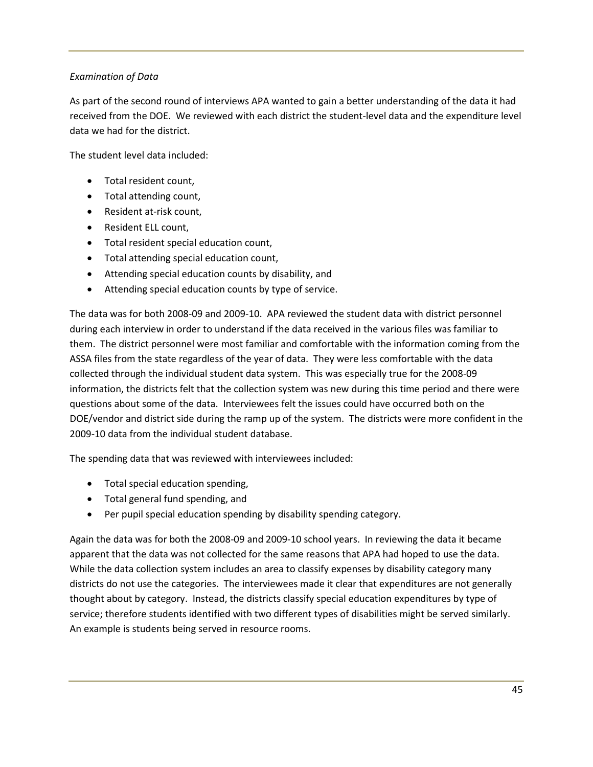*Examination of Data*

As part of the second round of interviews APA wanted to gain a better understanding of the data it had received from the DOE. We reviewed with each district the student-level data and the expenditure level data we had for the district.

The student level data included:

- Total resident count,
- Total attending count,
- Resident at-risk count,
- Resident ELL count,
- Total resident special education count,
- Total attending special education count,
- Attending special education counts by disability, and
- Attending special education counts by type of service.

The data was for both 2008-09 and 2009-10. APA reviewed the student data with district personnel during each interview in order to understand if the data received in the various files was familiar to them. The district personnel were most familiar and comfortable with the information coming from the ASSA files from the state regardless of the year of data. They were less comfortable with the data collected through the individual student data system. This was especially true for the 2008-09 information, the districts felt that the collection system was new during this time period and there were questions about some of the data. Interviewees felt the issues could have occurred both on the DOE/vendor and district side during the ramp up of the system. The districts were more confident in the 2009-10 data from the individual student database.

The spending data that was reviewed with interviewees included:

- Total special education spending,
- Total general fund spending, and
- Per pupil special education spending by disability spending category.

Again the data was for both the 2008-09 and 2009-10 school years. In reviewing the data it became apparent that the data was not collected for the same reasons that APA had hoped to use the data. While the data collection system includes an area to classify expenses by disability category many districts do not use the categories. The interviewees made it clear that expenditures are not generally thought about by category. Instead, the districts classify special education expenditures by type of service; therefore students identified with two different types of disabilities might be served similarly. An example is students being served in resource rooms.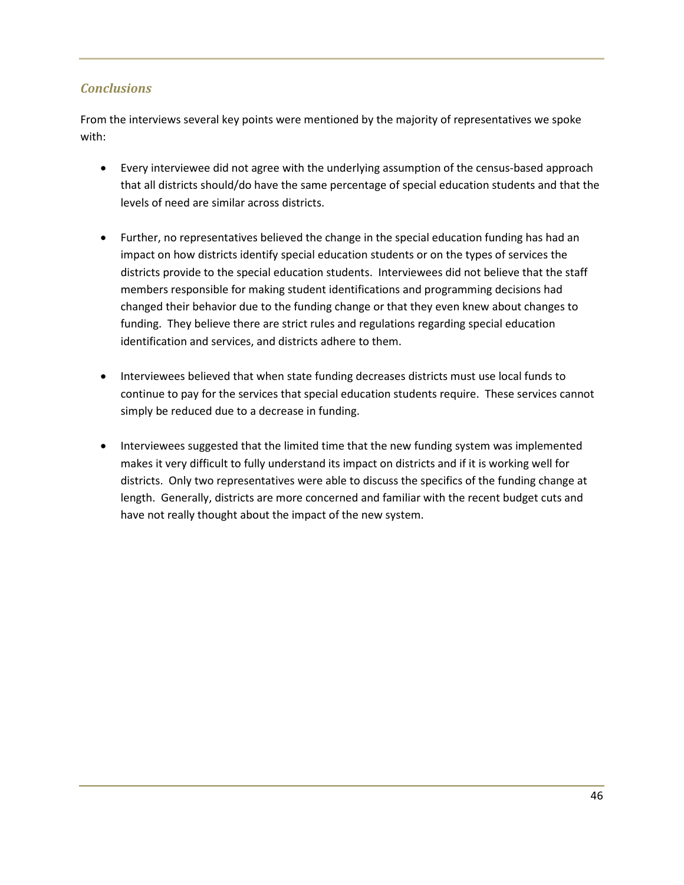### *Conclusions*

From the interviews several key points were mentioned by the majority of representatives we spoke with:

- Every interviewee did not agree with the underlying assumption of the census-based approach that all districts should/do have the same percentage of special education students and that the levels of need are similar across districts.

- Further, no representatives believed the change in the special education funding has had an impact on how districts identify special education students or on the types of services the districts provide to the special education students. Interviewees did not believe that the staff members responsible for making student identifications and programming decisions had changed their behavior due to the funding change or that they even knew about changes to funding. They believe there are strict rules and regulations regarding special education identification and services, and districts adhere to them.

- Interviewees believed that when state funding decreases districts must use local funds to continue to pay for the services that special education students require. These services cannot simply be reduced due to a decrease in funding.

- Interviewees suggested that the limited time that the new funding system was implemented makes it very difficult to fully understand its impact on districts and if it is working well for districts. Only two representatives were able to discuss the specifics of the funding change at length. Generally, districts are more concerned and familiar with the recent budget cuts and have not really thought about the impact of the new system.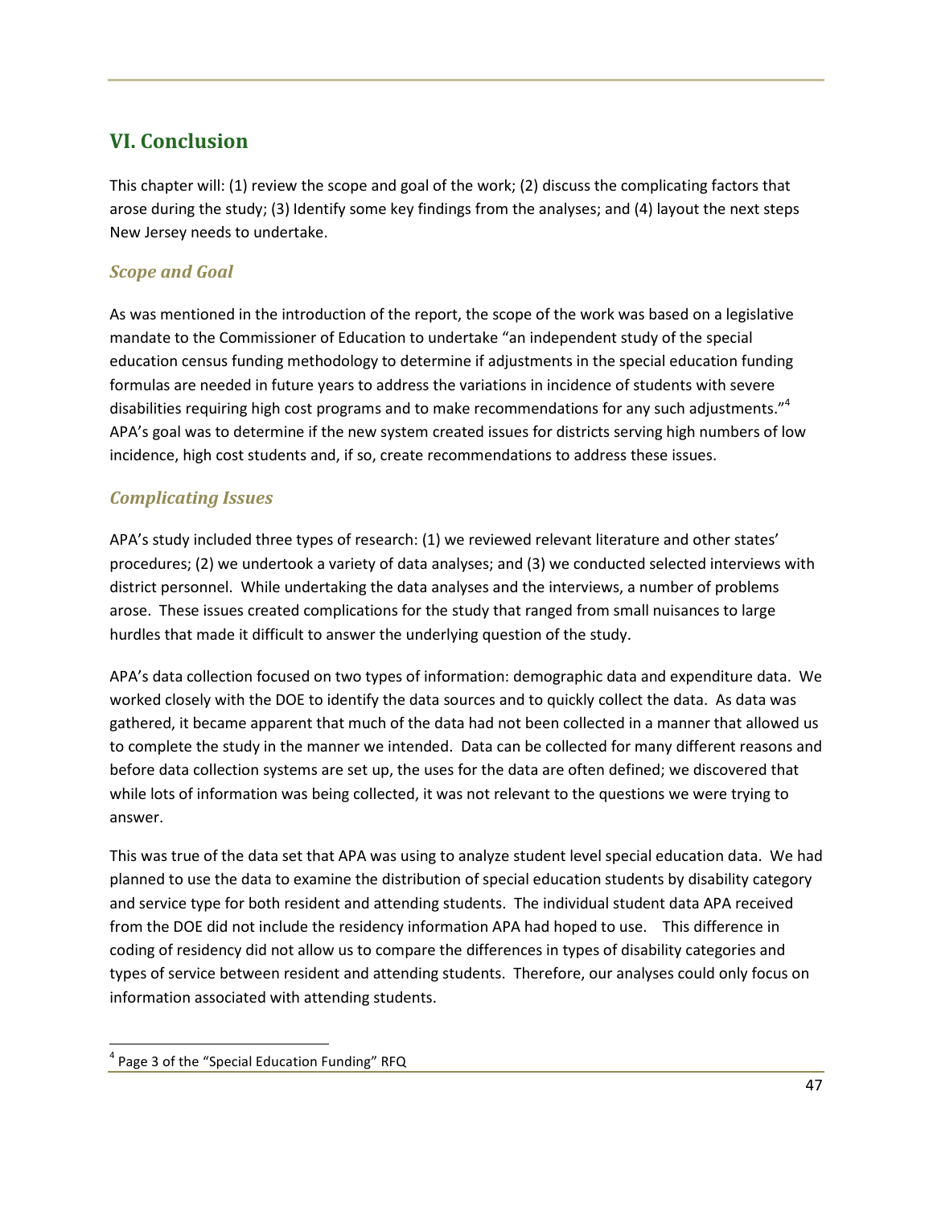## VI. Conclusion

This chapter will: (1) review the scope and goal of the work; (2) discuss the complicating factors that arose during the study; (3) Identify some key findings from the analyses; and (4) layout the next steps New Jersey needs to undertake.

### *Scope and Goal*

As was mentioned in the introduction of the report, the scope of the work was based on a legislative mandate to the Commissioner of Education to undertake "an independent study of the special education census funding methodology to determine if adjustments in the special education funding formulas are needed in future years to address the variations in incidence of students with severe disabilities requiring high cost programs and to make recommendations for any such adjustments."[4] APA's goal was to determine if the new system created issues for districts serving high numbers of low incidence, high cost students and, if so, create recommendations to address these issues.

### *Complicating Issues*

APA's study included three types of research: (1) we reviewed relevant literature and other states' procedures; (2) we undertook a variety of data analyses; and (3) we conducted selected interviews with district personnel. While undertaking the data analyses and the interviews, a number of problems arose. These issues created complications for the study that ranged from small nuisances to large hurdles that made it difficult to answer the underlying question of the study.

APA's data collection focused on two types of information: demographic data and expenditure data. We worked closely with the DOE to identify the data sources and to quickly collect the data. As data was gathered, it became apparent that much of the data had not been collected in a manner that allowed us to complete the study in the manner we intended. Data can be collected for many different reasons and before data collection systems are set up, the uses for the data are often defined; we discovered that while lots of information was being collected, it was not relevant to the questions we were trying to answer.

This was true of the data set that APA was using to analyze student level special education data. We had planned to use the data to examine the distribution of special education students by disability category and service type for both resident and attending students. The individual student data APA received from the DOE did not include the residency information APA had hoped to use. This difference in coding of residency did not allow us to compare the differences in types of disability categories and types of service between resident and attending students. Therefore, our analyses could only focus on information associated with attending students.

[4] Page 3 of the "Special Education Funding" RFQ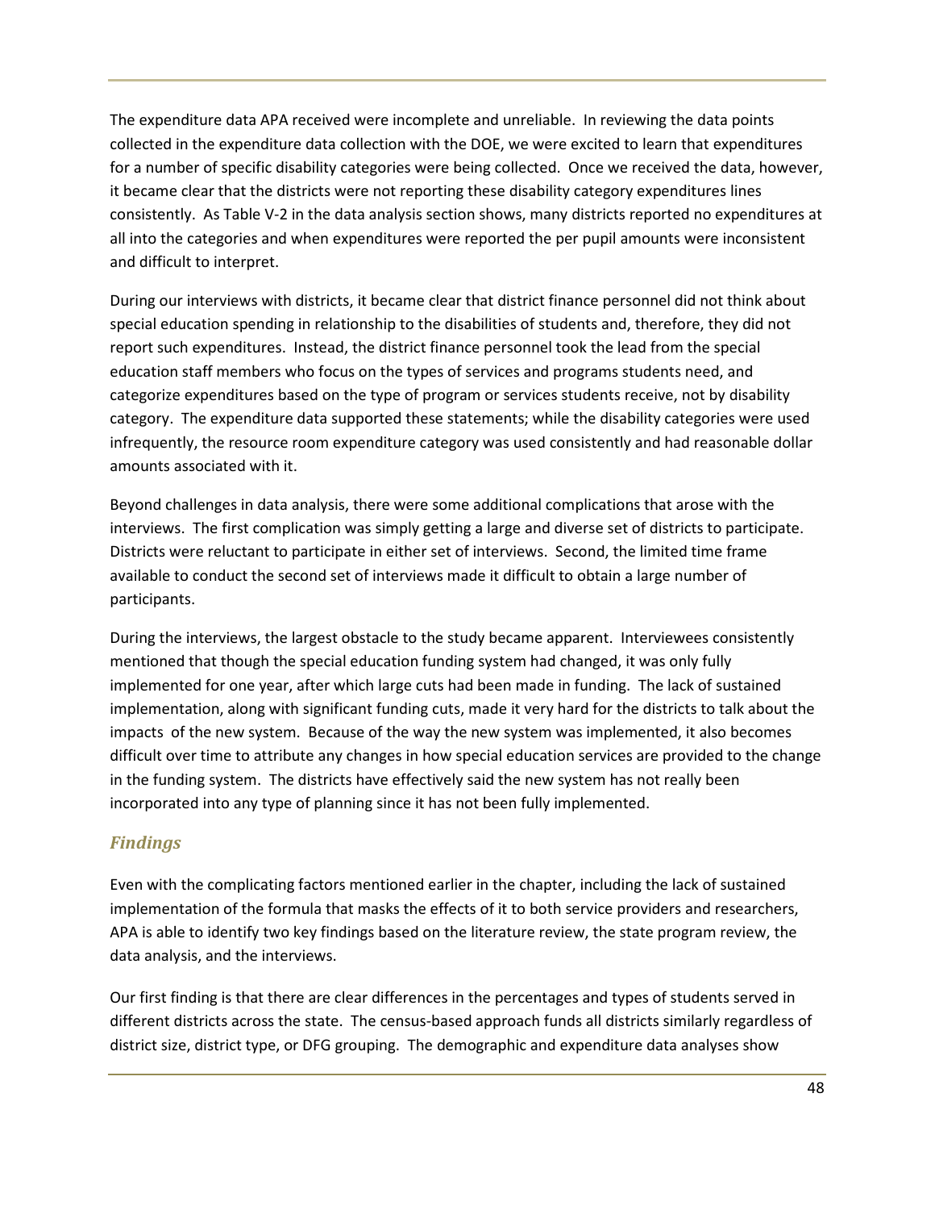The expenditure data APA received were incomplete and unreliable. In reviewing the data points collected in the expenditure data collection with the DOE, we were excited to learn that expenditures for a number of specific disability categories were being collected. Once we received the data, however, it became clear that the districts were not reporting these disability category expenditures lines consistently. As Table V-2 in the data analysis section shows, many districts reported no expenditures at all into the categories and when expenditures were reported the per pupil amounts were inconsistent and difficult to interpret.

During our interviews with districts, it became clear that district finance personnel did not think about special education spending in relationship to the disabilities of students and, therefore, they did not report such expenditures. Instead, the district finance personnel took the lead from the special education staff members who focus on the types of services and programs students need, and categorize expenditures based on the type of program or services students receive, not by disability category. The expenditure data supported these statements; while the disability categories were used infrequently, the resource room expenditure category was used consistently and had reasonable dollar amounts associated with it.

Beyond challenges in data analysis, there were some additional complications that arose with the interviews. The first complication was simply getting a large and diverse set of districts to participate. Districts were reluctant to participate in either set of interviews. Second, the limited time frame available to conduct the second set of interviews made it difficult to obtain a large number of participants.

During the interviews, the largest obstacle to the study became apparent. Interviewees consistently mentioned that though the special education funding system had changed, it was only fully implemented for one year, after which large cuts had been made in funding. The lack of sustained implementation, along with significant funding cuts, made it very hard for the districts to talk about the impacts of the new system. Because of the way the new system was implemented, it also becomes difficult over time to attribute any changes in how special education services are provided to the change in the funding system. The districts have effectively said the new system has not really been incorporated into any type of planning since it has not been fully implemented.

### *Findings*

Even with the complicating factors mentioned earlier in the chapter, including the lack of sustained implementation of the formula that masks the effects of it to both service providers and researchers, APA is able to identify two key findings based on the literature review, the state program review, the data analysis, and the interviews.

Our first finding is that there are clear differences in the percentages and types of students served in different districts across the state. The census-based approach funds all districts similarly regardless of district size, district type, or DFG grouping. The demographic and expenditure data analyses show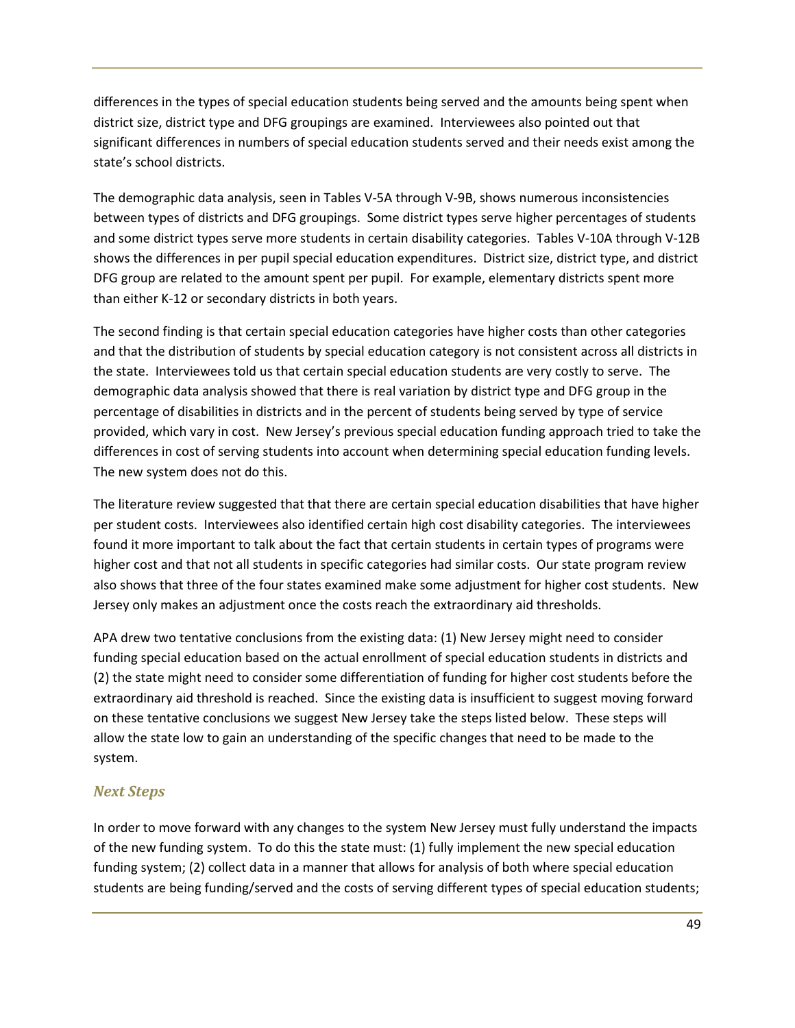differences in the types of special education students being served and the amounts being spent when district size, district type and DFG groupings are examined. Interviewees also pointed out that significant differences in numbers of special education students served and their needs exist among the state's school districts.

The demographic data analysis, seen in Tables V-5A through V-9B, shows numerous inconsistencies between types of districts and DFG groupings. Some district types serve higher percentages of students and some district types serve more students in certain disability categories. Tables V-10A through V-12B shows the differences in per pupil special education expenditures. District size, district type, and district DFG group are related to the amount spent per pupil. For example, elementary districts spent more than either K-12 or secondary districts in both years.

The second finding is that certain special education categories have higher costs than other categories and that the distribution of students by special education category is not consistent across all districts in the state. Interviewees told us that certain special education students are very costly to serve. The demographic data analysis showed that there is real variation by district type and DFG group in the percentage of disabilities in districts and in the percent of students being served by type of service provided, which vary in cost. New Jersey's previous special education funding approach tried to take the differences in cost of serving students into account when determining special education funding levels. The new system does not do this.

The literature review suggested that that there are certain special education disabilities that have higher per student costs. Interviewees also identified certain high cost disability categories. The interviewees found it more important to talk about the fact that certain students in certain types of programs were higher cost and that not all students in specific categories had similar costs. Our state program review also shows that three of the four states examined make some adjustment for higher cost students. New Jersey only makes an adjustment once the costs reach the extraordinary aid thresholds.

APA drew two tentative conclusions from the existing data: (1) New Jersey might need to consider funding special education based on the actual enrollment of special education students in districts and (2) the state might need to consider some differentiation of funding for higher cost students before the extraordinary aid threshold is reached. Since the existing data is insufficient to suggest moving forward on these tentative conclusions we suggest New Jersey take the steps listed below. These steps will allow the state low to gain an understanding of the specific changes that need to be made to the system.

### *Next Steps*

In order to move forward with any changes to the system New Jersey must fully understand the impacts of the new funding system. To do this the state must: (1) fully implement the new special education funding system; (2) collect data in a manner that allows for analysis of both where special education students are being funding/served and the costs of serving different types of special education students;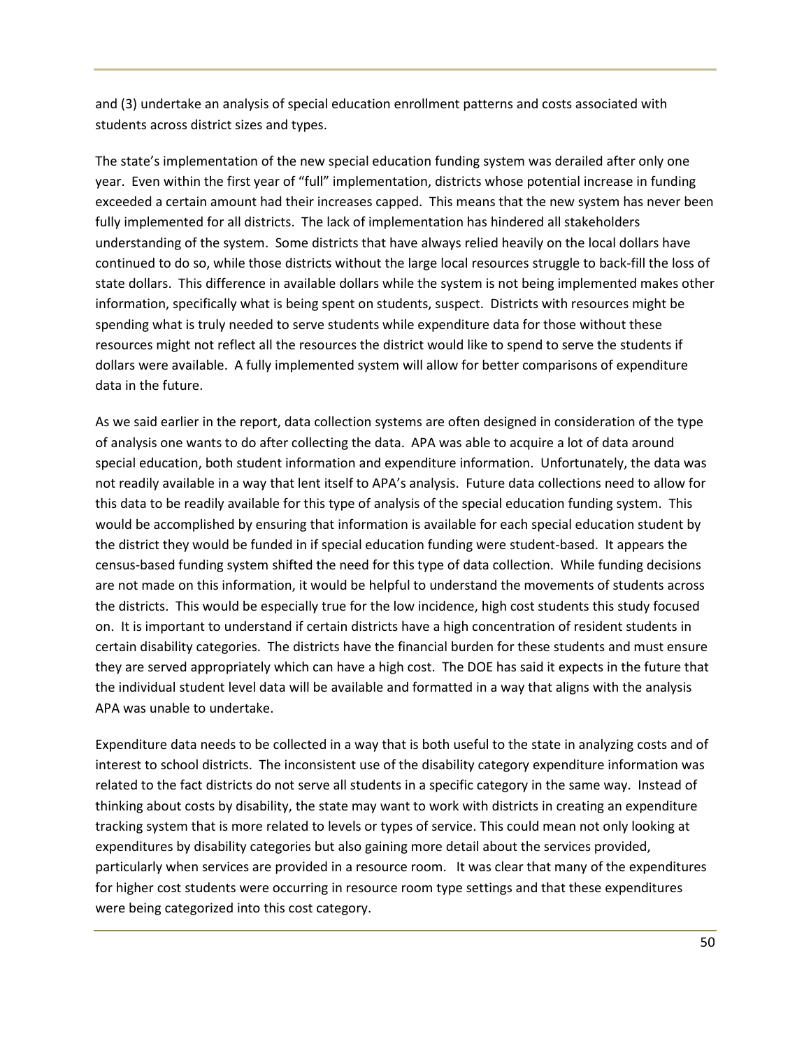and (3) undertake an analysis of special education enrollment patterns and costs associated with students across district sizes and types.

The state's implementation of the new special education funding system was derailed after only one year. Even within the first year of "full" implementation, districts whose potential increase in funding exceeded a certain amount had their increases capped. This means that the new system has never been fully implemented for all districts. The lack of implementation has hindered all stakeholders understanding of the system. Some districts that have always relied heavily on the local dollars have continued to do so, while those districts without the large local resources struggle to back-fill the loss of state dollars. This difference in available dollars while the system is not being implemented makes other information, specifically what is being spent on students, suspect. Districts with resources might be spending what is truly needed to serve students while expenditure data for those without these resources might not reflect all the resources the district would like to spend to serve the students if dollars were available. A fully implemented system will allow for better comparisons of expenditure data in the future.

As we said earlier in the report, data collection systems are often designed in consideration of the type of analysis one wants to do after collecting the data. APA was able to acquire a lot of data around special education, both student information and expenditure information. Unfortunately, the data was not readily available in a way that lent itself to APA's analysis. Future data collections need to allow for this data to be readily available for this type of analysis of the special education funding system. This would be accomplished by ensuring that information is available for each special education student by the district they would be funded in if special education funding were student-based. It appears the census-based funding system shifted the need for this type of data collection. While funding decisions are not made on this information, it would be helpful to understand the movements of students across the districts. This would be especially true for the low incidence, high cost students this study focused on. It is important to understand if certain districts have a high concentration of resident students in certain disability categories. The districts have the financial burden for these students and must ensure they are served appropriately which can have a high cost. The DOE has said it expects in the future that the individual student level data will be available and formatted in a way that aligns with the analysis APA was unable to undertake.

Expenditure data needs to be collected in a way that is both useful to the state in analyzing costs and of interest to school districts. The inconsistent use of the disability category expenditure information was related to the fact districts do not serve all students in a specific category in the same way. Instead of thinking about costs by disability, the state may want to work with districts in creating an expenditure tracking system that is more related to levels or types of service. This could mean not only looking at expenditures by disability categories but also gaining more detail about the services provided, particularly when services are provided in a resource room. It was clear that many of the expenditures for higher cost students were occurring in resource room type settings and that these expenditures were being categorized into this cost category.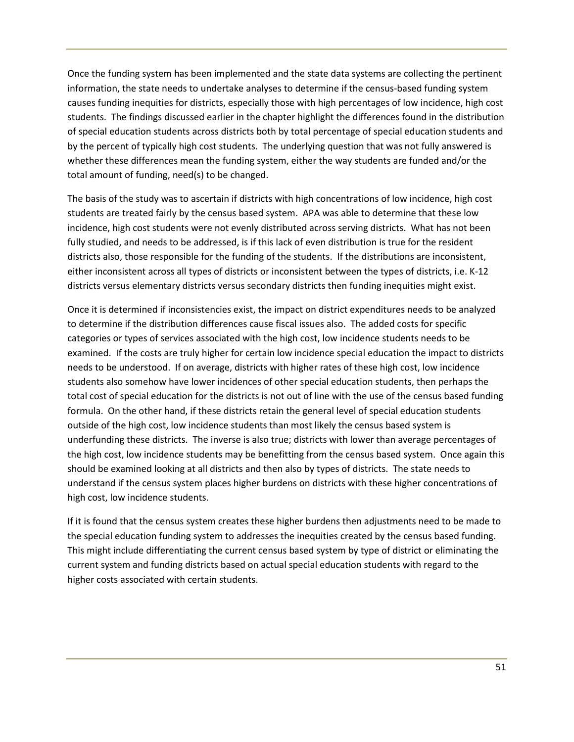Once the funding system has been implemented and the state data systems are collecting the pertinent information, the state needs to undertake analyses to determine if the census-based funding system causes funding inequities for districts, especially those with high percentages of low incidence, high cost students. The findings discussed earlier in the chapter highlight the differences found in the distribution of special education students across districts both by total percentage of special education students and by the percent of typically high cost students. The underlying question that was not fully answered is whether these differences mean the funding system, either the way students are funded and/or the total amount of funding, need(s) to be changed.

The basis of the study was to ascertain if districts with high concentrations of low incidence, high cost students are treated fairly by the census based system. APA was able to determine that these low incidence, high cost students were not evenly distributed across serving districts. What has not been fully studied, and needs to be addressed, is if this lack of even distribution is true for the resident districts also, those responsible for the funding of the students. If the distributions are inconsistent, either inconsistent across all types of districts or inconsistent between the types of districts, i.e. K-12 districts versus elementary districts versus secondary districts then funding inequities might exist.

Once it is determined if inconsistencies exist, the impact on district expenditures needs to be analyzed to determine if the distribution differences cause fiscal issues also. The added costs for specific categories or types of services associated with the high cost, low incidence students needs to be examined. If the costs are truly higher for certain low incidence special education the impact to districts needs to be understood. If on average, districts with higher rates of these high cost, low incidence students also somehow have lower incidences of other special education students, then perhaps the total cost of special education for the districts is not out of line with the use of the census based funding formula. On the other hand, if these districts retain the general level of special education students outside of the high cost, low incidence students than most likely the census based system is underfunding these districts. The inverse is also true; districts with lower than average percentages of the high cost, low incidence students may be benefitting from the census based system. Once again this should be examined looking at all districts and then also by types of districts. The state needs to understand if the census system places higher burdens on districts with these higher concentrations of high cost, low incidence students.

If it is found that the census system creates these higher burdens then adjustments need to be made to the special education funding system to addresses the inequities created by the census based funding. This might include differentiating the current census based system by type of district or eliminating the current system and funding districts based on actual special education students with regard to the higher costs associated with certain students.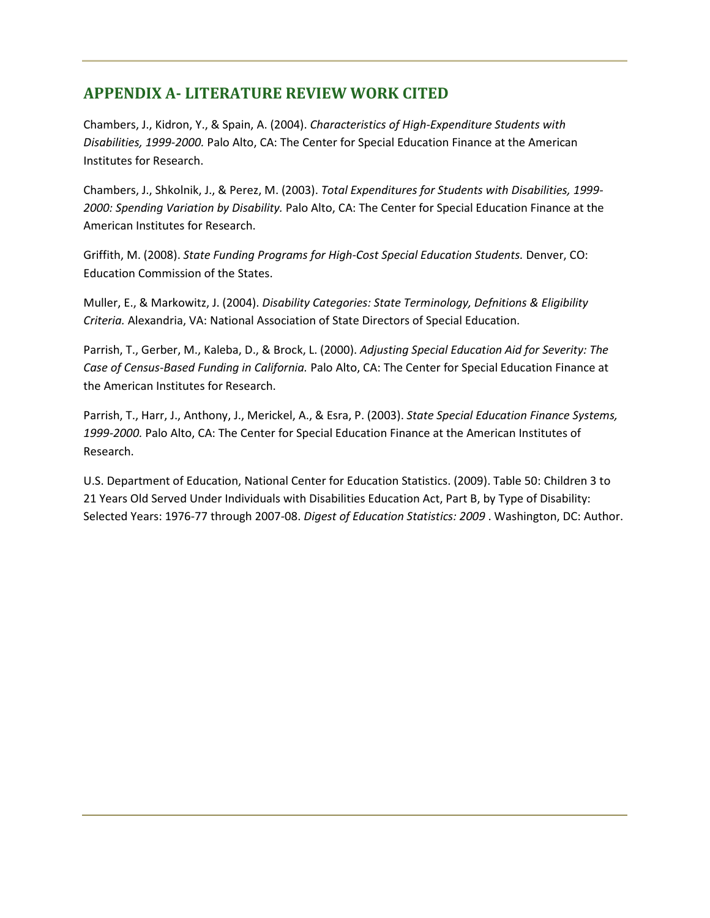## APPENDIX A- LITERATURE REVIEW WORK CITED

Chambers, J., Kidron, Y., & Spain, A. (2004). *Characteristics of High-Expenditure Students with Disabilities, 1999-2000.* Palo Alto, CA: The Center for Special Education Finance at the American Institutes for Research.

Chambers, J., Shkolnik, J., & Perez, M. (2003). *Total Expenditures for Students with Disabilities, 1999-2000: Spending Variation by Disability.* Palo Alto, CA: The Center for Special Education Finance at the American Institutes for Research.

Griffith, M. (2008). *State Funding Programs for High-Cost Special Education Students.* Denver, CO: Education Commission of the States.

Muller, E., & Markowitz, J. (2004). *Disability Categories: State Terminology, Defnitions & Eligibility Criteria.* Alexandria, VA: National Association of State Directors of Special Education.

Parrish, T., Gerber, M., Kaleba, D., & Brock, L. (2000). *Adjusting Special Education Aid for Severity: The Case of Census-Based Funding in California.* Palo Alto, CA: The Center for Special Education Finance at the American Institutes for Research.

Parrish, T., Harr, J., Anthony, J., Merickel, A., & Esra, P. (2003). *State Special Education Finance Systems, 1999-2000.* Palo Alto, CA: The Center for Special Education Finance at the American Institutes of Research.

U.S. Department of Education, National Center for Education Statistics. (2009). Table 50: Children 3 to 21 Years Old Served Under Individuals with Disabilities Education Act, Part B, by Type of Disability: Selected Years: 1976-77 through 2007-08. *Digest of Education Statistics: 2009* . Washington, DC: Author.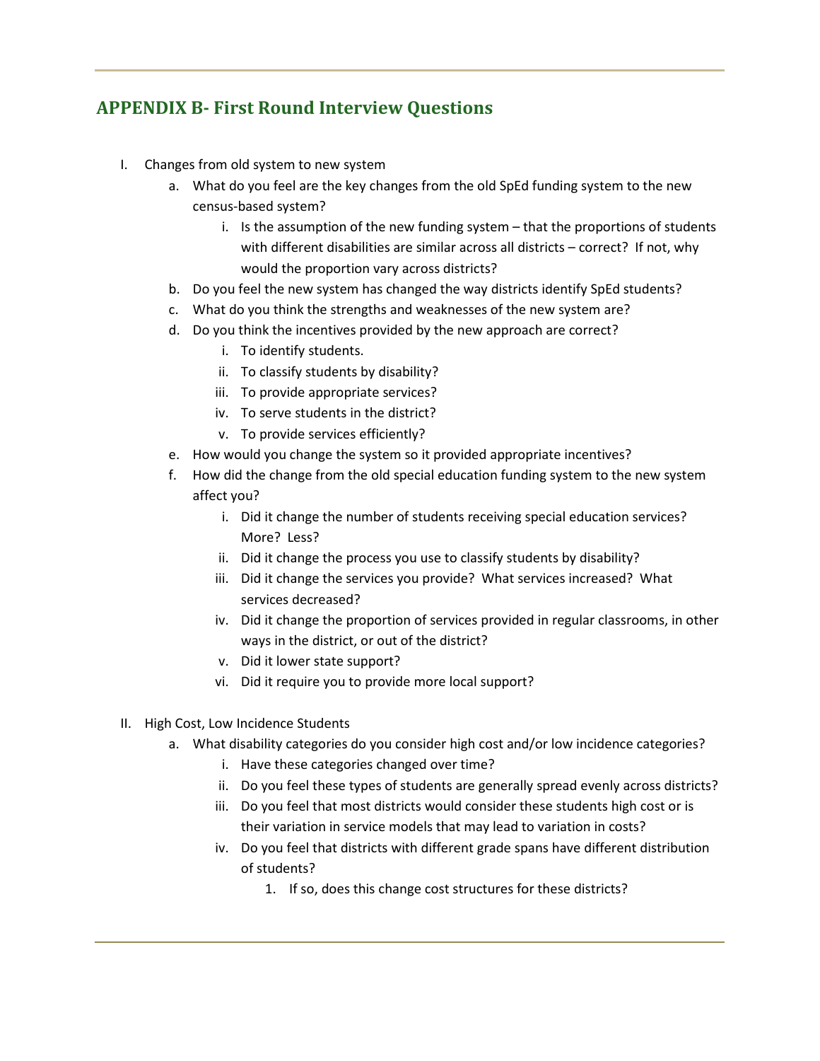## APPENDIX B- First Round Interview Questions

I. Changes from old system to new system
   a. What do you feel are the key changes from the old SpEd funding system to the new census-based system?
      i. Is the assumption of the new funding system – that the proportions of students with different disabilities are similar across all districts – correct? If not, why would the proportion vary across districts?
   b. Do you feel the new system has changed the way districts identify SpEd students?
   c. What do you think the strengths and weaknesses of the new system are?
   d. Do you think the incentives provided by the new approach are correct?
      i. To identify students.
      ii. To classify students by disability?
      iii. To provide appropriate services?
      iv. To serve students in the district?
      v. To provide services efficiently?
   e. How would you change the system so it provided appropriate incentives?
   f. How did the change from the old special education funding system to the new system affect you?
      i. Did it change the number of students receiving special education services? More? Less?
      ii. Did it change the process you use to classify students by disability?
      iii. Did it change the services you provide? What services increased? What services decreased?
      iv. Did it change the proportion of services provided in regular classrooms, in other ways in the district, or out of the district?
      v. Did it lower state support?
      vi. Did it require you to provide more local support?

II. High Cost, Low Incidence Students
   a. What disability categories do you consider high cost and/or low incidence categories?
      i. Have these categories changed over time?
      ii. Do you feel these types of students are generally spread evenly across districts?
      iii. Do you feel that most districts would consider these students high cost or is their variation in service models that may lead to variation in costs?
      iv. Do you feel that districts with different grade spans have different distribution of students?
         1. If so, does this change cost structures for these districts?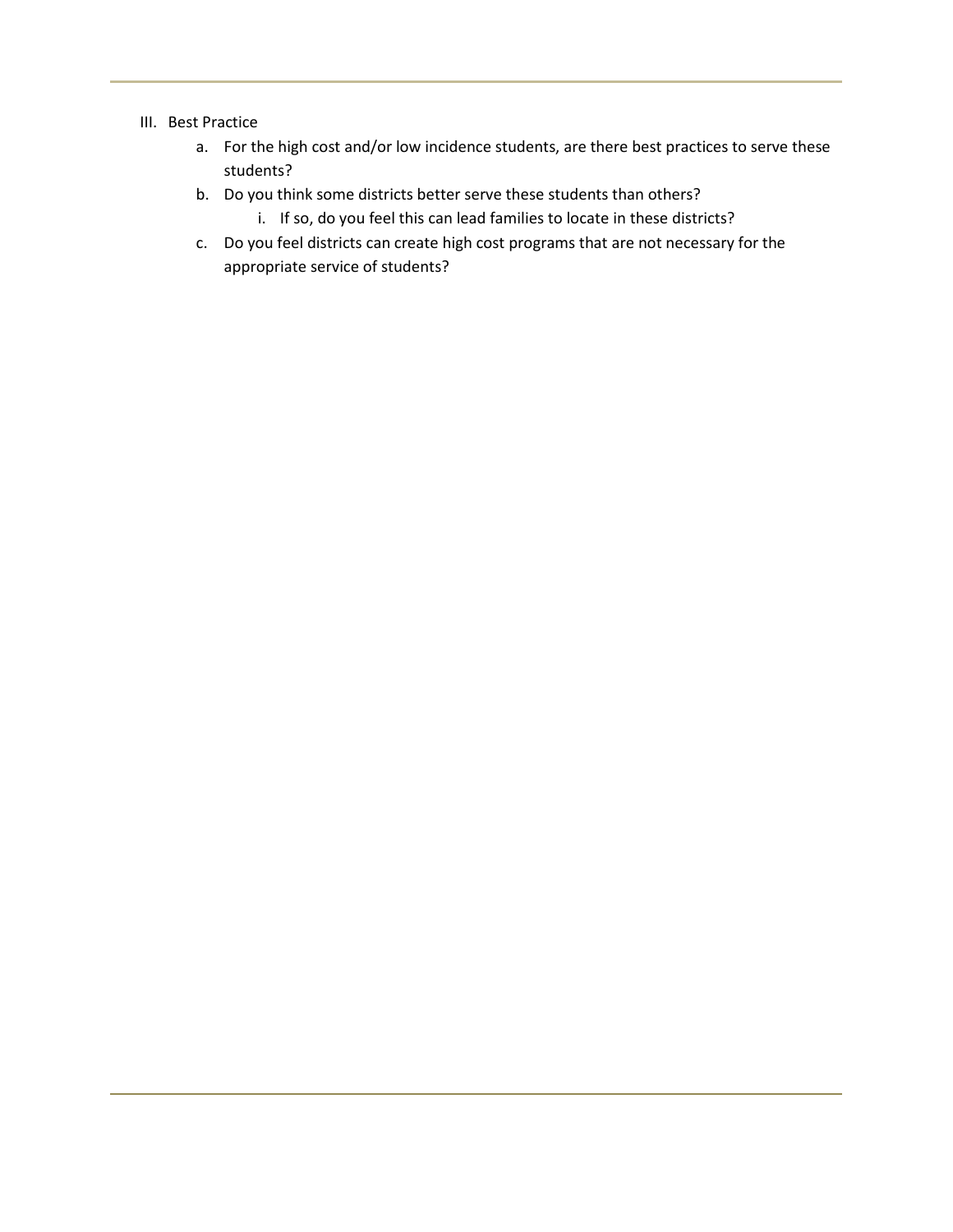III. Best Practice

   a. For the high cost and/or low incidence students, are there best practices to serve these students?
   b. Do you think some districts better serve these students than others?
      i. If so, do you feel this can lead families to locate in these districts?
   c. Do you feel districts can create high cost programs that are not necessary for the appropriate service of students?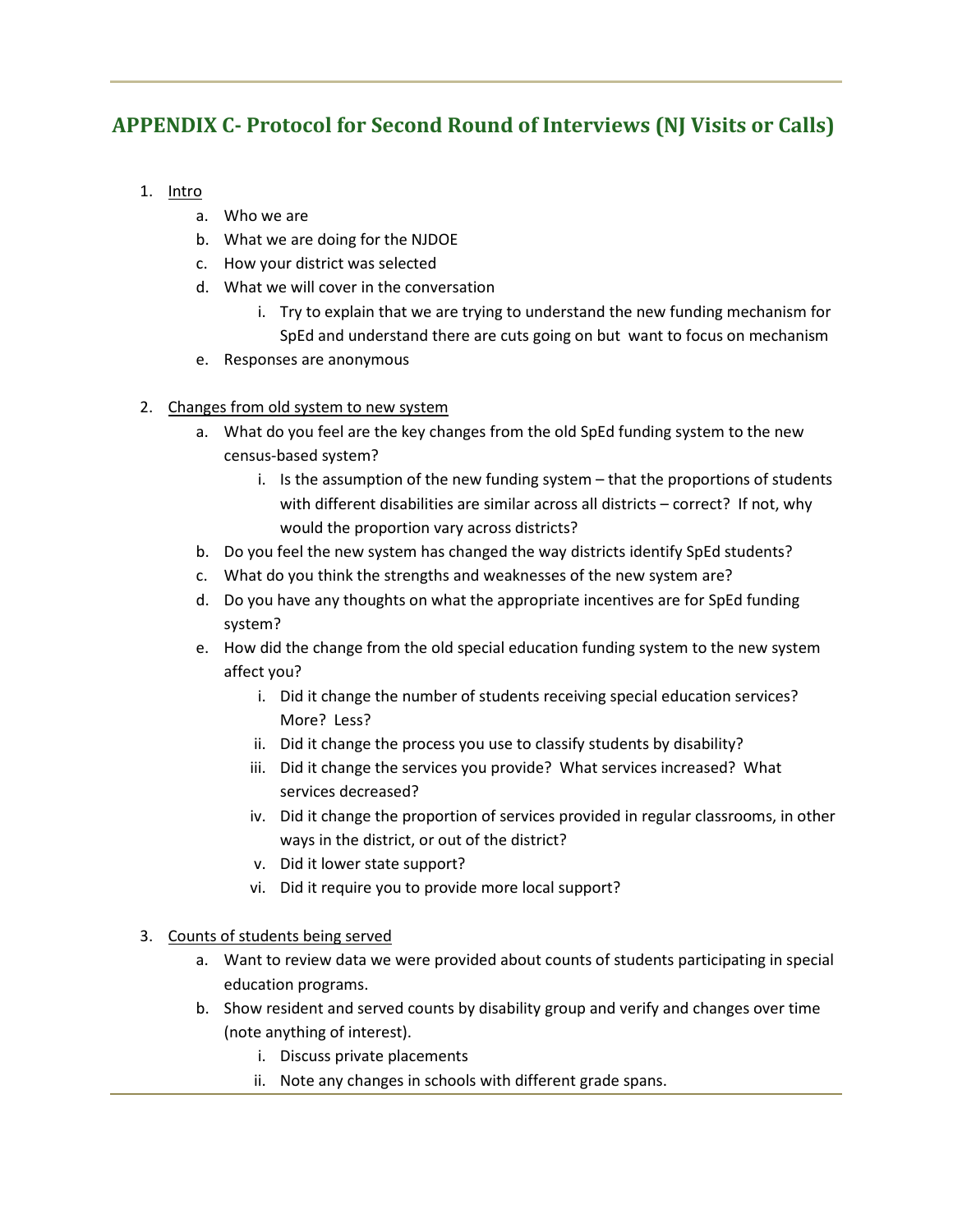## APPENDIX C- Protocol for Second Round of Interviews (NJ Visits or Calls)

1. Intro
    a. Who we are
    b. What we are doing for the NJDOE
    c. How your district was selected
    d. What we will cover in the conversation
        i. Try to explain that we are trying to understand the new funding mechanism for SpEd and understand there are cuts going on but want to focus on mechanism
    e. Responses are anonymous

2. Changes from old system to new system
    a. What do you feel are the key changes from the old SpEd funding system to the new census-based system?
        i. Is the assumption of the new funding system – that the proportions of students with different disabilities are similar across all districts – correct? If not, why would the proportion vary across districts?
    b. Do you feel the new system has changed the way districts identify SpEd students?
    c. What do you think the strengths and weaknesses of the new system are?
    d. Do you have any thoughts on what the appropriate incentives are for SpEd funding system?
    e. How did the change from the old special education funding system to the new system affect you?
        i. Did it change the number of students receiving special education services? More? Less?
        ii. Did it change the process you use to classify students by disability?
        iii. Did it change the services you provide? What services increased? What services decreased?
        iv. Did it change the proportion of services provided in regular classrooms, in other ways in the district, or out of the district?
        v. Did it lower state support?
        vi. Did it require you to provide more local support?

3. Counts of students being served
    a. Want to review data we were provided about counts of students participating in special education programs.
    b. Show resident and served counts by disability group and verify and changes over time (note anything of interest).
        i. Discuss private placements
        ii. Note any changes in schools with different grade spans.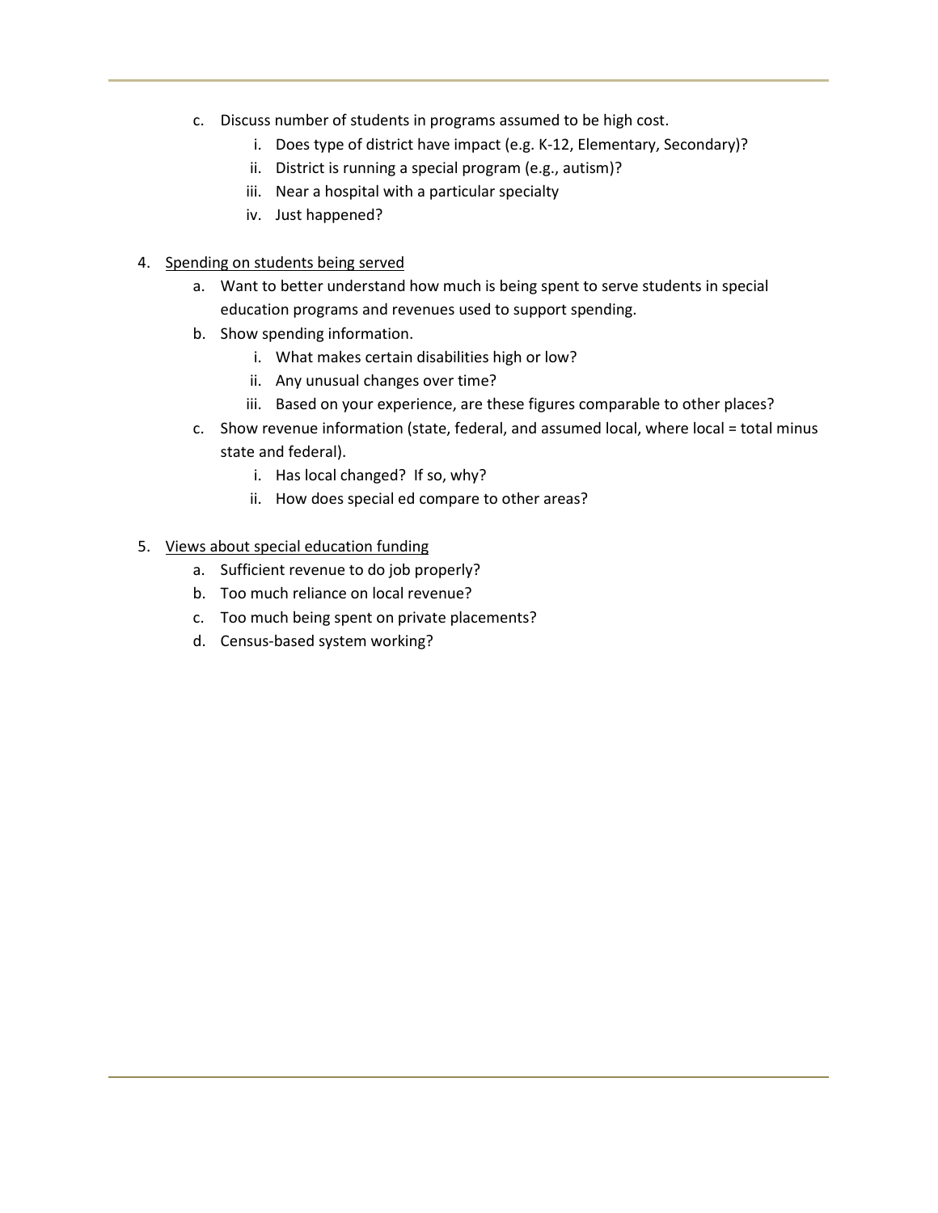c. Discuss number of students in programs assumed to be high cost.
   i. Does type of district have impact (e.g. K-12, Elementary, Secondary)?
   ii. District is running a special program (e.g., autism)?
   iii. Near a hospital with a particular specialty
   iv. Just happened?

4. <u>Spending on students being served</u>
   a. Want to better understand how much is being spent to serve students in special education programs and revenues used to support spending.
   b. Show spending information.
      i. What makes certain disabilities high or low?
      ii. Any unusual changes over time?
      iii. Based on your experience, are these figures comparable to other places?
   c. Show revenue information (state, federal, and assumed local, where local = total minus state and federal).
      i. Has local changed? If so, why?
      ii. How does special ed compare to other areas?

5. <u>Views about special education funding</u>
   a. Sufficient revenue to do job properly?
   b. Too much reliance on local revenue?
   c. Too much being spent on private placements?
   d. Census-based system working?